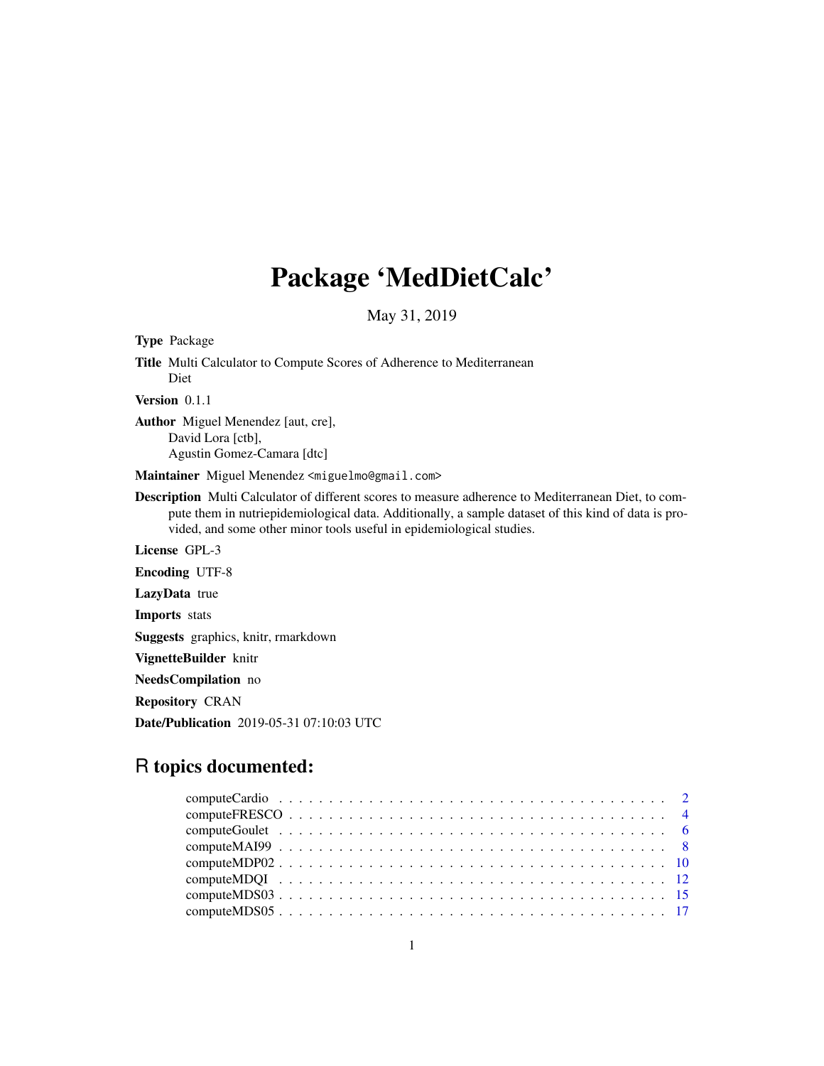# Package 'MedDietCalc'

May 31, 2019

**Type** Package

**Title** Multi Calculator to Compute Scores of Adherence to Mediterranean Diet

**Version** 0.1.1

**Author** Miguel Menendez [aut, cre],
David Lora [ctb],
Agustin Gomez-Camara [dtc]

**Maintainer** Miguel Menendez <miguelmo@gmail.com>

**Description** Multi Calculator of different scores to measure adherence to Mediterranean Diet, to compute them in nutriepidemiological data. Additionally, a sample dataset of this kind of data is provided, and some other minor tools useful in epidemiological studies.

**License** GPL-3

**Encoding** UTF-8

**LazyData** true

**Imports** stats

**Suggests** graphics, knitr, rmarkdown

**VignetteBuilder** knitr

**NeedsCompilation** no

**Repository** CRAN

**Date/Publication** 2019-05-31 07:10:03 UTC

## R topics documented:

- computeCardio . . . . . . . . . . 2
- computeFRESCO . . . . . . . . . . 4
- computeGoulet . . . . . . . . . . 6
- computeMAI99 . . . . . . . . . . 8
- computeMDP02 . . . . . . . . . . 10
- computeMDQI . . . . . . . . . . 12
- computeMDS03 . . . . . . . . . . 15
- computeMDS05 . . . . . . . . . . 17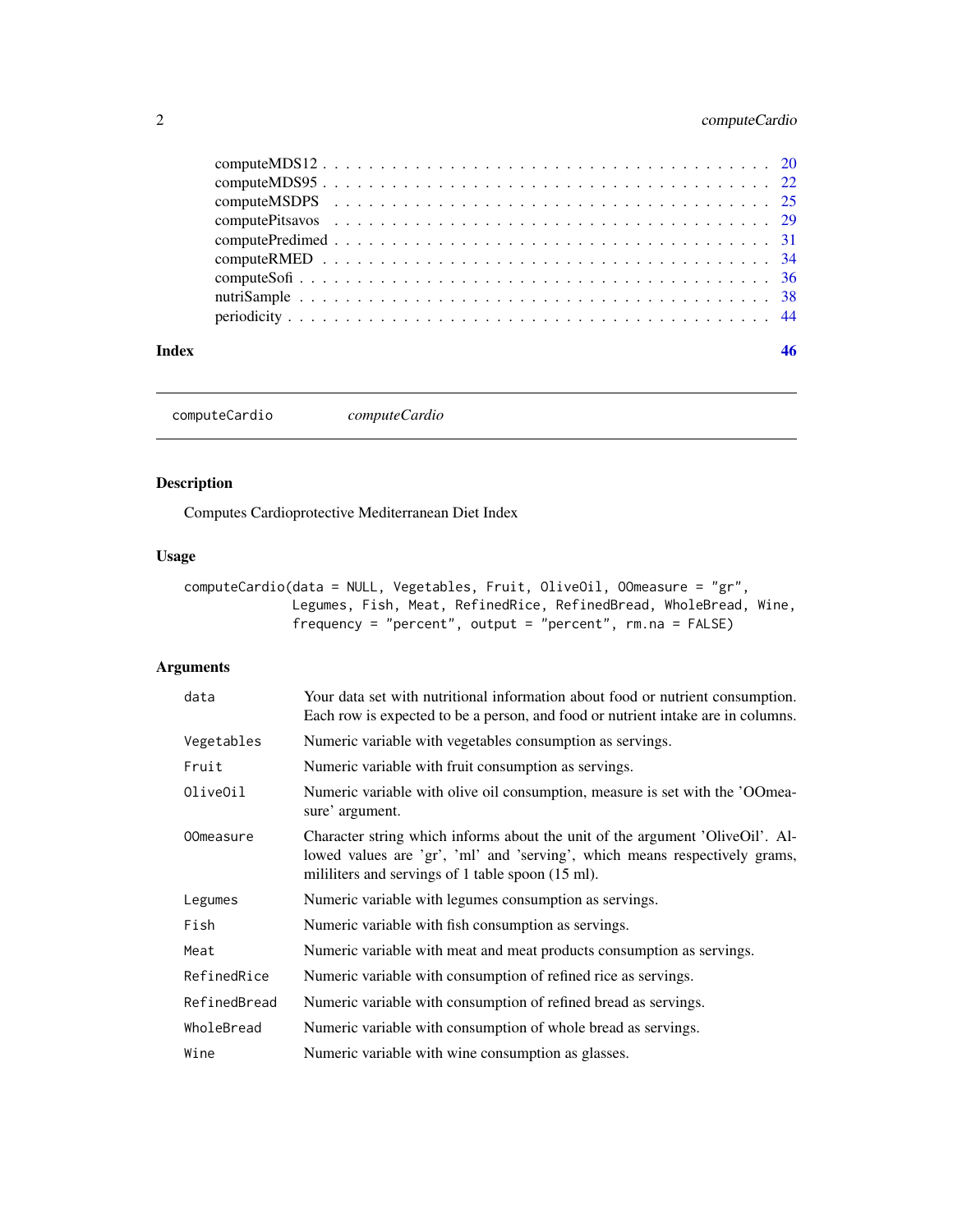| | |
|---|---|
| computeMDS12 | 20 |
| computeMDS95 | 22 |
| computeMSDPS | 25 |
| computePitsavos | 29 |
| computePredimed | 31 |
| computeRMED | 34 |
| computeSofi | 36 |
| nutriSample | 38 |
| periodicity | 44 |

**Index** **46**

---

computeCardio *computeCardio*

---

## Description

Computes Cardioprotective Mediterranean Diet Index

## Usage

```
computeCardio(data = NULL, Vegetables, Fruit, OliveOil, OOmeasure = "gr",
              Legumes, Fish, Meat, RefinedRice, RefinedBread, WholeBread, Wine,
              frequency = "percent", output = "percent", rm.na = FALSE)
```

## Arguments

| | |
|---|---|
| data | Your data set with nutritional information about food or nutrient consumption. Each row is expected to be a person, and food or nutrient intake are in columns. |
| Vegetables | Numeric variable with vegetables consumption as servings. |
| Fruit | Numeric variable with fruit consumption as servings. |
| OliveOil | Numeric variable with olive oil consumption, measure is set with the 'OOmeasure' argument. |
| OOmeasure | Character string which informs about the unit of the argument 'OliveOil'. Allowed values are 'gr', 'ml' and 'serving', which means respectively grams, mililiters and servings of 1 table spoon (15 ml). |
| Legumes | Numeric variable with legumes consumption as servings. |
| Fish | Numeric variable with fish consumption as servings. |
| Meat | Numeric variable with meat and meat products consumption as servings. |
| RefinedRice | Numeric variable with consumption of refined rice as servings. |
| RefinedBread | Numeric variable with consumption of refined bread as servings. |
| WholeBread | Numeric variable with consumption of whole bread as servings. |
| Wine | Numeric variable with wine consumption as glasses. |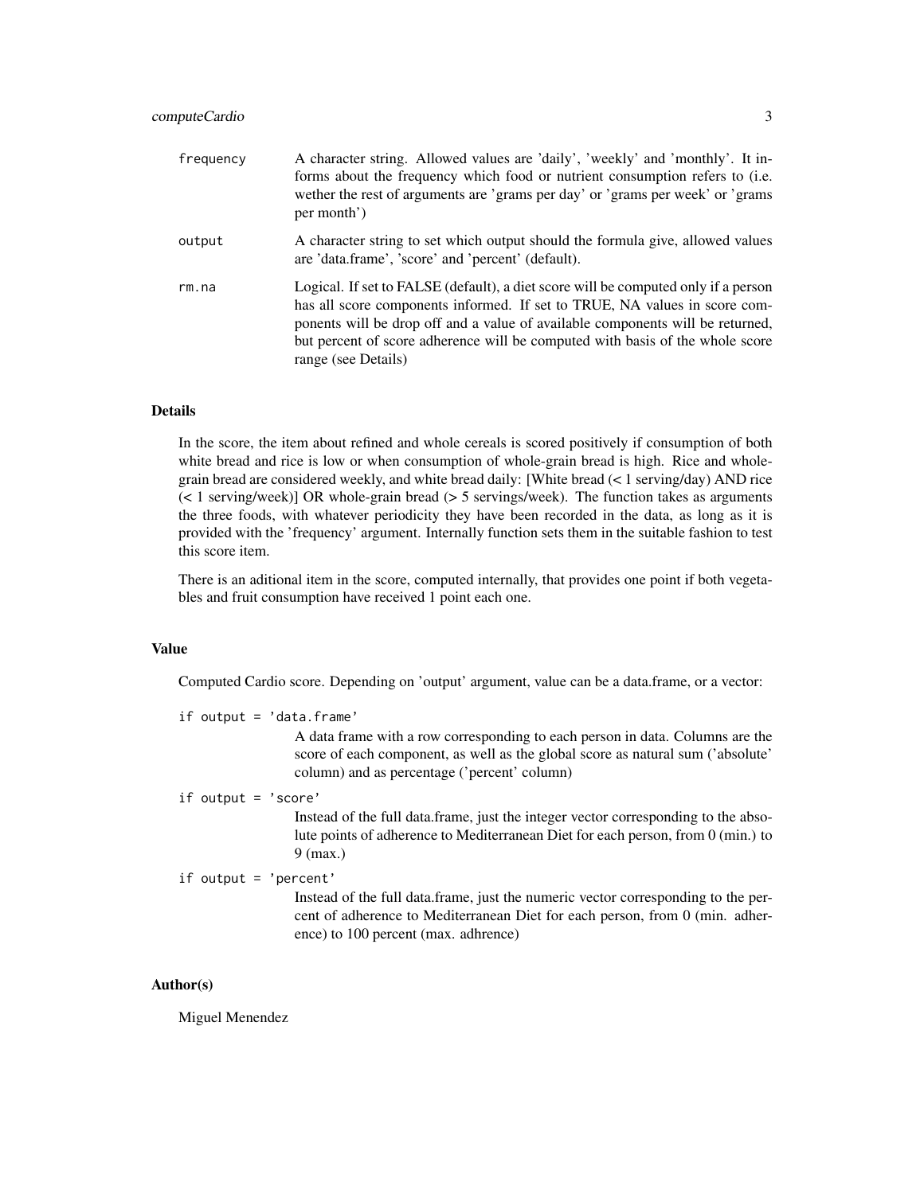| | |
|---|---|
| `frequency` | A character string. Allowed values are 'daily', 'weekly' and 'monthly'. It informs about the frequency which food or nutrient consumption refers to (i.e. wether the rest of arguments are 'grams per day' or 'grams per week' or 'grams per month') |
| `output` | A character string to set which output should the formula give, allowed values are 'data.frame', 'score' and 'percent' (default). |
| `rm.na` | Logical. If set to FALSE (default), a diet score will be computed only if a person has all score components informed. If set to TRUE, NA values in score components will be drop off and a value of available components will be returned, but percent of score adherence will be computed with basis of the whole score range (see Details) |

## Details

In the score, the item about refined and whole cereals is scored positively if consumption of both white bread and rice is low or when consumption of whole-grain bread is high. Rice and whole-grain bread are considered weekly, and white bread daily: [White bread (< 1 serving/day) AND rice (< 1 serving/week)] OR whole-grain bread (> 5 servings/week). The function takes as arguments the three foods, with whatever periodicity they have been recorded in the data, as long as it is provided with the 'frequency' argument. Internally function sets them in the suitable fashion to test this score item.

There is an aditional item in the score, computed internally, that provides one point if both vegetables and fruit consumption have received 1 point each one.

## Value

Computed Cardio score. Depending on 'output' argument, value can be a data.frame, or a vector:

`if output = 'data.frame'`
: A data frame with a row corresponding to each person in data. Columns are the score of each component, as well as the global score as natural sum ('absolute' column) and as percentage ('percent' column)

`if output = 'score'`
: Instead of the full data.frame, just the integer vector corresponding to the absolute points of adherence to Mediterranean Diet for each person, from 0 (min.) to 9 (max.)

`if output = 'percent'`
: Instead of the full data.frame, just the numeric vector corresponding to the percent of adherence to Mediterranean Diet for each person, from 0 (min. adherence) to 100 percent (max. adhrence)

## Author(s)

Miguel Menendez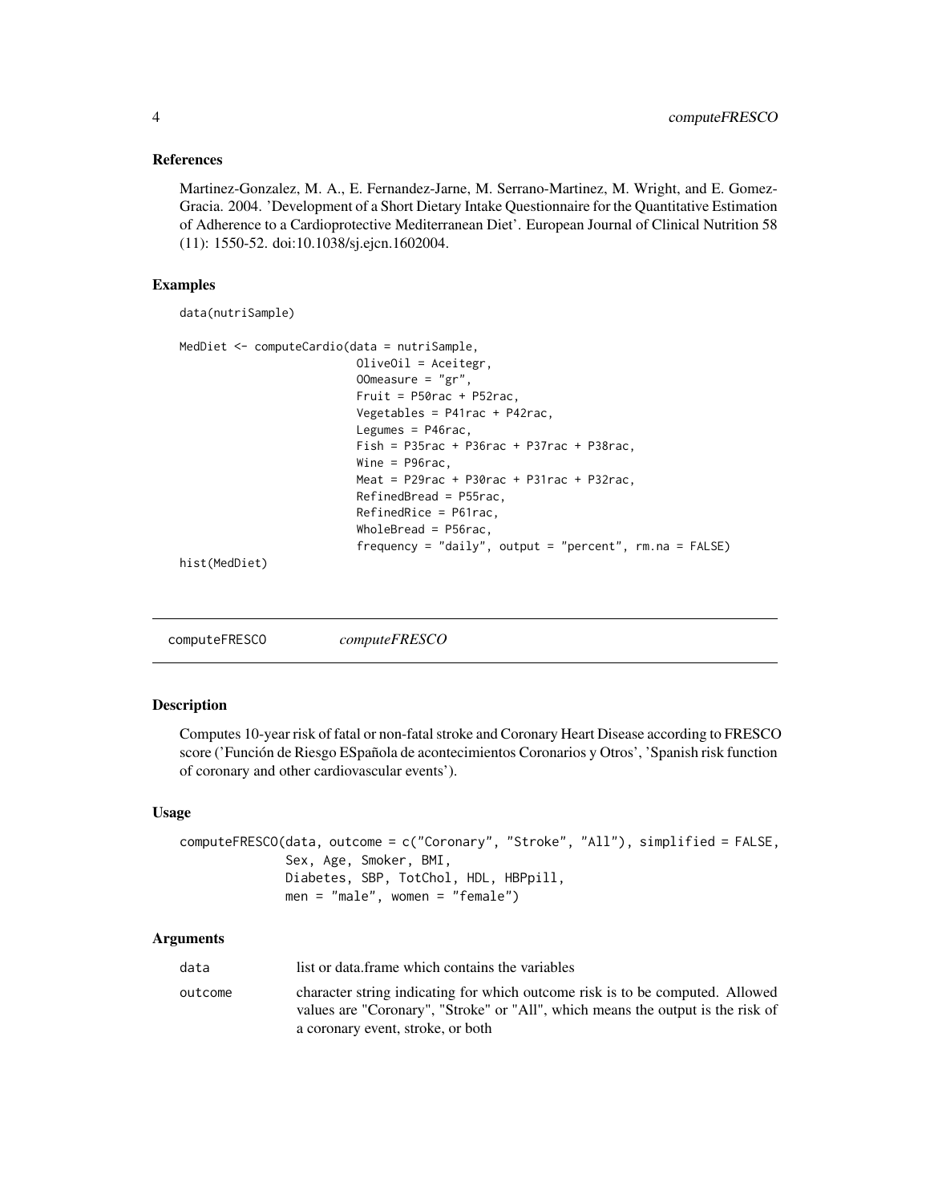### References

Martinez-Gonzalez, M. A., E. Fernandez-Jarne, M. Serrano-Martinez, M. Wright, and E. Gomez-Gracia. 2004. 'Development of a Short Dietary Intake Questionnaire for the Quantitative Estimation of Adherence to a Cardioprotective Mediterranean Diet'. European Journal of Clinical Nutrition 58 (11): 1550-52. doi:10.1038/sj.ejcn.1602004.

### Examples

```
data(nutriSample)

MedDiet <- computeCardio(data = nutriSample,
                         OliveOil = Aceitegr,
                         OOmeasure = "gr",
                         Fruit = P50rac + P52rac,
                         Vegetables = P41rac + P42rac,
                         Legumes = P46rac,
                         Fish = P35rac + P36rac + P37rac + P38rac,
                         Wine = P96rac,
                         Meat = P29rac + P30rac + P31rac + P32rac,
                         RefinedBread = P55rac,
                         RefinedRice = P61rac,
                         WholeBread = P56rac,
                         frequency = "daily", output = "percent", rm.na = FALSE)
hist(MedDiet)
```

---

## computeFRESCO *computeFRESCO*

---

### Description

Computes 10-year risk of fatal or non-fatal stroke and Coronary Heart Disease according to FRESCO score ('Función de Riesgo ESpañola de acontecimientos Coronarios y Otros', 'Spanish risk function of coronary and other cardiovascular events').

### Usage

```
computeFRESCO(data, outcome = c("Coronary", "Stroke", "All"), simplified = FALSE,
              Sex, Age, Smoker, BMI,
              Diabetes, SBP, TotChol, HDL, HBPpill,
              men = "male", women = "female")
```

### Arguments

| | |
|---|---|
| data | list or data.frame which contains the variables |
| outcome | character string indicating for which outcome risk is to be computed. Allowed values are "Coronary", "Stroke" or "All", which means the output is the risk of a coronary event, stroke, or both |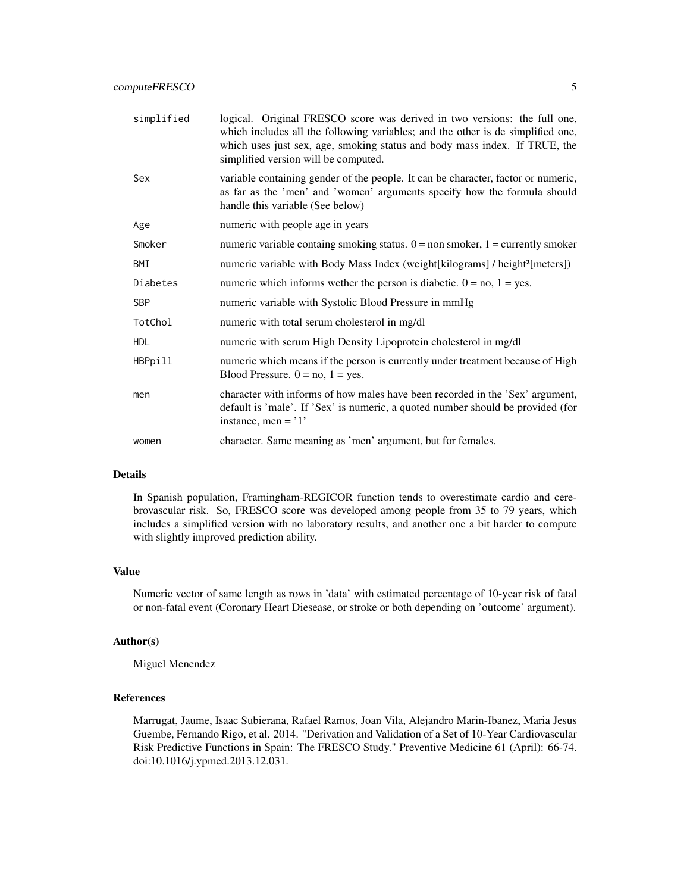| | |
|---|---|
| `simplified` | logical. Original FRESCO score was derived in two versions: the full one, which includes all the following variables; and the other is de simplified one, which uses just sex, age, smoking status and body mass index. If TRUE, the simplified version will be computed. |
| `Sex` | variable containing gender of the people. It can be character, factor or numeric, as far as the 'men' and 'women' arguments specify how the formula should handle this variable (See below) |
| `Age` | numeric with people age in years |
| `Smoker` | numeric variable containg smoking status. 0 = non smoker, 1 = currently smoker |
| `BMI` | numeric variable with Body Mass Index (weight[kilograms] / height$^2$[meters]) |
| `Diabetes` | numeric which informs wether the person is diabetic. 0 = no, 1 = yes. |
| `SBP` | numeric variable with Systolic Blood Pressure in mmHg |
| `TotChol` | numeric with total serum cholesterol in mg/dl |
| `HDL` | numeric with serum High Density Lipoprotein cholesterol in mg/dl |
| `HBPpill` | numeric which means if the person is currently under treatment because of High Blood Pressure. 0 = no, 1 = yes. |
| `men` | character with informs of how males have been recorded in the 'Sex' argument, default is 'male'. If 'Sex' is numeric, a quoted number should be provided (for instance, men = '1' |
| `women` | character. Same meaning as 'men' argument, but for females. |

## Details

In Spanish population, Framingham-REGICOR function tends to overestimate cardio and cerebrovascular risk. So, FRESCO score was developed among people from 35 to 79 years, which includes a simplified version with no laboratory results, and another one a bit harder to compute with slightly improved prediction ability.

## Value

Numeric vector of same length as rows in 'data' with estimated percentage of 10-year risk of fatal or non-fatal event (Coronary Heart Diesease, or stroke or both depending on 'outcome' argument).

## Author(s)

Miguel Menendez

## References

Marrugat, Jaume, Isaac Subierana, Rafael Ramos, Joan Vila, Alejandro Marin-Ibanez, Maria Jesus Guembe, Fernando Rigo, et al. 2014. "Derivation and Validation of a Set of 10-Year Cardiovascular Risk Predictive Functions in Spain: The FRESCO Study." Preventive Medicine 61 (April): 66-74. doi:10.1016/j.ypmed.2013.12.031.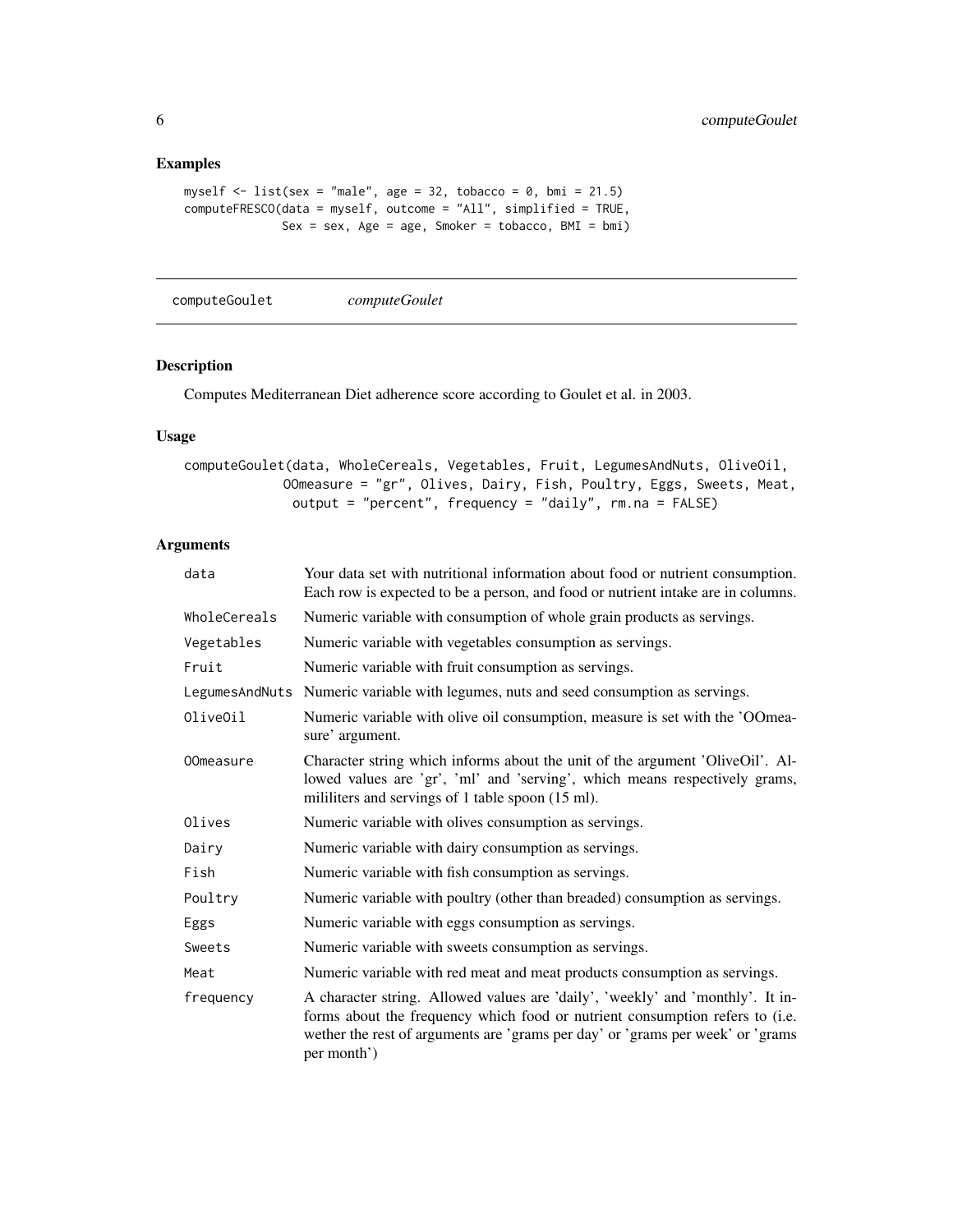## Examples

```
myself <- list(sex = "male", age = 32, tobacco = 0, bmi = 21.5)
computeFRESCO(data = myself, outcome = "All", simplified = TRUE,
              Sex = sex, Age = age, Smoker = tobacco, BMI = bmi)
```

---

# computeGoulet *computeGoulet*

---

## Description

Computes Mediterranean Diet adherence score according to Goulet et al. in 2003.

## Usage

```
computeGoulet(data, WholeCereals, Vegetables, Fruit, LegumesAndNuts, OliveOil,
            OOmeasure = "gr", Olives, Dairy, Fish, Poultry, Eggs, Sweets, Meat,
             output = "percent", frequency = "daily", rm.na = FALSE)
```

## Arguments

| | |
|---|---|
| data | Your data set with nutritional information about food or nutrient consumption. Each row is expected to be a person, and food or nutrient intake are in columns. |
| WholeCereals | Numeric variable with consumption of whole grain products as servings. |
| Vegetables | Numeric variable with vegetables consumption as servings. |
| Fruit | Numeric variable with fruit consumption as servings. |
| LegumesAndNuts | Numeric variable with legumes, nuts and seed consumption as servings. |
| OliveOil | Numeric variable with olive oil consumption, measure is set with the 'OOmeasure' argument. |
| OOmeasure | Character string which informs about the unit of the argument 'OliveOil'. Allowed values are 'gr', 'ml' and 'serving', which means respectively grams, mililiters and servings of 1 table spoon (15 ml). |
| Olives | Numeric variable with olives consumption as servings. |
| Dairy | Numeric variable with dairy consumption as servings. |
| Fish | Numeric variable with fish consumption as servings. |
| Poultry | Numeric variable with poultry (other than breaded) consumption as servings. |
| Eggs | Numeric variable with eggs consumption as servings. |
| Sweets | Numeric variable with sweets consumption as servings. |
| Meat | Numeric variable with red meat and meat products consumption as servings. |
| frequency | A character string. Allowed values are 'daily', 'weekly' and 'monthly'. It informs about the frequency which food or nutrient consumption refers to (i.e. wether the rest of arguments are 'grams per day' or 'grams per week' or 'grams per month') |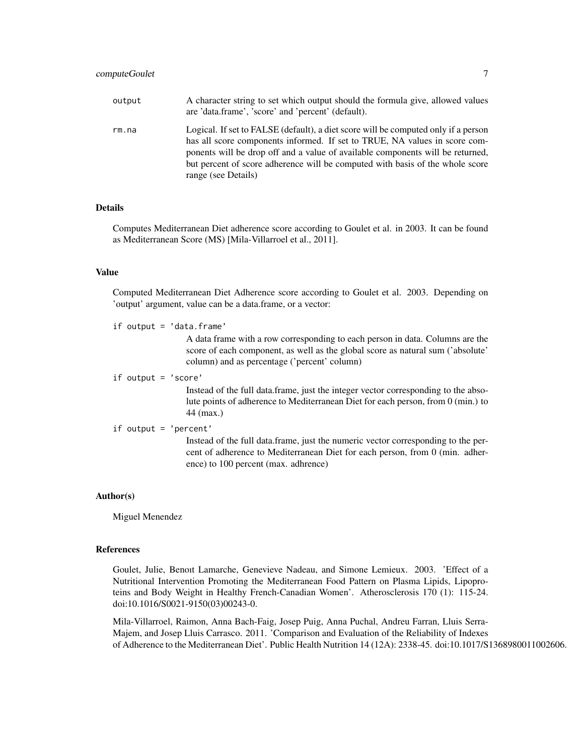| | |
|---|---|
| `output` | A character string to set which output should the formula give, allowed values are 'data.frame', 'score' and 'percent' (default). |
| `rm.na` | Logical. If set to FALSE (default), a diet score will be computed only if a person has all score components informed. If set to TRUE, NA values in score components will be drop off and a value of available components will be returned, but percent of score adherence will be computed with basis of the whole score range (see Details) |

## Details

Computes Mediterranean Diet adherence score according to Goulet et al. in 2003. It can be found as Mediterranean Score (MS) [Mila-Villarroel et al., 2011].

## Value

Computed Mediterranean Diet Adherence score according to Goulet et al. 2003. Depending on 'output' argument, value can be a data.frame, or a vector:

`if output = 'data.frame'`
: A data frame with a row corresponding to each person in data. Columns are the score of each component, as well as the global score as natural sum ('absolute' column) and as percentage ('percent' column)

`if output = 'score'`
: Instead of the full data.frame, just the integer vector corresponding to the absolute points of adherence to Mediterranean Diet for each person, from 0 (min.) to 44 (max.)

`if output = 'percent'`
: Instead of the full data.frame, just the numeric vector corresponding to the percent of adherence to Mediterranean Diet for each person, from 0 (min. adherence) to 100 percent (max. adhrence)

## Author(s)

Miguel Menendez

## References

Goulet, Julie, Benoıt Lamarche, Genevieve Nadeau, and Simone Lemieux. 2003. 'Effect of a Nutritional Intervention Promoting the Mediterranean Food Pattern on Plasma Lipids, Lipoproteins and Body Weight in Healthy French-Canadian Women'. Atherosclerosis 170 (1): 115-24. doi:10.1016/S0021-9150(03)00243-0.

Mila-Villarroel, Raimon, Anna Bach-Faig, Josep Puig, Anna Puchal, Andreu Farran, Lluis Serra-Majem, and Josep Lluis Carrasco. 2011. 'Comparison and Evaluation of the Reliability of Indexes of Adherence to the Mediterranean Diet'. Public Health Nutrition 14 (12A): 2338-45. doi:10.1017/S1368980011002606.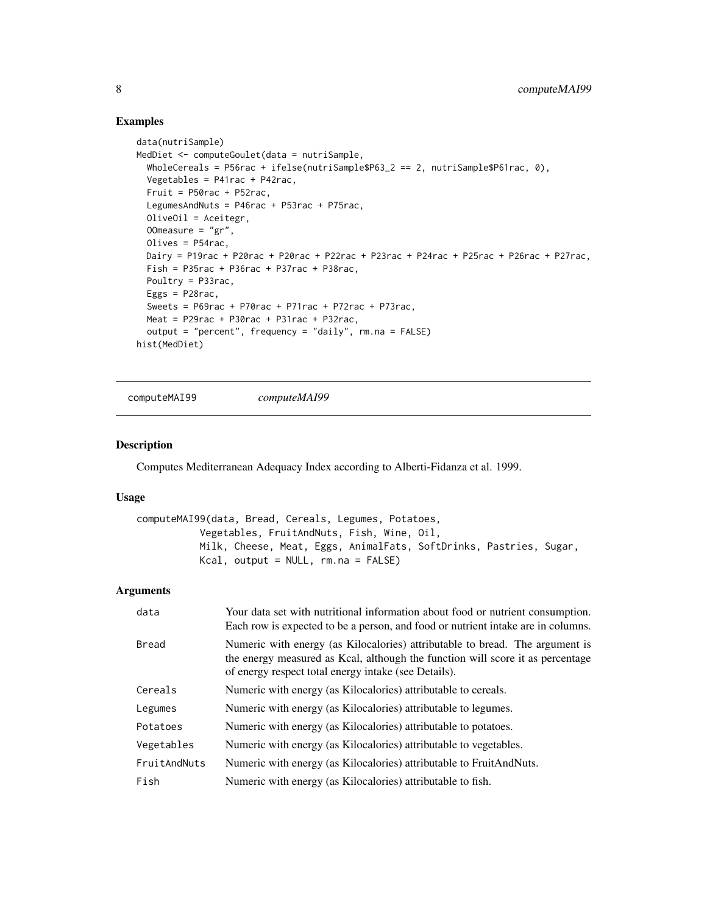## Examples

```
data(nutriSample)
MedDiet <- computeGoulet(data = nutriSample,
  WholeCereals = P56rac + ifelse(nutriSample$P63_2 == 2, nutriSample$P61rac, 0),
  Vegetables = P41rac + P42rac,
  Fruit = P50rac + P52rac,
  LegumesAndNuts = P46rac + P53rac + P75rac,
  OliveOil = Aceitegr,
  OOmeasure = "gr",
  Olives = P54rac,
  Dairy = P19rac + P20rac + P20rac + P22rac + P23rac + P24rac + P25rac + P26rac + P27rac,
  Fish = P35rac + P36rac + P37rac + P38rac,
  Poultry = P33rac,
  Eggs = P28rac,
  Sweets = P69rac + P70rac + P71rac + P72rac + P73rac,
  Meat = P29rac + P30rac + P31rac + P32rac,
  output = "percent", frequency = "daily", rm.na = FALSE)
hist(MedDiet)
```

---

computeMAI99 *computeMAI99*

---

## Description

Computes Mediterranean Adequacy Index according to Alberti-Fidanza et al. 1999.

## Usage

```
computeMAI99(data, Bread, Cereals, Legumes, Potatoes,
          Vegetables, FruitAndNuts, Fish, Wine, Oil,
          Milk, Cheese, Meat, Eggs, AnimalFats, SoftDrinks, Pastries, Sugar,
          Kcal, output = NULL, rm.na = FALSE)
```

## Arguments

| | |
|---|---|
| data | Your data set with nutritional information about food or nutrient consumption. Each row is expected to be a person, and food or nutrient intake are in columns. |
| Bread | Numeric with energy (as Kilocalories) attributable to bread. The argument is the energy measured as Kcal, although the function will score it as percentage of energy respect total energy intake (see Details). |
| Cereals | Numeric with energy (as Kilocalories) attributable to cereals. |
| Legumes | Numeric with energy (as Kilocalories) attributable to legumes. |
| Potatoes | Numeric with energy (as Kilocalories) attributable to potatoes. |
| Vegetables | Numeric with energy (as Kilocalories) attributable to vegetables. |
| FruitAndNuts | Numeric with energy (as Kilocalories) attributable to FruitAndNuts. |
| Fish | Numeric with energy (as Kilocalories) attributable to fish. |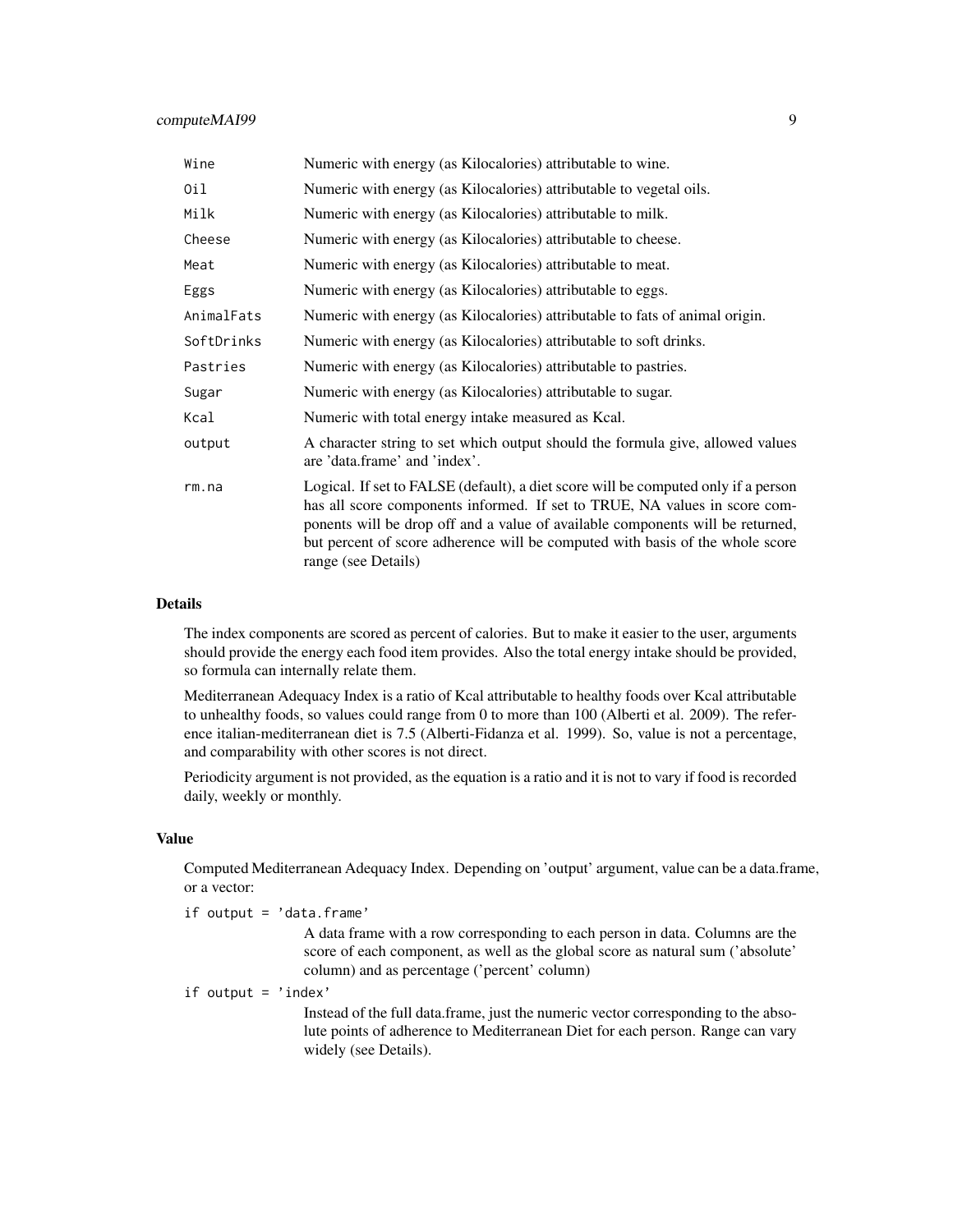| | |
|---|---|
| Wine | Numeric with energy (as Kilocalories) attributable to wine. |
| Oil | Numeric with energy (as Kilocalories) attributable to vegetal oils. |
| Milk | Numeric with energy (as Kilocalories) attributable to milk. |
| Cheese | Numeric with energy (as Kilocalories) attributable to cheese. |
| Meat | Numeric with energy (as Kilocalories) attributable to meat. |
| Eggs | Numeric with energy (as Kilocalories) attributable to eggs. |
| AnimalFats | Numeric with energy (as Kilocalories) attributable to fats of animal origin. |
| SoftDrinks | Numeric with energy (as Kilocalories) attributable to soft drinks. |
| Pastries | Numeric with energy (as Kilocalories) attributable to pastries. |
| Sugar | Numeric with energy (as Kilocalories) attributable to sugar. |
| Kcal | Numeric with total energy intake measured as Kcal. |
| output | A character string to set which output should the formula give, allowed values are 'data.frame' and 'index'. |
| rm.na | Logical. If set to FALSE (default), a diet score will be computed only if a person has all score components informed. If set to TRUE, NA values in score components will be drop off and a value of available components will be returned, but percent of score adherence will be computed with basis of the whole score range (see Details) |

### Details

The index components are scored as percent of calories. But to make it easier to the user, arguments should provide the energy each food item provides. Also the total energy intake should be provided, so formula can internally relate them.

Mediterranean Adequacy Index is a ratio of Kcal attributable to healthy foods over Kcal attributable to unhealthy foods, so values could range from 0 to more than 100 (Alberti et al. 2009). The reference italian-mediterranean diet is 7.5 (Alberti-Fidanza et al. 1999). So, value is not a percentage, and comparability with other scores is not direct.

Periodicity argument is not provided, as the equation is a ratio and it is not to vary if food is recorded daily, weekly or monthly.

### Value

Computed Mediterranean Adequacy Index. Depending on 'output' argument, value can be a data.frame, or a vector:

`if output = 'data.frame'`
: A data frame with a row corresponding to each person in data. Columns are the score of each component, as well as the global score as natural sum ('absolute' column) and as percentage ('percent' column)

`if output = 'index'`
: Instead of the full data.frame, just the numeric vector corresponding to the absolute points of adherence to Mediterranean Diet for each person. Range can vary widely (see Details).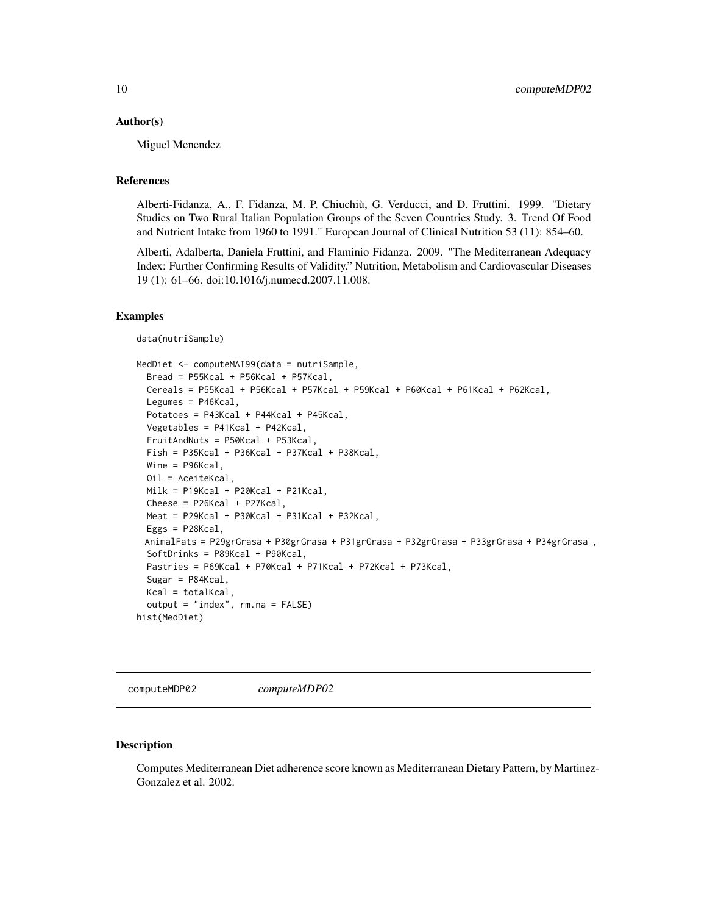### Author(s)

Miguel Menendez

### References

Alberti-Fidanza, A., F. Fidanza, M. P. Chiuchiù, G. Verducci, and D. Fruttini. 1999. "Dietary Studies on Two Rural Italian Population Groups of the Seven Countries Study. 3. Trend Of Food and Nutrient Intake from 1960 to 1991." European Journal of Clinical Nutrition 53 (11): 854–60.

Alberti, Adalberta, Daniela Fruttini, and Flaminio Fidanza. 2009. "The Mediterranean Adequacy Index: Further Confirming Results of Validity." Nutrition, Metabolism and Cardiovascular Diseases 19 (1): 61–66. doi:10.1016/j.numecd.2007.11.008.

### Examples

```
data(nutriSample)

MedDiet <- computeMAI99(data = nutriSample,
  Bread = P55Kcal + P56Kcal + P57Kcal,
  Cereals = P55Kcal + P56Kcal + P57Kcal + P59Kcal + P60Kcal + P61Kcal + P62Kcal,
  Legumes = P46Kcal,
  Potatoes = P43Kcal + P44Kcal + P45Kcal,
  Vegetables = P41Kcal + P42Kcal,
  FruitAndNuts = P50Kcal + P53Kcal,
  Fish = P35Kcal + P36Kcal + P37Kcal + P38Kcal,
  Wine = P96Kcal,
  Oil = AceiteKcal,
  Milk = P19Kcal + P20Kcal + P21Kcal,
  Cheese = P26Kcal + P27Kcal,
  Meat = P29Kcal + P30Kcal + P31Kcal + P32Kcal,
  Eggs = P28Kcal,
 AnimalFats = P29grGrasa + P30grGrasa + P31grGrasa + P32grGrasa + P33grGrasa + P34grGrasa ,
  SoftDrinks = P89Kcal + P90Kcal,
  Pastries = P69Kcal + P70Kcal + P71Kcal + P72Kcal + P73Kcal,
  Sugar = P84Kcal,
  Kcal = totalKcal,
  output = "index", rm.na = FALSE)
hist(MedDiet)
```

## computeMDP02 *computeMDP02*

### Description

Computes Mediterranean Diet adherence score known as Mediterranean Dietary Pattern, by Martinez-Gonzalez et al. 2002.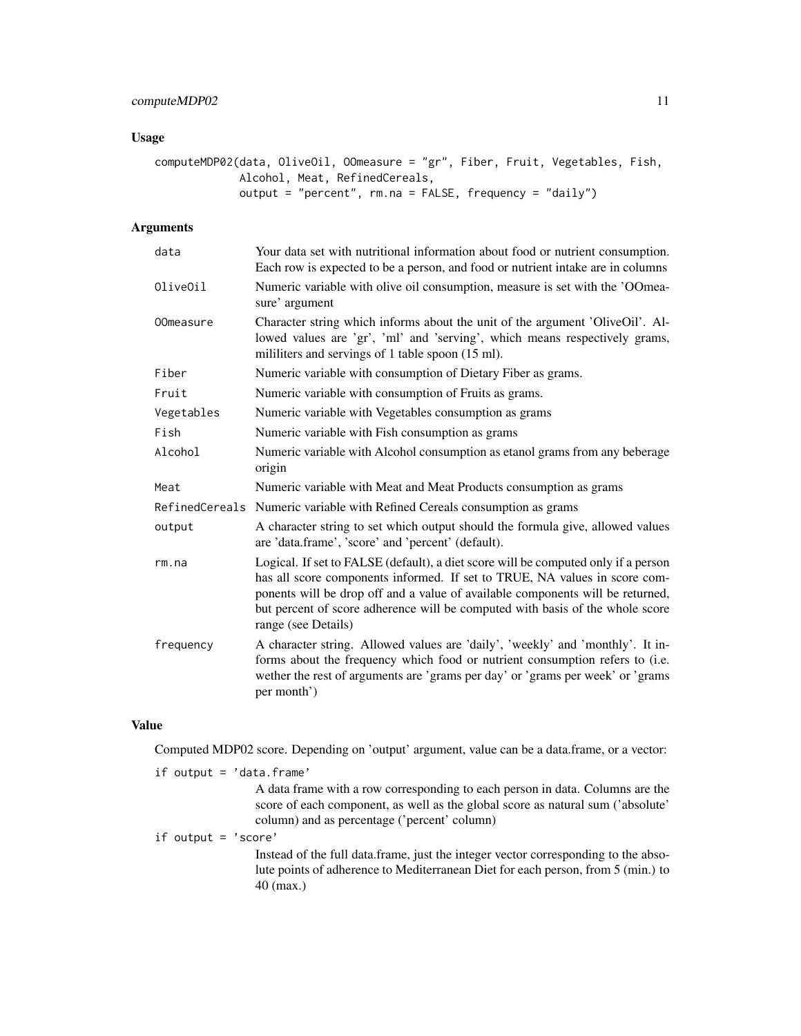## Usage

```
computeMDP02(data, OliveOil, OOmeasure = "gr", Fiber, Fruit, Vegetables, Fish,
             Alcohol, Meat, RefinedCereals,
             output = "percent", rm.na = FALSE, frequency = "daily")
```

## Arguments

| | |
|---|---|
| `data` | Your data set with nutritional information about food or nutrient consumption. Each row is expected to be a person, and food or nutrient intake are in columns |
| `OliveOil` | Numeric variable with olive oil consumption, measure is set with the 'OOmeasure' argument |
| `OOmeasure` | Character string which informs about the unit of the argument 'OliveOil'. Allowed values are 'gr', 'ml' and 'serving', which means respectively grams, mililiters and servings of 1 table spoon (15 ml). |
| `Fiber` | Numeric variable with consumption of Dietary Fiber as grams. |
| `Fruit` | Numeric variable with consumption of Fruits as grams. |
| `Vegetables` | Numeric variable with Vegetables consumption as grams |
| `Fish` | Numeric variable with Fish consumption as grams |
| `Alcohol` | Numeric variable with Alcohol consumption as etanol grams from any beberage origin |
| `Meat` | Numeric variable with Meat and Meat Products consumption as grams |
| `RefinedCereals` | Numeric variable with Refined Cereals consumption as grams |
| `output` | A character string to set which output should the formula give, allowed values are 'data.frame', 'score' and 'percent' (default). |
| `rm.na` | Logical. If set to FALSE (default), a diet score will be computed only if a person has all score components informed. If set to TRUE, NA values in score components will be drop off and a value of available components will be returned, but percent of score adherence will be computed with basis of the whole score range (see Details) |
| `frequency` | A character string. Allowed values are 'daily', 'weekly' and 'monthly'. It informs about the frequency which food or nutrient consumption refers to (i.e. wether the rest of arguments are 'grams per day' or 'grams per week' or 'grams per month') |

## Value

Computed MDP02 score. Depending on 'output' argument, value can be a data.frame, or a vector:

`if output = 'data.frame'`
: A data frame with a row corresponding to each person in data. Columns are the score of each component, as well as the global score as natural sum ('absolute' column) and as percentage ('percent' column)

`if output = 'score'`
: Instead of the full data.frame, just the integer vector corresponding to the absolute points of adherence to Mediterranean Diet for each person, from 5 (min.) to 40 (max.)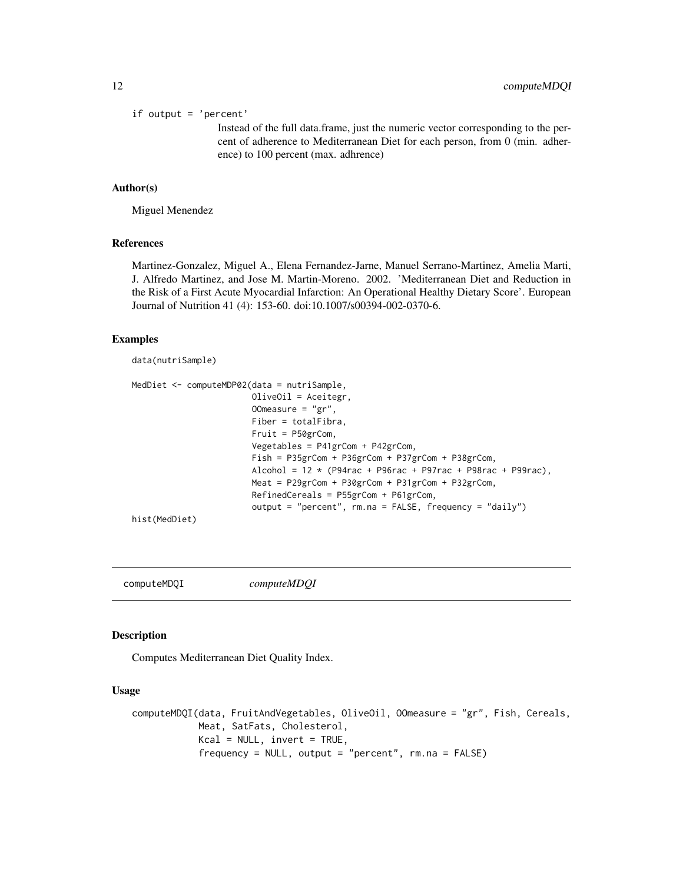if output = 'percent'

Instead of the full data.frame, just the numeric vector corresponding to the percent of adherence to Mediterranean Diet for each person, from 0 (min. adherence) to 100 percent (max. adhrence)

### Author(s)

Miguel Menendez

### References

Martinez-Gonzalez, Miguel A., Elena Fernandez-Jarne, Manuel Serrano-Martinez, Amelia Marti, J. Alfredo Martinez, and Jose M. Martin-Moreno. 2002. 'Mediterranean Diet and Reduction in the Risk of a First Acute Myocardial Infarction: An Operational Healthy Dietary Score'. European Journal of Nutrition 41 (4): 153-60. doi:10.1007/s00394-002-0370-6.

### Examples

```
data(nutriSample)

MedDiet <- computeMDP02(data = nutriSample,
                        OliveOil = Aceitegr,
                        OOmeasure = "gr",
                        Fiber = totalFibra,
                        Fruit = P50grCom,
                        Vegetables = P41grCom + P42grCom,
                        Fish = P35grCom + P36grCom + P37grCom + P38grCom,
                        Alcohol = 12 * (P94rac + P96rac + P97rac + P98rac + P99rac),
                        Meat = P29grCom + P30grCom + P31grCom + P32grCom,
                        RefinedCereals = P55grCom + P61grCom,
                        output = "percent", rm.na = FALSE, frequency = "daily")
hist(MedDiet)
```

---

## computeMDQI *computeMDQI*

---

### Description

Computes Mediterranean Diet Quality Index.

### Usage

```
computeMDQI(data, FruitAndVegetables, OliveOil, OOmeasure = "gr", Fish, Cereals,
            Meat, SatFats, Cholesterol,
            Kcal = NULL, invert = TRUE,
            frequency = NULL, output = "percent", rm.na = FALSE)
```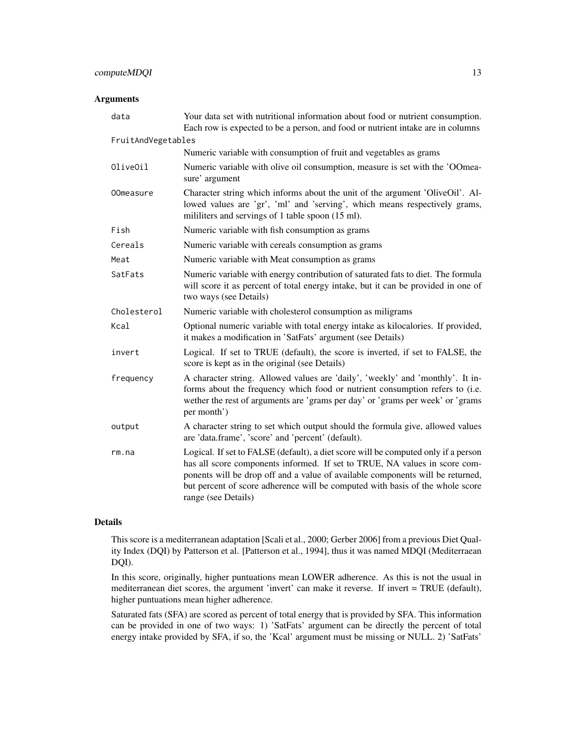### Arguments

| | |
|---|---|
| `data` | Your data set with nutritional information about food or nutrient consumption. Each row is expected to be a person, and food or nutrient intake are in columns |
| `FruitAndVegetables` | Numeric variable with consumption of fruit and vegetables as grams |
| `OliveOil` | Numeric variable with olive oil consumption, measure is set with the 'OOmeasure' argument |
| `OOmeasure` | Character string which informs about the unit of the argument 'OliveOil'. Allowed values are 'gr', 'ml' and 'serving', which means respectively grams, mililiters and servings of 1 table spoon (15 ml). |
| `Fish` | Numeric variable with fish consumption as grams |
| `Cereals` | Numeric variable with cereals consumption as grams |
| `Meat` | Numeric variable with Meat consumption as grams |
| `SatFats` | Numeric variable with energy contribution of saturated fats to diet. The formula will score it as percent of total energy intake, but it can be provided in one of two ways (see Details) |
| `Cholesterol` | Numeric variable with cholesterol consumption as miligrams |
| `Kcal` | Optional numeric variable with total energy intake as kilocalories. If provided, it makes a modification in 'SatFats' argument (see Details) |
| `invert` | Logical. If set to TRUE (default), the score is inverted, if set to FALSE, the score is kept as in the original (see Details) |
| `frequency` | A character string. Allowed values are 'daily', 'weekly' and 'monthly'. It informs about the frequency which food or nutrient consumption refers to (i.e. wether the rest of arguments are 'grams per day' or 'grams per week' or 'grams per month') |
| `output` | A character string to set which output should the formula give, allowed values are 'data.frame', 'score' and 'percent' (default). |
| `rm.na` | Logical. If set to FALSE (default), a diet score will be computed only if a person has all score components informed. If set to TRUE, NA values in score components will be drop off and a value of available components will be returned, but percent of score adherence will be computed with basis of the whole score range (see Details) |

### Details

This score is a mediterranean adaptation [Scali et al., 2000; Gerber 2006] from a previous Diet Quality Index (DQI) by Patterson et al. [Patterson et al., 1994], thus it was named MDQI (Mediterraean DQI).

In this score, originally, higher puntuations mean LOWER adherence. As this is not the usual in mediterranean diet scores, the argument 'invert' can make it reverse. If invert = TRUE (default), higher puntuations mean higher adherence.

Saturated fats (SFA) are scored as percent of total energy that is provided by SFA. This information can be provided in one of two ways: 1) 'SatFats' argument can be directly the percent of total energy intake provided by SFA, if so, the 'Kcal' argument must be missing or NULL. 2) 'SatFats'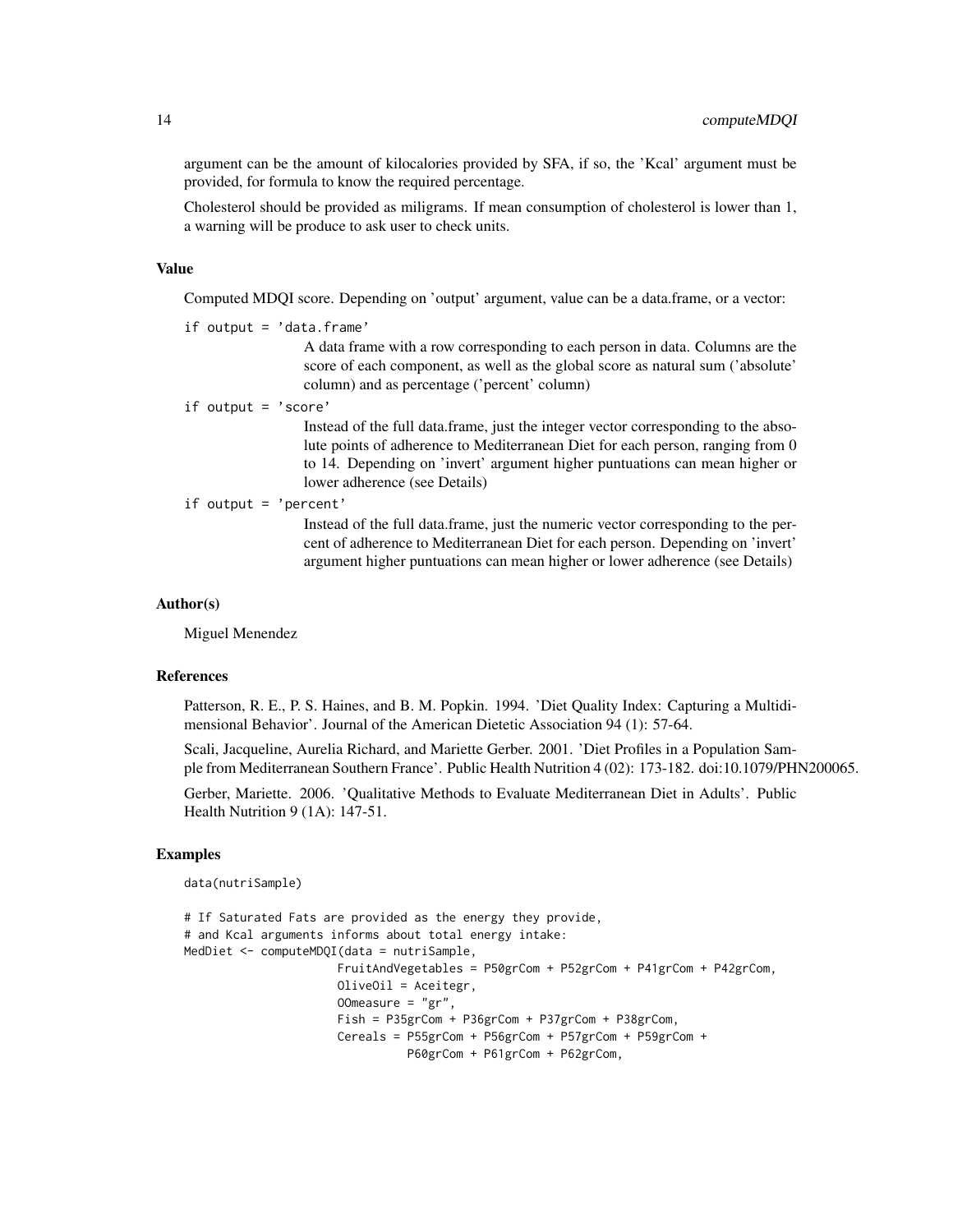argument can be the amount of kilocalories provided by SFA, if so, the 'Kcal' argument must be provided, for formula to know the required percentage.

Cholesterol should be provided as miligrams. If mean consumption of cholesterol is lower than 1, a warning will be produce to ask user to check units.

### Value

Computed MDQI score. Depending on 'output' argument, value can be a data.frame, or a vector:

`if output = 'data.frame'`
: A data frame with a row corresponding to each person in data. Columns are the score of each component, as well as the global score as natural sum ('absolute' column) and as percentage ('percent' column)

`if output = 'score'`
: Instead of the full data.frame, just the integer vector corresponding to the absolute points of adherence to Mediterranean Diet for each person, ranging from 0 to 14. Depending on 'invert' argument higher puntuations can mean higher or lower adherence (see Details)

`if output = 'percent'`
: Instead of the full data.frame, just the numeric vector corresponding to the percent of adherence to Mediterranean Diet for each person. Depending on 'invert' argument higher puntuations can mean higher or lower adherence (see Details)

### Author(s)

Miguel Menendez

### References

Patterson, R. E., P. S. Haines, and B. M. Popkin. 1994. 'Diet Quality Index: Capturing a Multidimensional Behavior'. Journal of the American Dietetic Association 94 (1): 57-64.

Scali, Jacqueline, Aurelia Richard, and Mariette Gerber. 2001. 'Diet Profiles in a Population Sample from Mediterranean Southern France'. Public Health Nutrition 4 (02): 173-182. doi:10.1079/PHN200065.

Gerber, Mariette. 2006. 'Qualitative Methods to Evaluate Mediterranean Diet in Adults'. Public Health Nutrition 9 (1A): 147-51.

### Examples

```
data(nutriSample)

# If Saturated Fats are provided as the energy they provide,
# and Kcal arguments informs about total energy intake:
MedDiet <- computeMDQI(data = nutriSample,
                       FruitAndVegetables = P50grCom + P52grCom + P41grCom + P42grCom,
                       OliveOil = Aceitegr,
                       OOmeasure = "gr",
                       Fish = P35grCom + P36grCom + P37grCom + P38grCom,
                       Cereals = P55grCom + P56grCom + P57grCom + P59grCom +
                                 P60grCom + P61grCom + P62grCom,
```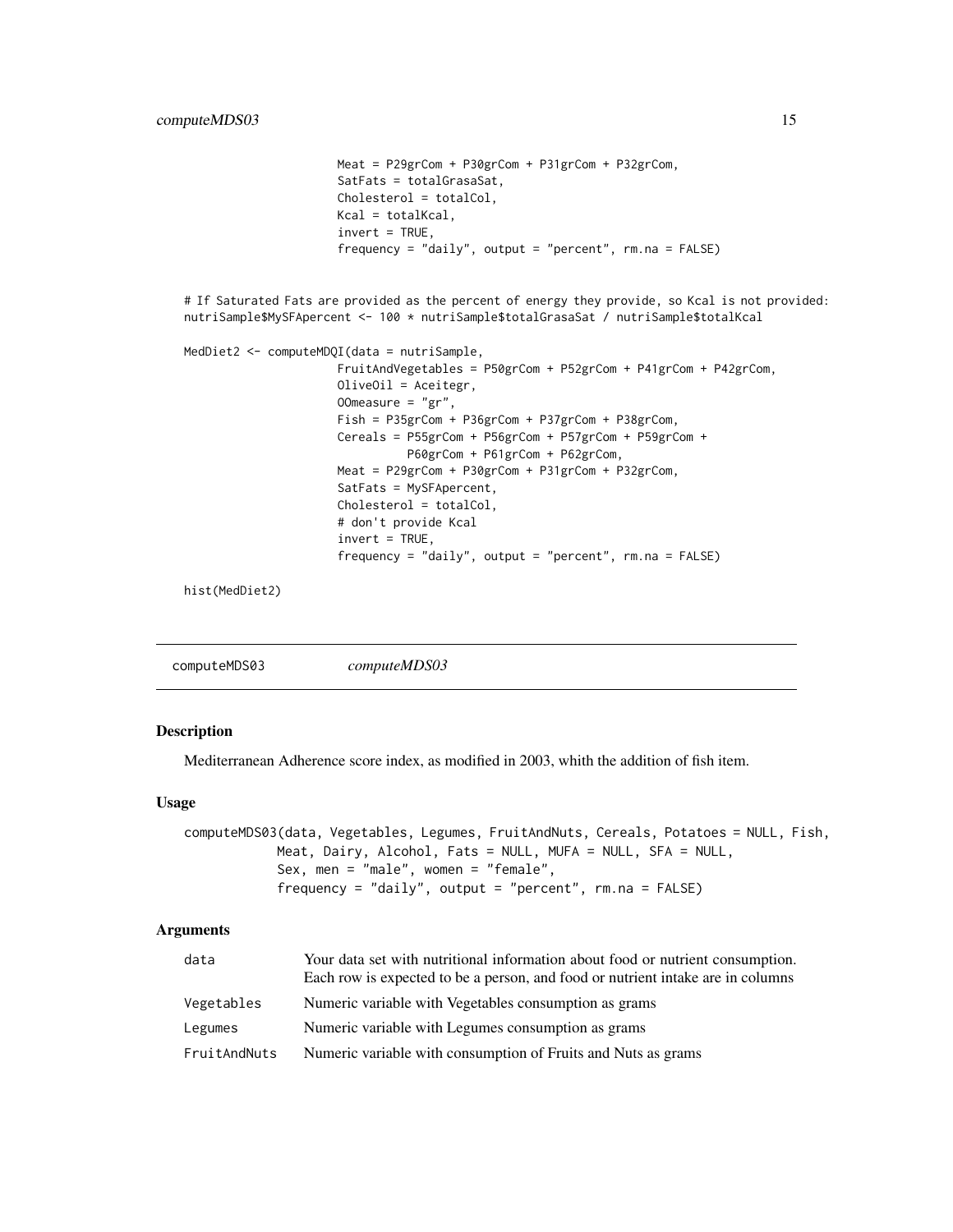```
                     Meat = P29grCom + P30grCom + P31grCom + P32grCom,
                     SatFats = totalGrasaSat,
                     Cholesterol = totalCol,
                     Kcal = totalKcal,
                     invert = TRUE,
                     frequency = "daily", output = "percent", rm.na = FALSE)


# If Saturated Fats are provided as the percent of energy they provide, so Kcal is not provided:
nutriSample$MySFApercent <- 100 * nutriSample$totalGrasaSat / nutriSample$totalKcal

MedDiet2 <- computeMDQI(data = nutriSample,
                     FruitAndVegetables = P50grCom + P52grCom + P41grCom + P42grCom,
                     OliveOil = Aceitegr,
                     OOmeasure = "gr",
                     Fish = P35grCom + P36grCom + P37grCom + P38grCom,
                     Cereals = P55grCom + P56grCom + P57grCom + P59grCom +
                               P60grCom + P61grCom + P62grCom,
                     Meat = P29grCom + P30grCom + P31grCom + P32grCom,
                     SatFats = MySFApercent,
                     Cholesterol = totalCol,
                     # don't provide Kcal
                     invert = TRUE,
                     frequency = "daily", output = "percent", rm.na = FALSE)

hist(MedDiet2)
```

## computeMDS03 *computeMDS03*

### Description

Mediterranean Adherence score index, as modified in 2003, whith the addition of fish item.

### Usage

```
computeMDS03(data, Vegetables, Legumes, FruitAndNuts, Cereals, Potatoes = NULL, Fish,
          Meat, Dairy, Alcohol, Fats = NULL, MUFA = NULL, SFA = NULL,
          Sex, men = "male", women = "female",
          frequency = "daily", output = "percent", rm.na = FALSE)
```

### Arguments

| | |
|---|---|
| data | Your data set with nutritional information about food or nutrient consumption. Each row is expected to be a person, and food or nutrient intake are in columns |
| Vegetables | Numeric variable with Vegetables consumption as grams |
| Legumes | Numeric variable with Legumes consumption as grams |
| FruitAndNuts | Numeric variable with consumption of Fruits and Nuts as grams |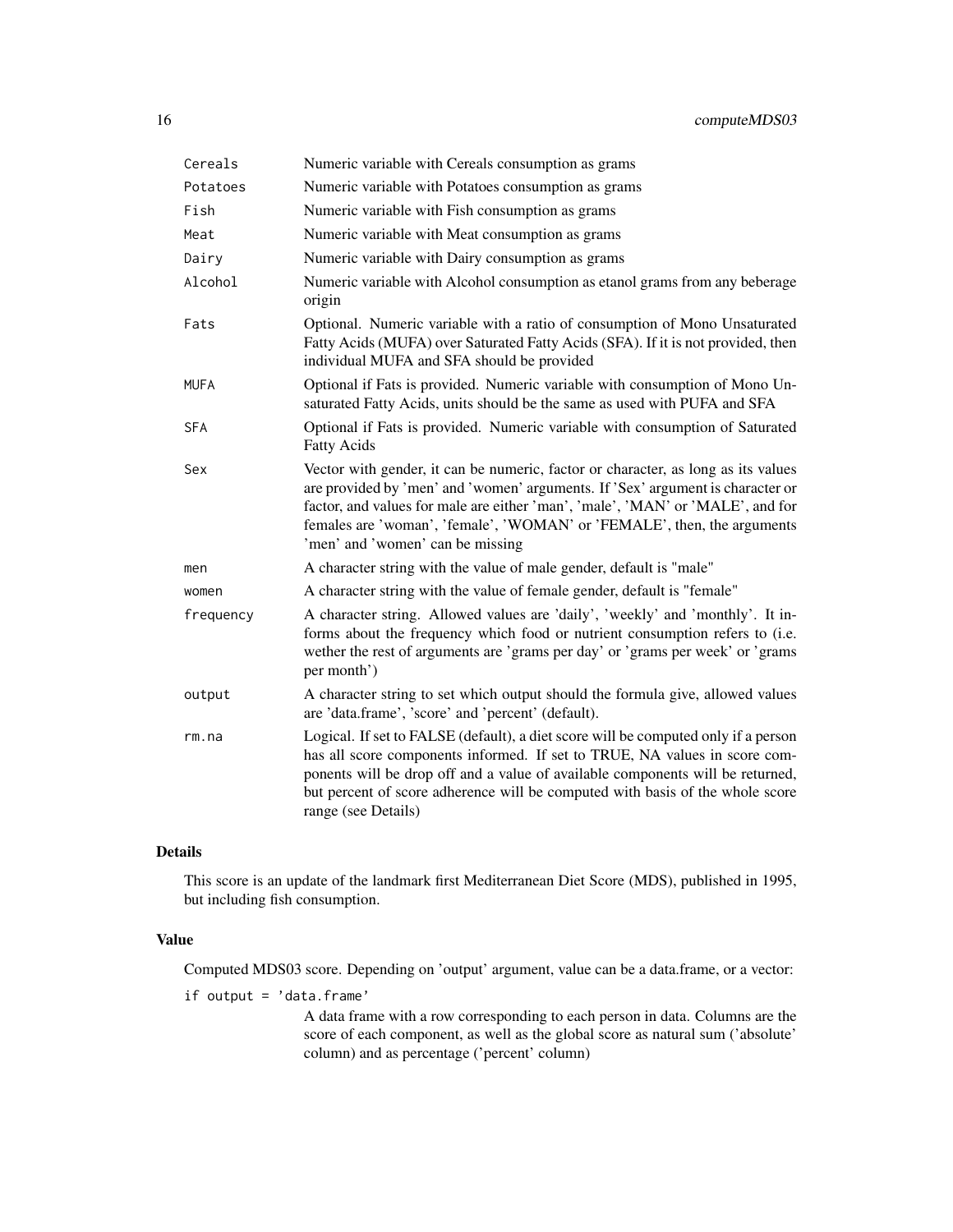| | |
|---|---|
| `Cereals` | Numeric variable with Cereals consumption as grams |
| `Potatoes` | Numeric variable with Potatoes consumption as grams |
| `Fish` | Numeric variable with Fish consumption as grams |
| `Meat` | Numeric variable with Meat consumption as grams |
| `Dairy` | Numeric variable with Dairy consumption as grams |
| `Alcohol` | Numeric variable with Alcohol consumption as etanol grams from any beberage origin |
| `Fats` | Optional. Numeric variable with a ratio of consumption of Mono Unsaturated Fatty Acids (MUFA) over Saturated Fatty Acids (SFA). If it is not provided, then individual MUFA and SFA should be provided |
| `MUFA` | Optional if Fats is provided. Numeric variable with consumption of Mono Unsaturated Fatty Acids, units should be the same as used with PUFA and SFA |
| `SFA` | Optional if Fats is provided. Numeric variable with consumption of Saturated Fatty Acids |
| `Sex` | Vector with gender, it can be numeric, factor or character, as long as its values are provided by 'men' and 'women' arguments. If 'Sex' argument is character or factor, and values for male are either 'man', 'male', 'MAN' or 'MALE', and for females are 'woman', 'female', 'WOMAN' or 'FEMALE', then, the arguments 'men' and 'women' can be missing |
| `men` | A character string with the value of male gender, default is "male" |
| `women` | A character string with the value of female gender, default is "female" |
| `frequency` | A character string. Allowed values are 'daily', 'weekly' and 'monthly'. It informs about the frequency which food or nutrient consumption refers to (i.e. wether the rest of arguments are 'grams per day' or 'grams per week' or 'grams per month') |
| `output` | A character string to set which output should the formula give, allowed values are 'data.frame', 'score' and 'percent' (default). |
| `rm.na` | Logical. If set to FALSE (default), a diet score will be computed only if a person has all score components informed. If set to TRUE, NA values in score components will be drop off and a value of available components will be returned, but percent of score adherence will be computed with basis of the whole score range (see Details) |

### Details

This score is an update of the landmark first Mediterranean Diet Score (MDS), published in 1995, but including fish consumption.

### Value

Computed MDS03 score. Depending on 'output' argument, value can be a data.frame, or a vector:

`if output = 'data.frame'`

A data frame with a row corresponding to each person in data. Columns are the score of each component, as well as the global score as natural sum ('absolute' column) and as percentage ('percent' column)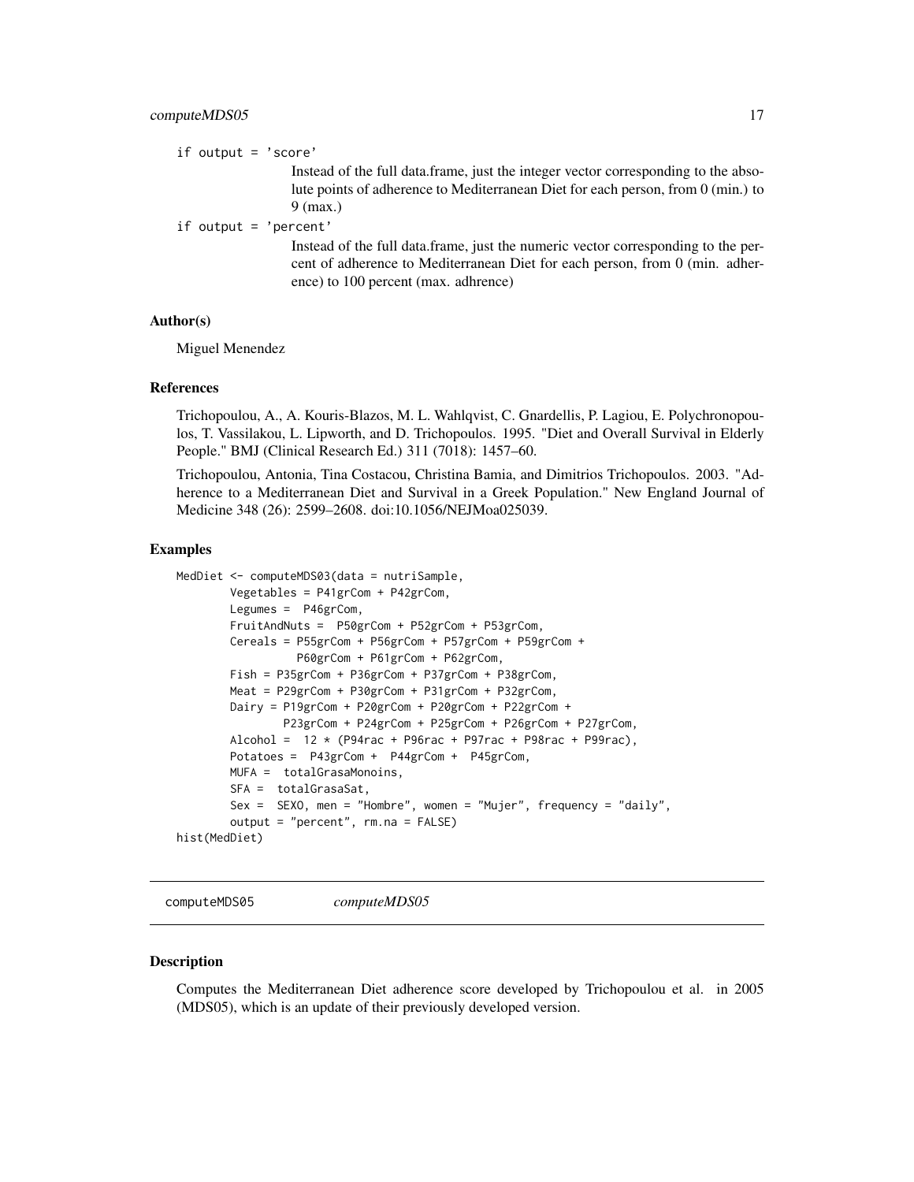if output = 'score'

Instead of the full data.frame, just the integer vector corresponding to the absolute points of adherence to Mediterranean Diet for each person, from 0 (min.) to 9 (max.)

if output = 'percent'

Instead of the full data.frame, just the numeric vector corresponding to the percent of adherence to Mediterranean Diet for each person, from 0 (min. adherence) to 100 percent (max. adhrence)

### Author(s)

Miguel Menendez

### References

Trichopoulou, A., A. Kouris-Blazos, M. L. Wahlqvist, C. Gnardellis, P. Lagiou, E. Polychronopoulos, T. Vassilakou, L. Lipworth, and D. Trichopoulos. 1995. "Diet and Overall Survival in Elderly People." BMJ (Clinical Research Ed.) 311 (7018): 1457–60.

Trichopoulou, Antonia, Tina Costacou, Christina Bamia, and Dimitrios Trichopoulos. 2003. "Adherence to a Mediterranean Diet and Survival in a Greek Population." New England Journal of Medicine 348 (26): 2599–2608. doi:10.1056/NEJMoa025039.

### Examples

```
MedDiet <- computeMDS03(data = nutriSample,
        Vegetables = P41grCom + P42grCom,
        Legumes =  P46grCom,
        FruitAndNuts =  P50grCom + P52grCom + P53grCom,
        Cereals = P55grCom + P56grCom + P57grCom + P59grCom +
                  P60grCom + P61grCom + P62grCom,
        Fish = P35grCom + P36grCom + P37grCom + P38grCom,
        Meat = P29grCom + P30grCom + P31grCom + P32grCom,
        Dairy = P19grCom + P20grCom + P20grCom + P22grCom +
                P23grCom + P24grCom + P25grCom + P26grCom + P27grCom,
        Alcohol =  12 * (P94rac + P96rac + P97rac + P98rac + P99rac),
        Potatoes =  P43grCom +  P44grCom +  P45grCom,
        MUFA =  totalGrasaMonoins,
        SFA =  totalGrasaSat,
        Sex =  SEXO, men = "Hombre", women = "Mujer", frequency = "daily",
        output = "percent", rm.na = FALSE)
hist(MedDiet)
```

---

## computeMDS05 *computeMDS05*

### Description

Computes the Mediterranean Diet adherence score developed by Trichopoulou et al. in 2005 (MDS05), which is an update of their previously developed version.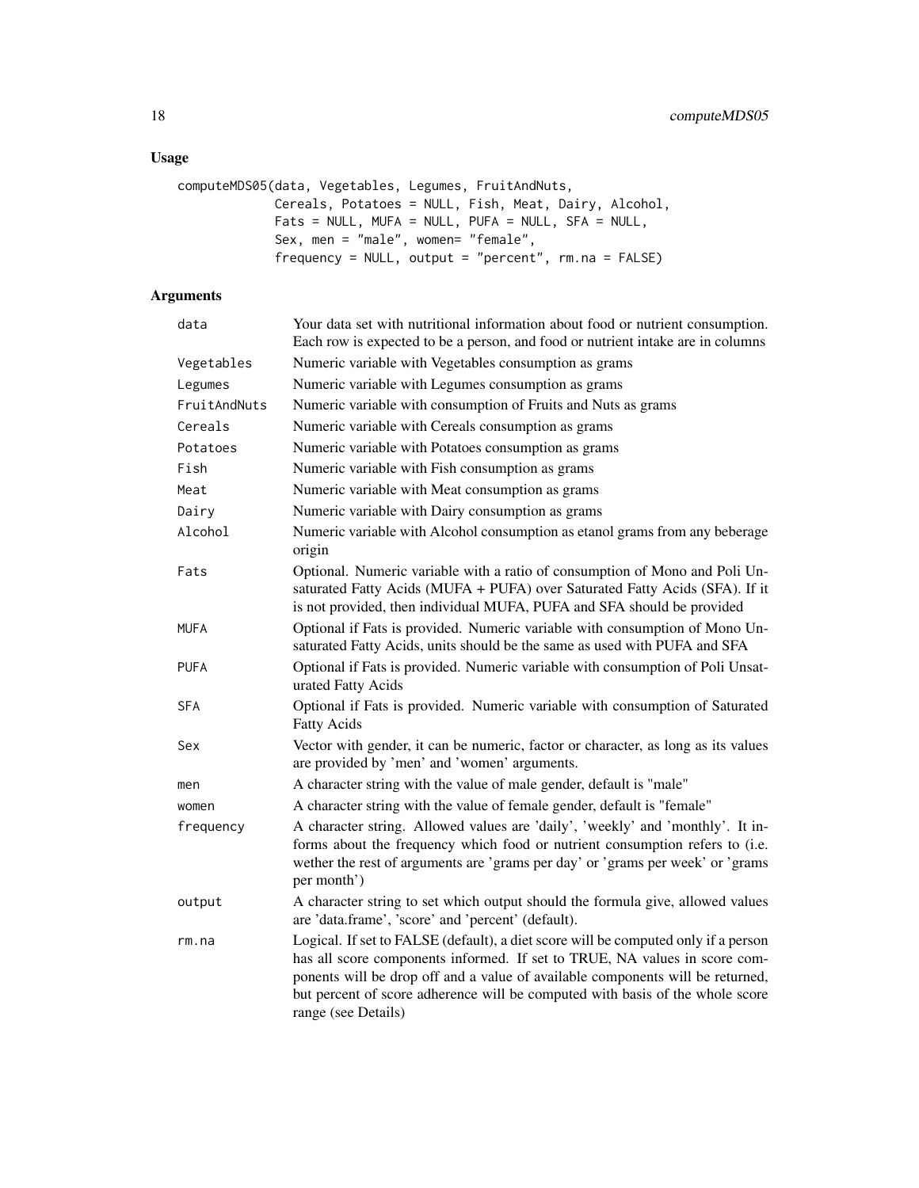## Usage

```
computeMDS05(data, Vegetables, Legumes, FruitAndNuts,
            Cereals, Potatoes = NULL, Fish, Meat, Dairy, Alcohol,
            Fats = NULL, MUFA = NULL, PUFA = NULL, SFA = NULL,
            Sex, men = "male", women= "female",
            frequency = NULL, output = "percent", rm.na = FALSE)
```

## Arguments

| Argument | Description |
|---|---|
| `data` | Your data set with nutritional information about food or nutrient consumption. Each row is expected to be a person, and food or nutrient intake are in columns |
| `Vegetables` | Numeric variable with Vegetables consumption as grams |
| `Legumes` | Numeric variable with Legumes consumption as grams |
| `FruitAndNuts` | Numeric variable with consumption of Fruits and Nuts as grams |
| `Cereals` | Numeric variable with Cereals consumption as grams |
| `Potatoes` | Numeric variable with Potatoes consumption as grams |
| `Fish` | Numeric variable with Fish consumption as grams |
| `Meat` | Numeric variable with Meat consumption as grams |
| `Dairy` | Numeric variable with Dairy consumption as grams |
| `Alcohol` | Numeric variable with Alcohol consumption as etanol grams from any beberage origin |
| `Fats` | Optional. Numeric variable with a ratio of consumption of Mono and Poli Unsaturated Fatty Acids (MUFA + PUFA) over Saturated Fatty Acids (SFA). If it is not provided, then individual MUFA, PUFA and SFA should be provided |
| `MUFA` | Optional if Fats is provided. Numeric variable with consumption of Mono Unsaturated Fatty Acids, units should be the same as used with PUFA and SFA |
| `PUFA` | Optional if Fats is provided. Numeric variable with consumption of Poli Unsaturated Fatty Acids |
| `SFA` | Optional if Fats is provided. Numeric variable with consumption of Saturated Fatty Acids |
| `Sex` | Vector with gender, it can be numeric, factor or character, as long as its values are provided by 'men' and 'women' arguments. |
| `men` | A character string with the value of male gender, default is "male" |
| `women` | A character string with the value of female gender, default is "female" |
| `frequency` | A character string. Allowed values are 'daily', 'weekly' and 'monthly'. It informs about the frequency which food or nutrient consumption refers to (i.e. wether the rest of arguments are 'grams per day' or 'grams per week' or 'grams per month') |
| `output` | A character string to set which output should the formula give, allowed values are 'data.frame', 'score' and 'percent' (default). |
| `rm.na` | Logical. If set to FALSE (default), a diet score will be computed only if a person has all score components informed. If set to TRUE, NA values in score components will be drop off and a value of available components will be returned, but percent of score adherence will be computed with basis of the whole score range (see Details) |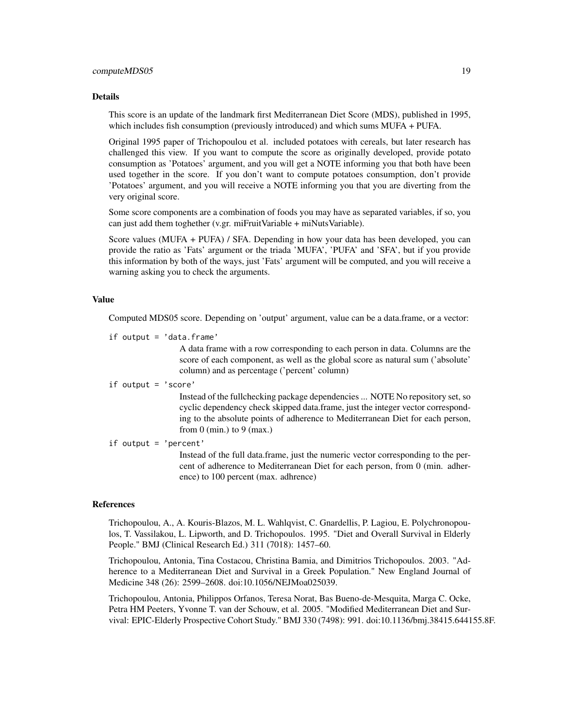### Details

This score is an update of the landmark first Mediterranean Diet Score (MDS), published in 1995, which includes fish consumption (previously introduced) and which sums MUFA + PUFA.

Original 1995 paper of Trichopoulou et al. included potatoes with cereals, but later research has challenged this view. If you want to compute the score as originally developed, provide potato consumption as 'Potatoes' argument, and you will get a NOTE informing you that both have been used together in the score. If you don't want to compute potatoes consumption, don't provide 'Potatoes' argument, and you will receive a NOTE informing you that you are diverting from the very original score.

Some score components are a combination of foods you may have as separated variables, if so, you can just add them toghether (v.gr. miFruitVariable + miNutsVariable).

Score values (MUFA + PUFA) / SFA. Depending in how your data has been developed, you can provide the ratio as 'Fats' argument or the triada 'MUFA', 'PUFA' and 'SFA', but if you provide this information by both of the ways, just 'Fats' argument will be computed, and you will receive a warning asking you to check the arguments.

### Value

Computed MDS05 score. Depending on 'output' argument, value can be a data.frame, or a vector:

`if output = 'data.frame'`
: A data frame with a row corresponding to each person in data. Columns are the score of each component, as well as the global score as natural sum ('absolute' column) and as percentage ('percent' column)

`if output = 'score'`
: Instead of the fullchecking package dependencies ... NOTE No repository set, so cyclic dependency check skipped data.frame, just the integer vector corresponding to the absolute points of adherence to Mediterranean Diet for each person, from 0 (min.) to 9 (max.)

`if output = 'percent'`
: Instead of the full data.frame, just the numeric vector corresponding to the percent of adherence to Mediterranean Diet for each person, from 0 (min. adherence) to 100 percent (max. adhrence)

### References

Trichopoulou, A., A. Kouris-Blazos, M. L. Wahlqvist, C. Gnardellis, P. Lagiou, E. Polychronopoulos, T. Vassilakou, L. Lipworth, and D. Trichopoulos. 1995. "Diet and Overall Survival in Elderly People." BMJ (Clinical Research Ed.) 311 (7018): 1457–60.

Trichopoulou, Antonia, Tina Costacou, Christina Bamia, and Dimitrios Trichopoulos. 2003. "Adherence to a Mediterranean Diet and Survival in a Greek Population." New England Journal of Medicine 348 (26): 2599–2608. doi:10.1056/NEJMoa025039.

Trichopoulou, Antonia, Philippos Orfanos, Teresa Norat, Bas Bueno-de-Mesquita, Marga C. Ocke, Petra HM Peeters, Yvonne T. van der Schouw, et al. 2005. "Modified Mediterranean Diet and Survival: EPIC-Elderly Prospective Cohort Study." BMJ 330 (7498): 991. doi:10.1136/bmj.38415.644155.8F.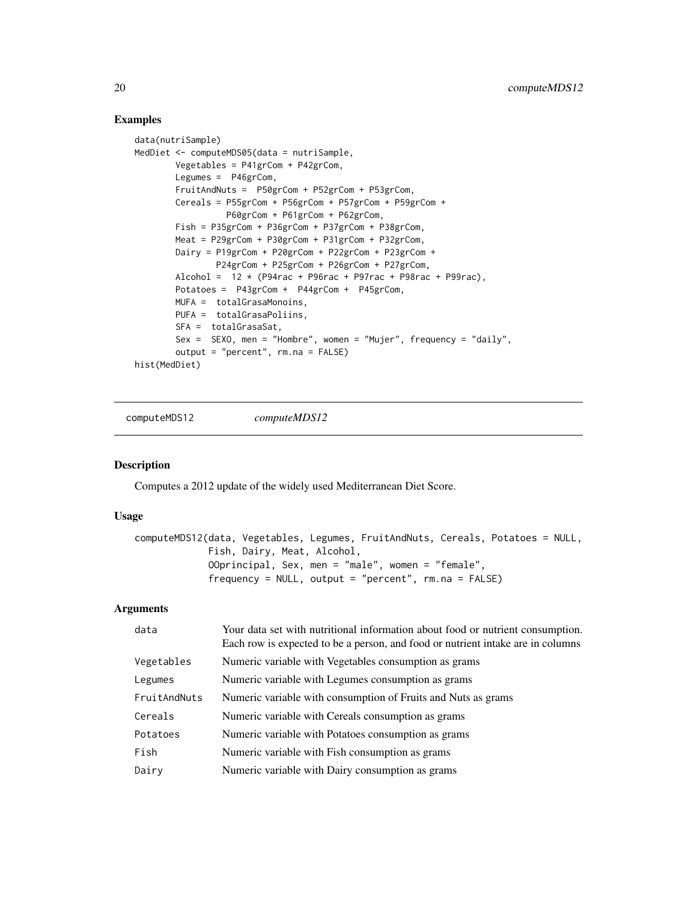## Examples

```
data(nutriSample)
MedDiet <- computeMDS05(data = nutriSample,
        Vegetables = P41grCom + P42grCom,
        Legumes =  P46grCom,
        FruitAndNuts =  P50grCom + P52grCom + P53grCom,
        Cereals = P55grCom + P56grCom + P57grCom + P59grCom +
                  P60grCom + P61grCom + P62grCom,
        Fish = P35grCom + P36grCom + P37grCom + P38grCom,
        Meat = P29grCom + P30grCom + P31grCom + P32grCom,
        Dairy = P19grCom + P20grCom + P22grCom + P23grCom +
                P24grCom + P25grCom + P26grCom + P27grCom,
        Alcohol =  12 * (P94rac + P96rac + P97rac + P98rac + P99rac),
        Potatoes =  P43grCom +  P44grCom +  P45grCom,
        MUFA =  totalGrasaMonoins,
        PUFA =  totalGrasaPoliins,
        SFA =  totalGrasaSat,
        Sex =  SEXO, men = "Hombre", women = "Mujer", frequency = "daily",
        output = "percent", rm.na = FALSE)
hist(MedDiet)
```

---

# computeMDS12 *computeMDS12*

## Description

Computes a 2012 update of the widely used Mediterranean Diet Score.

## Usage

```
computeMDS12(data, Vegetables, Legumes, FruitAndNuts, Cereals, Potatoes = NULL,
             Fish, Dairy, Meat, Alcohol,
             OOprincipal, Sex, men = "male", women = "female",
             frequency = NULL, output = "percent", rm.na = FALSE)
```

## Arguments

| | |
|---|---|
| data | Your data set with nutritional information about food or nutrient consumption. Each row is expected to be a person, and food or nutrient intake are in columns |
| Vegetables | Numeric variable with Vegetables consumption as grams |
| Legumes | Numeric variable with Legumes consumption as grams |
| FruitAndNuts | Numeric variable with consumption of Fruits and Nuts as grams |
| Cereals | Numeric variable with Cereals consumption as grams |
| Potatoes | Numeric variable with Potatoes consumption as grams |
| Fish | Numeric variable with Fish consumption as grams |
| Dairy | Numeric variable with Dairy consumption as grams |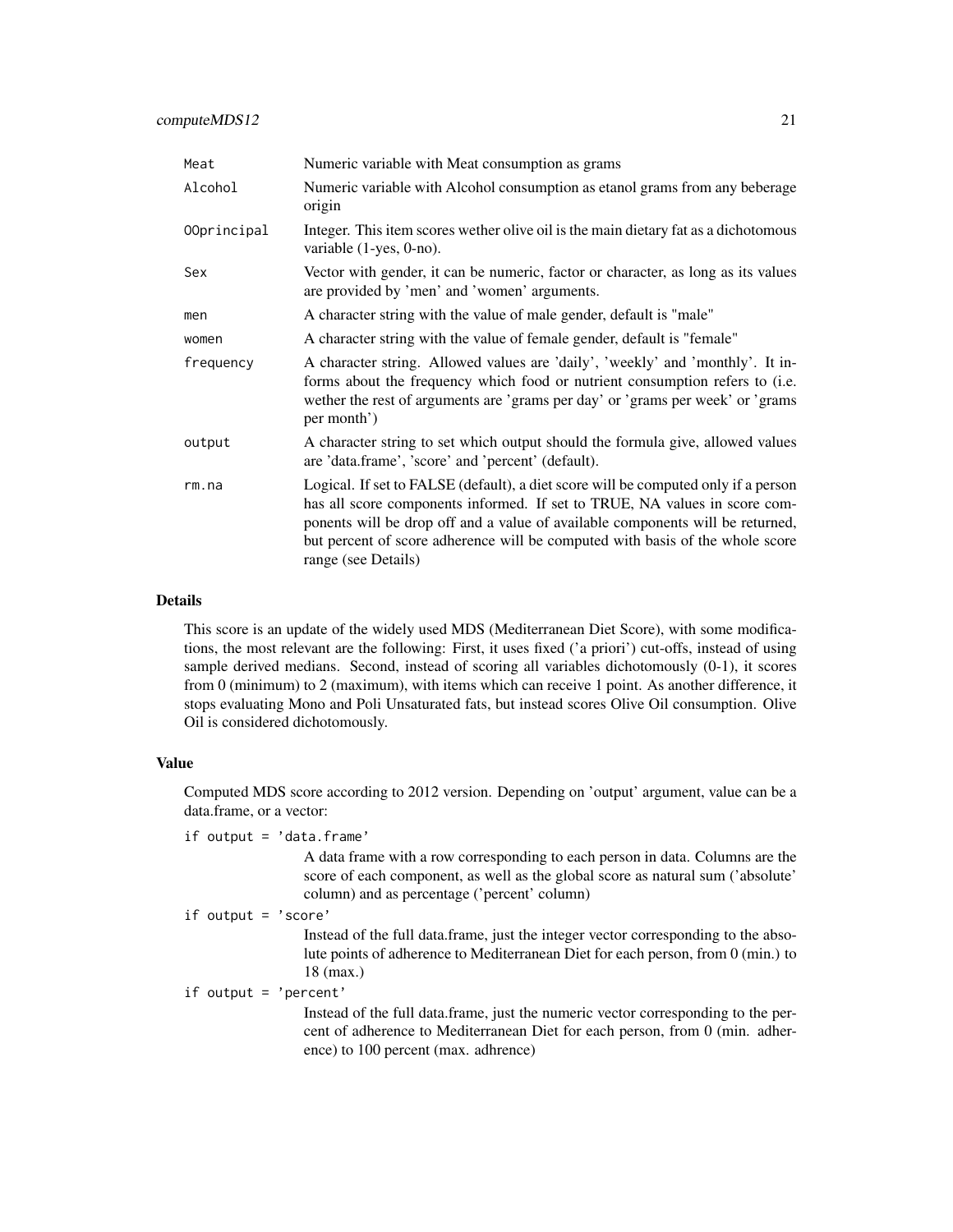| | |
|---|---|
| Meat | Numeric variable with Meat consumption as grams |
| Alcohol | Numeric variable with Alcohol consumption as etanol grams from any beberage origin |
| OOprincipal | Integer. This item scores wether olive oil is the main dietary fat as a dichotomous variable (1-yes, 0-no). |
| Sex | Vector with gender, it can be numeric, factor or character, as long as its values are provided by 'men' and 'women' arguments. |
| men | A character string with the value of male gender, default is "male" |
| women | A character string with the value of female gender, default is "female" |
| frequency | A character string. Allowed values are 'daily', 'weekly' and 'monthly'. It informs about the frequency which food or nutrient consumption refers to (i.e. wether the rest of arguments are 'grams per day' or 'grams per week' or 'grams per month') |
| output | A character string to set which output should the formula give, allowed values are 'data.frame', 'score' and 'percent' (default). |
| rm.na | Logical. If set to FALSE (default), a diet score will be computed only if a person has all score components informed. If set to TRUE, NA values in score components will be drop off and a value of available components will be returned, but percent of score adherence will be computed with basis of the whole score range (see Details) |

### Details

This score is an update of the widely used MDS (Mediterranean Diet Score), with some modifications, the most relevant are the following: First, it uses fixed ('a priori') cut-offs, instead of using sample derived medians. Second, instead of scoring all variables dichotomously (0-1), it scores from 0 (minimum) to 2 (maximum), with items which can receive 1 point. As another difference, it stops evaluating Mono and Poli Unsaturated fats, but instead scores Olive Oil consumption. Olive Oil is considered dichotomously.

### Value

Computed MDS score according to 2012 version. Depending on 'output' argument, value can be a data.frame, or a vector:

if output = 'data.frame'
: A data frame with a row corresponding to each person in data. Columns are the score of each component, as well as the global score as natural sum ('absolute' column) and as percentage ('percent' column)

if output = 'score'
: Instead of the full data.frame, just the integer vector corresponding to the absolute points of adherence to Mediterranean Diet for each person, from 0 (min.) to 18 (max.)

if output = 'percent'
: Instead of the full data.frame, just the numeric vector corresponding to the percent of adherence to Mediterranean Diet for each person, from 0 (min. adherence) to 100 percent (max. adhrence)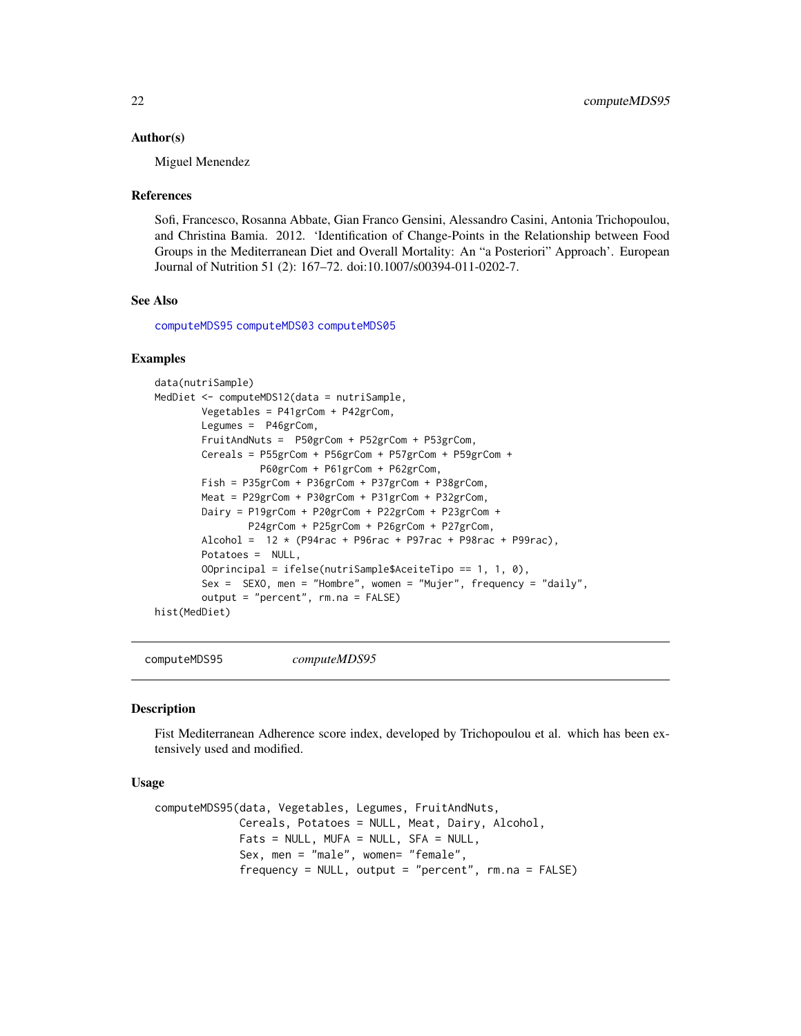### Author(s)

Miguel Menendez

### References

Sofi, Francesco, Rosanna Abbate, Gian Franco Gensini, Alessandro Casini, Antonia Trichopoulou, and Christina Bamia. 2012. 'Identification of Change-Points in the Relationship between Food Groups in the Mediterranean Diet and Overall Mortality: An "a Posteriori" Approach'. European Journal of Nutrition 51 (2): 167–72. doi:10.1007/s00394-011-0202-7.

### See Also

computeMDS95 computeMDS03 computeMDS05

### Examples

```
data(nutriSample)
MedDiet <- computeMDS12(data = nutriSample,
        Vegetables = P41grCom + P42grCom,
        Legumes =  P46grCom,
        FruitAndNuts =  P50grCom + P52grCom + P53grCom,
        Cereals = P55grCom + P56grCom + P57grCom + P59grCom +
                  P60grCom + P61grCom + P62grCom,
        Fish = P35grCom + P36grCom + P37grCom + P38grCom,
        Meat = P29grCom + P30grCom + P31grCom + P32grCom,
        Dairy = P19grCom + P20grCom + P22grCom + P23grCom +
                P24grCom + P25grCom + P26grCom + P27grCom,
        Alcohol =  12 * (P94rac + P96rac + P97rac + P98rac + P99rac),
        Potatoes =  NULL,
        OOprincipal = ifelse(nutriSample$AceiteTipo == 1, 1, 0),
        Sex =  SEXO, men = "Hombre", women = "Mujer", frequency = "daily",
        output = "percent", rm.na = FALSE)
hist(MedDiet)
```

---

## computeMDS95 *computeMDS95*

### Description

Fist Mediterranean Adherence score index, developed by Trichopoulou et al. which has been extensively used and modified.

### Usage

```
computeMDS95(data, Vegetables, Legumes, FruitAndNuts,
             Cereals, Potatoes = NULL, Meat, Dairy, Alcohol,
             Fats = NULL, MUFA = NULL, SFA = NULL,
             Sex, men = "male", women= "female",
             frequency = NULL, output = "percent", rm.na = FALSE)
```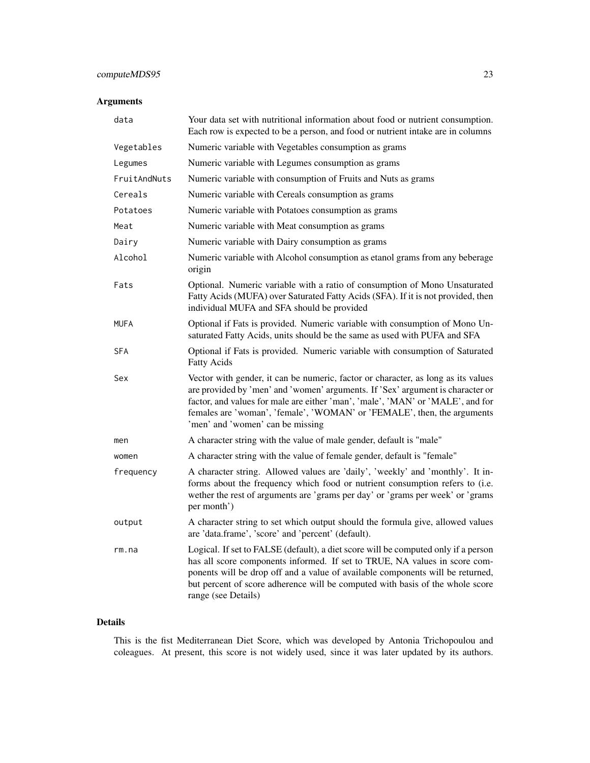## Arguments

| | |
|---|---|
| `data` | Your data set with nutritional information about food or nutrient consumption. Each row is expected to be a person, and food or nutrient intake are in columns |
| `Vegetables` | Numeric variable with Vegetables consumption as grams |
| `Legumes` | Numeric variable with Legumes consumption as grams |
| `FruitAndNuts` | Numeric variable with consumption of Fruits and Nuts as grams |
| `Cereals` | Numeric variable with Cereals consumption as grams |
| `Potatoes` | Numeric variable with Potatoes consumption as grams |
| `Meat` | Numeric variable with Meat consumption as grams |
| `Dairy` | Numeric variable with Dairy consumption as grams |
| `Alcohol` | Numeric variable with Alcohol consumption as etanol grams from any beberage origin |
| `Fats` | Optional. Numeric variable with a ratio of consumption of Mono Unsaturated Fatty Acids (MUFA) over Saturated Fatty Acids (SFA). If it is not provided, then individual MUFA and SFA should be provided |
| `MUFA` | Optional if Fats is provided. Numeric variable with consumption of Mono Unsaturated Fatty Acids, units should be the same as used with PUFA and SFA |
| `SFA` | Optional if Fats is provided. Numeric variable with consumption of Saturated Fatty Acids |
| `Sex` | Vector with gender, it can be numeric, factor or character, as long as its values are provided by 'men' and 'women' arguments. If 'Sex' argument is character or factor, and values for male are either 'man', 'male', 'MAN' or 'MALE', and for females are 'woman', 'female', 'WOMAN' or 'FEMALE', then, the arguments 'men' and 'women' can be missing |
| `men` | A character string with the value of male gender, default is "male" |
| `women` | A character string with the value of female gender, default is "female" |
| `frequency` | A character string. Allowed values are 'daily', 'weekly' and 'monthly'. It informs about the frequency which food or nutrient consumption refers to (i.e. wether the rest of arguments are 'grams per day' or 'grams per week' or 'grams per month') |
| `output` | A character string to set which output should the formula give, allowed values are 'data.frame', 'score' and 'percent' (default). |
| `rm.na` | Logical. If set to FALSE (default), a diet score will be computed only if a person has all score components informed. If set to TRUE, NA values in score components will be drop off and a value of available components will be returned, but percent of score adherence will be computed with basis of the whole score range (see Details) |

## Details

This is the fist Mediterranean Diet Score, which was developed by Antonia Trichopoulou and coleagues. At present, this score is not widely used, since it was later updated by its authors.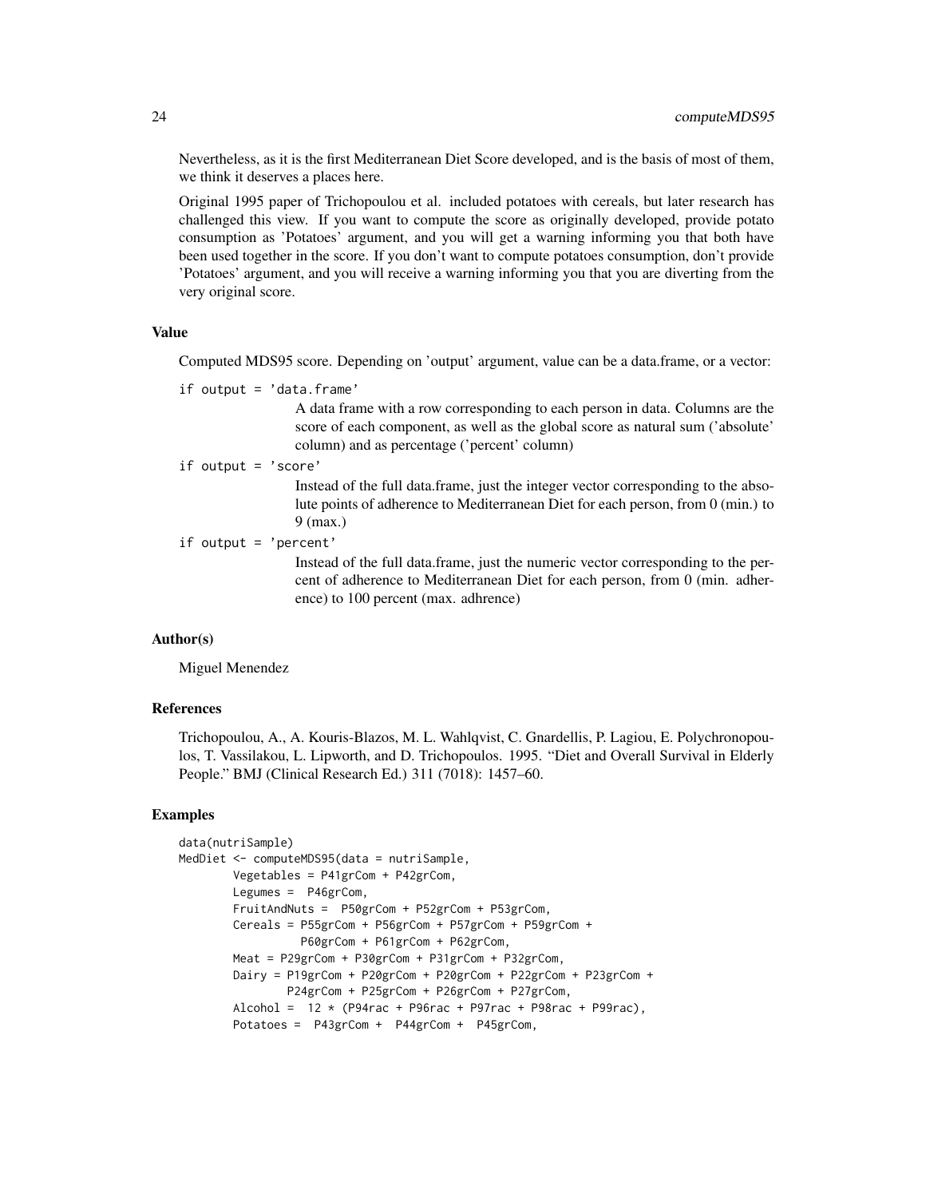Nevertheless, as it is the first Mediterranean Diet Score developed, and is the basis of most of them, we think it deserves a places here.

Original 1995 paper of Trichopoulou et al. included potatoes with cereals, but later research has challenged this view. If you want to compute the score as originally developed, provide potato consumption as 'Potatoes' argument, and you will get a warning informing you that both have been used together in the score. If you don't want to compute potatoes consumption, don't provide 'Potatoes' argument, and you will receive a warning informing you that you are diverting from the very original score.

### Value

Computed MDS95 score. Depending on 'output' argument, value can be a data.frame, or a vector:

`if output = 'data.frame'`
: A data frame with a row corresponding to each person in data. Columns are the score of each component, as well as the global score as natural sum ('absolute' column) and as percentage ('percent' column)

`if output = 'score'`
: Instead of the full data.frame, just the integer vector corresponding to the absolute points of adherence to Mediterranean Diet for each person, from 0 (min.) to 9 (max.)

`if output = 'percent'`
: Instead of the full data.frame, just the numeric vector corresponding to the percent of adherence to Mediterranean Diet for each person, from 0 (min. adherence) to 100 percent (max. adhrence)

### Author(s)

Miguel Menendez

### References

Trichopoulou, A., A. Kouris-Blazos, M. L. Wahlqvist, C. Gnardellis, P. Lagiou, E. Polychronopoulos, T. Vassilakou, L. Lipworth, and D. Trichopoulos. 1995. "Diet and Overall Survival in Elderly People." BMJ (Clinical Research Ed.) 311 (7018): 1457–60.

### Examples

```
data(nutriSample)
MedDiet <- computeMDS95(data = nutriSample,
        Vegetables = P41grCom + P42grCom,
        Legumes =  P46grCom,
        FruitAndNuts =  P50grCom + P52grCom + P53grCom,
        Cereals = P55grCom + P56grCom + P57grCom + P59grCom +
                 P60grCom + P61grCom + P62grCom,
        Meat = P29grCom + P30grCom + P31grCom + P32grCom,
        Dairy = P19grCom + P20grCom + P20grCom + P22grCom + P23grCom +
               P24grCom + P25grCom + P26grCom + P27grCom,
        Alcohol =  12 * (P94rac + P96rac + P97rac + P98rac + P99rac),
        Potatoes =  P43grCom +  P44grCom +  P45grCom,
```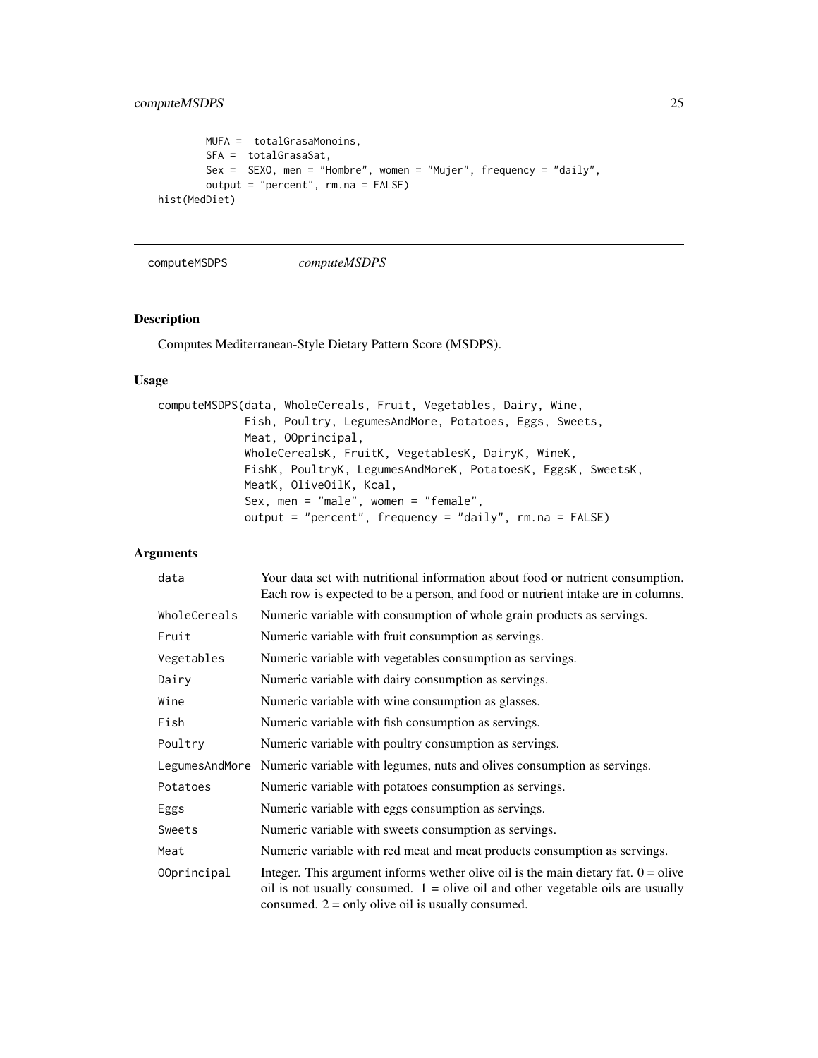```
        MUFA =  totalGrasaMonoins,
        SFA =  totalGrasaSat,
        Sex =  SEXO, men = "Hombre", women = "Mujer", frequency = "daily",
        output = "percent", rm.na = FALSE)
hist(MedDiet)
```

## computeMSDPS *computeMSDPS*

### Description

Computes Mediterranean-Style Dietary Pattern Score (MSDPS).

### Usage

```
computeMSDPS(data, WholeCereals, Fruit, Vegetables, Dairy, Wine,
             Fish, Poultry, LegumesAndMore, Potatoes, Eggs, Sweets,
             Meat, OOprincipal,
             WholeCerealsK, FruitK, VegetablesK, DairyK, WineK,
             FishK, PoultryK, LegumesAndMoreK, PotatoesK, EggsK, SweetsK,
             MeatK, OliveOilK, Kcal,
             Sex, men = "male", women = "female",
             output = "percent", frequency = "daily", rm.na = FALSE)
```

### Arguments

| | |
|---|---|
| `data` | Your data set with nutritional information about food or nutrient consumption. Each row is expected to be a person, and food or nutrient intake are in columns. |
| `WholeCereals` | Numeric variable with consumption of whole grain products as servings. |
| `Fruit` | Numeric variable with fruit consumption as servings. |
| `Vegetables` | Numeric variable with vegetables consumption as servings. |
| `Dairy` | Numeric variable with dairy consumption as servings. |
| `Wine` | Numeric variable with wine consumption as glasses. |
| `Fish` | Numeric variable with fish consumption as servings. |
| `Poultry` | Numeric variable with poultry consumption as servings. |
| `LegumesAndMore` | Numeric variable with legumes, nuts and olives consumption as servings. |
| `Potatoes` | Numeric variable with potatoes consumption as servings. |
| `Eggs` | Numeric variable with eggs consumption as servings. |
| `Sweets` | Numeric variable with sweets consumption as servings. |
| `Meat` | Numeric variable with red meat and meat products consumption as servings. |
| `OOprincipal` | Integer. This argument informs wether olive oil is the main dietary fat. 0 = olive oil is not usually consumed. 1 = olive oil and other vegetable oils are usually consumed. 2 = only olive oil is usually consumed. |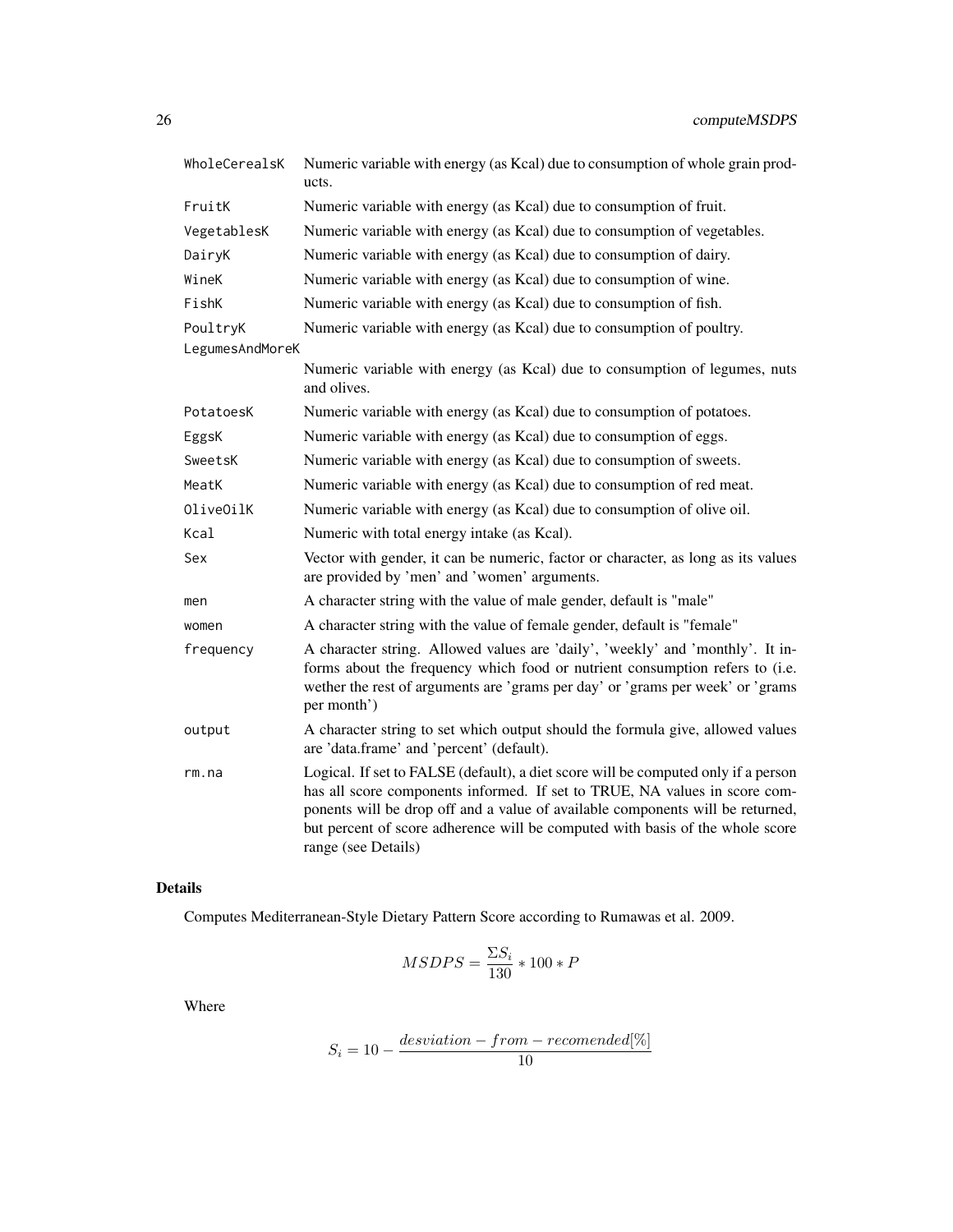| | |
|---|---|
| WholeCerealsK | Numeric variable with energy (as Kcal) due to consumption of whole grain products. |
| FruitK | Numeric variable with energy (as Kcal) due to consumption of fruit. |
| VegetablesK | Numeric variable with energy (as Kcal) due to consumption of vegetables. |
| DairyK | Numeric variable with energy (as Kcal) due to consumption of dairy. |
| WineK | Numeric variable with energy (as Kcal) due to consumption of wine. |
| FishK | Numeric variable with energy (as Kcal) due to consumption of fish. |
| PoultryK | Numeric variable with energy (as Kcal) due to consumption of poultry. |
| LegumesAndMoreK | Numeric variable with energy (as Kcal) due to consumption of legumes, nuts and olives. |
| PotatoesK | Numeric variable with energy (as Kcal) due to consumption of potatoes. |
| EggsK | Numeric variable with energy (as Kcal) due to consumption of eggs. |
| SweetsK | Numeric variable with energy (as Kcal) due to consumption of sweets. |
| MeatK | Numeric variable with energy (as Kcal) due to consumption of red meat. |
| OliveOilK | Numeric variable with energy (as Kcal) due to consumption of olive oil. |
| Kcal | Numeric with total energy intake (as Kcal). |
| Sex | Vector with gender, it can be numeric, factor or character, as long as its values are provided by 'men' and 'women' arguments. |
| men | A character string with the value of male gender, default is "male" |
| women | A character string with the value of female gender, default is "female" |
| frequency | A character string. Allowed values are 'daily', 'weekly' and 'monthly'. It informs about the frequency which food or nutrient consumption refers to (i.e. wether the rest of arguments are 'grams per day' or 'grams per week' or 'grams per month') |
| output | A character string to set which output should the formula give, allowed values are 'data.frame' and 'percent' (default). |
| rm.na | Logical. If set to FALSE (default), a diet score will be computed only if a person has all score components informed. If set to TRUE, NA values in score components will be drop off and a value of available components will be returned, but percent of score adherence will be computed with basis of the whole score range (see Details) |

## Details

Computes Mediterranean-Style Dietary Pattern Score according to Rumawas et al. 2009.

$$MSDPS = \frac{\Sigma S_i}{130} * 100 * P$$

Where

$$S_i = 10 - \frac{desviation - from - recomended[\%]}{10}$$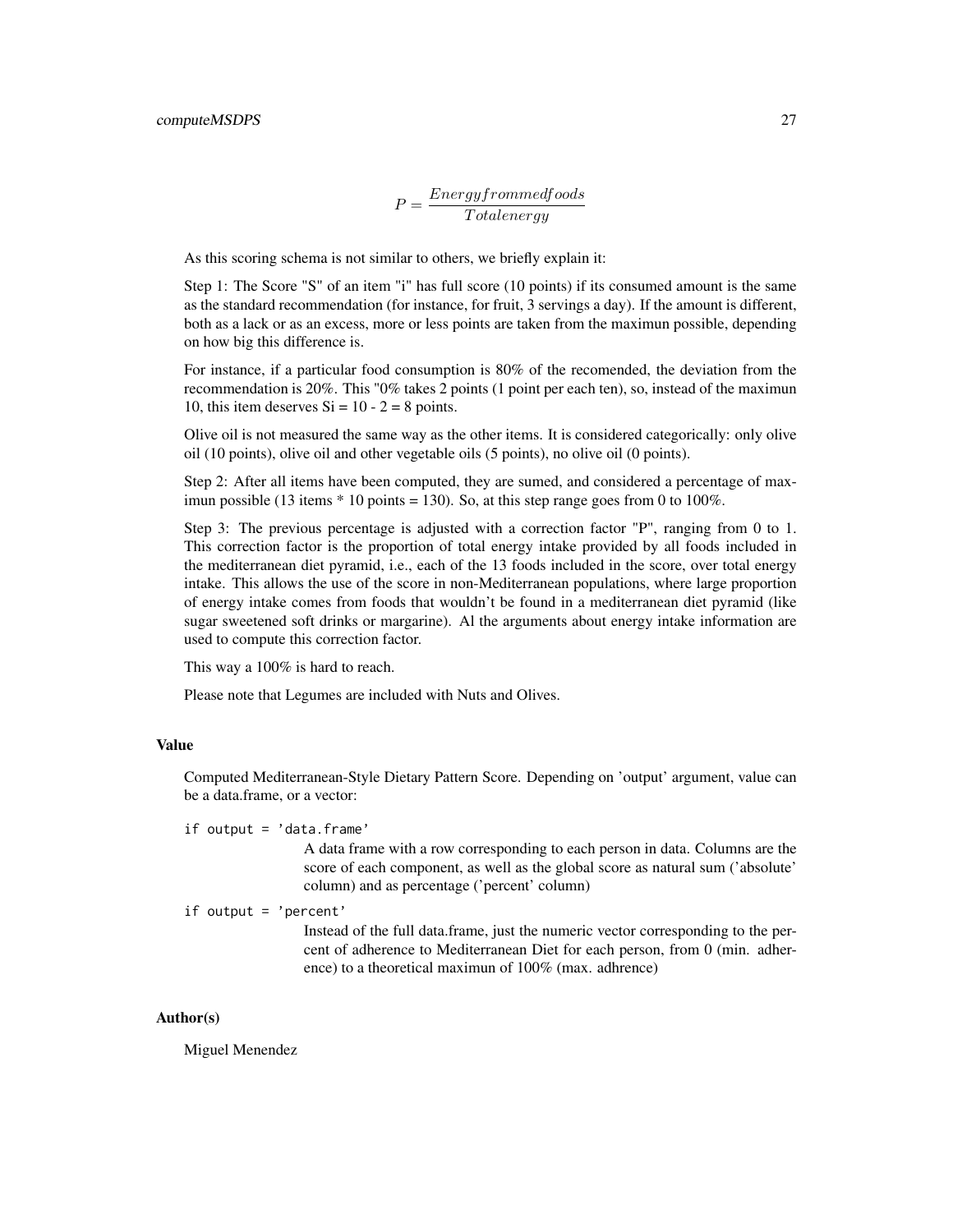$$P = \frac{Energyfrommedfoods}{Totalenergy}$$

As this scoring schema is not similar to others, we briefly explain it:

Step 1: The Score "S" of an item "i" has full score (10 points) if its consumed amount is the same as the standard recommendation (for instance, for fruit, 3 servings a day). If the amount is different, both as a lack or as an excess, more or less points are taken from the maximun possible, depending on how big this difference is.

For instance, if a particular food consumption is 80% of the recomended, the deviation from the recommendation is 20%. This "0% takes 2 points (1 point per each ten), so, instead of the maximun 10, this item deserves Si = 10 - 2 = 8 points.

Olive oil is not measured the same way as the other items. It is considered categorically: only olive oil (10 points), olive oil and other vegetable oils (5 points), no olive oil (0 points).

Step 2: After all items have been computed, they are sumed, and considered a percentage of maximun possible (13 items * 10 points = 130). So, at this step range goes from 0 to 100%.

Step 3: The previous percentage is adjusted with a correction factor "P", ranging from 0 to 1. This correction factor is the proportion of total energy intake provided by all foods included in the mediterranean diet pyramid, i.e., each of the 13 foods included in the score, over total energy intake. This allows the use of the score in non-Mediterranean populations, where large proportion of energy intake comes from foods that wouldn't be found in a mediterranean diet pyramid (like sugar sweetened soft drinks or margarine). Al the arguments about energy intake information are used to compute this correction factor.

This way a 100% is hard to reach.

Please note that Legumes are included with Nuts and Olives.

### Value

Computed Mediterranean-Style Dietary Pattern Score. Depending on 'output' argument, value can be a data.frame, or a vector:

`if output = 'data.frame'`
: A data frame with a row corresponding to each person in data. Columns are the score of each component, as well as the global score as natural sum ('absolute' column) and as percentage ('percent' column)

`if output = 'percent'`
: Instead of the full data.frame, just the numeric vector corresponding to the percent of adherence to Mediterranean Diet for each person, from 0 (min. adherence) to a theoretical maximun of 100% (max. adhrence)

### Author(s)

Miguel Menendez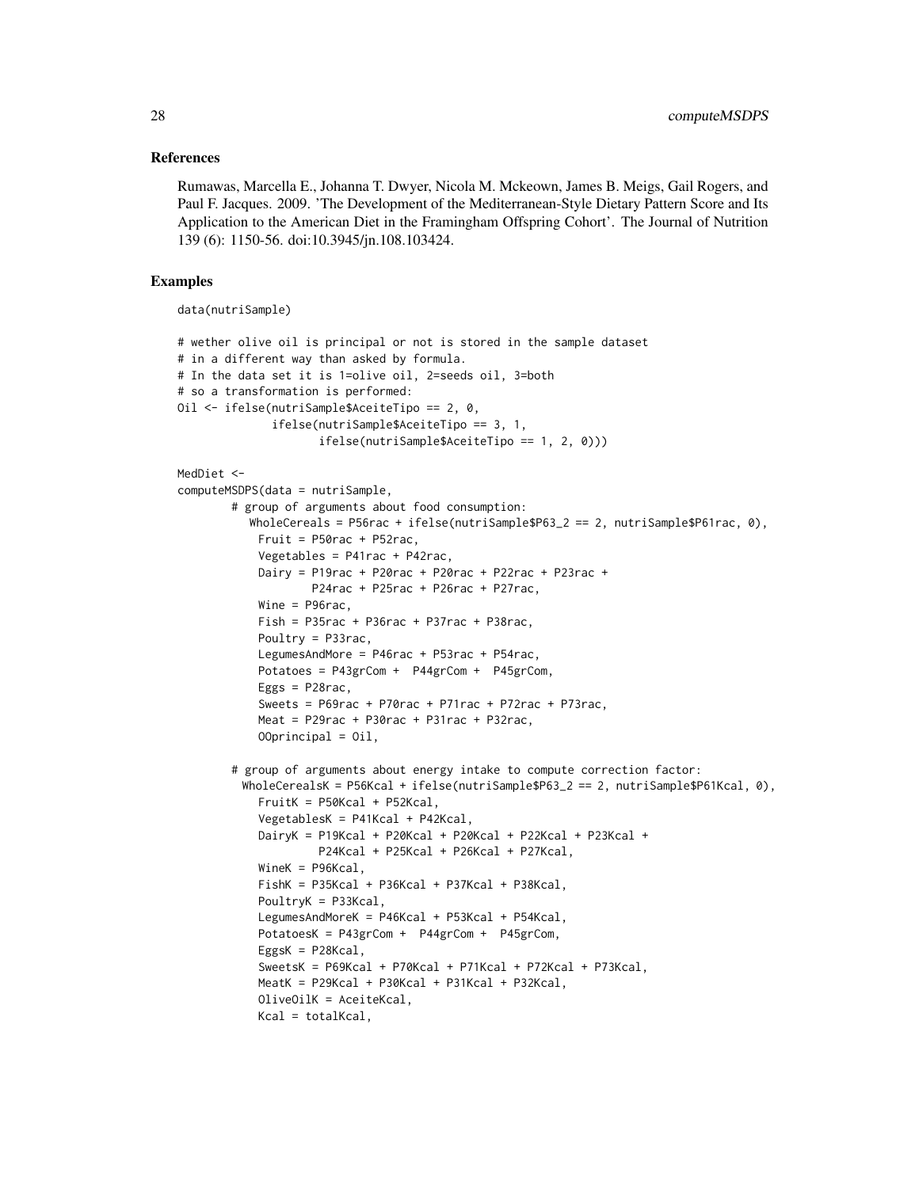## References

Rumawas, Marcella E., Johanna T. Dwyer, Nicola M. Mckeown, James B. Meigs, Gail Rogers, and Paul F. Jacques. 2009. 'The Development of the Mediterranean-Style Dietary Pattern Score and Its Application to the American Diet in the Framingham Offspring Cohort'. The Journal of Nutrition 139 (6): 1150-56. doi:10.3945/jn.108.103424.

## Examples

```
data(nutriSample)

# wether olive oil is principal or not is stored in the sample dataset
# in a different way than asked by formula.
# In the data set it is 1=olive oil, 2=seeds oil, 3=both
# so a transformation is performed:
Oil <- ifelse(nutriSample$AceiteTipo == 2, 0,
              ifelse(nutriSample$AceiteTipo == 3, 1,
                     ifelse(nutriSample$AceiteTipo == 1, 2, 0)))

MedDiet <-
computeMSDPS(data = nutriSample,
        # group of arguments about food consumption:
           WholeCereals = P56rac + ifelse(nutriSample$P63_2 == 2, nutriSample$P61rac, 0),
            Fruit = P50rac + P52rac,
            Vegetables = P41rac + P42rac,
            Dairy = P19rac + P20rac + P20rac + P22rac + P23rac +
                    P24rac + P25rac + P26rac + P27rac,
            Wine = P96rac,
            Fish = P35rac + P36rac + P37rac + P38rac,
            Poultry = P33rac,
            LegumesAndMore = P46rac + P53rac + P54rac,
            Potatoes = P43grCom +  P44grCom +  P45grCom,
            Eggs = P28rac,
            Sweets = P69rac + P70rac + P71rac + P72rac + P73rac,
            Meat = P29rac + P30rac + P31rac + P32rac,
            OOprincipal = Oil,

        # group of arguments about energy intake to compute correction factor:
          WholeCerealsK = P56Kcal + ifelse(nutriSample$P63_2 == 2, nutriSample$P61Kcal, 0),
            FruitK = P50Kcal + P52Kcal,
            VegetablesK = P41Kcal + P42Kcal,
            DairyK = P19Kcal + P20Kcal + P20Kcal + P22Kcal + P23Kcal +
                     P24Kcal + P25Kcal + P26Kcal + P27Kcal,
            WineK = P96Kcal,
            FishK = P35Kcal + P36Kcal + P37Kcal + P38Kcal,
            PoultryK = P33Kcal,
            LegumesAndMoreK = P46Kcal + P53Kcal + P54Kcal,
            PotatoesK = P43grCom +  P44grCom +  P45grCom,
            EggsK = P28Kcal,
            SweetsK = P69Kcal + P70Kcal + P71Kcal + P72Kcal + P73Kcal,
            MeatK = P29Kcal + P30Kcal + P31Kcal + P32Kcal,
            OliveOilK = AceiteKcal,
            Kcal = totalKcal,
```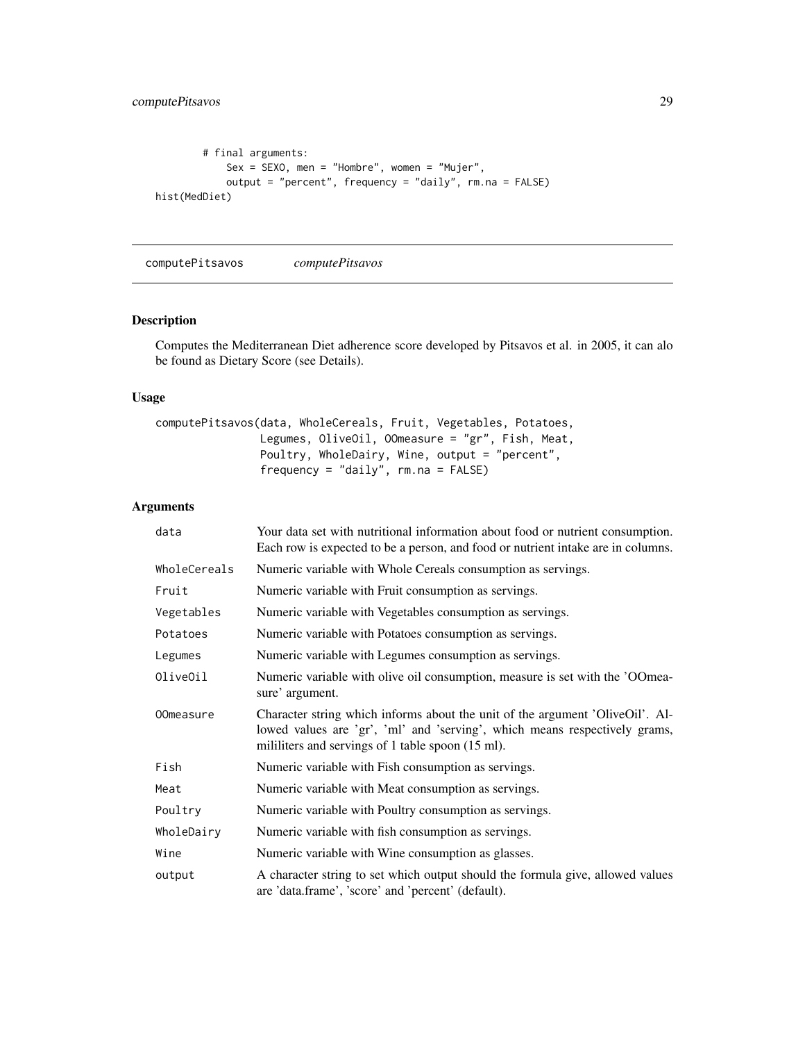```
        # final arguments:
            Sex = SEXO, men = "Hombre", women = "Mujer",
            output = "percent", frequency = "daily", rm.na = FALSE)
hist(MedDiet)
```

## computePitsavos *computePitsavos*

### Description

Computes the Mediterranean Diet adherence score developed by Pitsavos et al. in 2005, it can alo be found as Dietary Score (see Details).

### Usage

```
computePitsavos(data, WholeCereals, Fruit, Vegetables, Potatoes,
                Legumes, OliveOil, OOmeasure = "gr", Fish, Meat,
                Poultry, WholeDairy, Wine, output = "percent",
                frequency = "daily", rm.na = FALSE)
```

### Arguments

| | |
|---|---|
| data | Your data set with nutritional information about food or nutrient consumption. Each row is expected to be a person, and food or nutrient intake are in columns. |
| WholeCereals | Numeric variable with Whole Cereals consumption as servings. |
| Fruit | Numeric variable with Fruit consumption as servings. |
| Vegetables | Numeric variable with Vegetables consumption as servings. |
| Potatoes | Numeric variable with Potatoes consumption as servings. |
| Legumes | Numeric variable with Legumes consumption as servings. |
| OliveOil | Numeric variable with olive oil consumption, measure is set with the 'OOmeasure' argument. |
| OOmeasure | Character string which informs about the unit of the argument 'OliveOil'. Allowed values are 'gr', 'ml' and 'serving', which means respectively grams, mililiters and servings of 1 table spoon (15 ml). |
| Fish | Numeric variable with Fish consumption as servings. |
| Meat | Numeric variable with Meat consumption as servings. |
| Poultry | Numeric variable with Poultry consumption as servings. |
| WholeDairy | Numeric variable with fish consumption as servings. |
| Wine | Numeric variable with Wine consumption as glasses. |
| output | A character string to set which output should the formula give, allowed values are 'data.frame', 'score' and 'percent' (default). |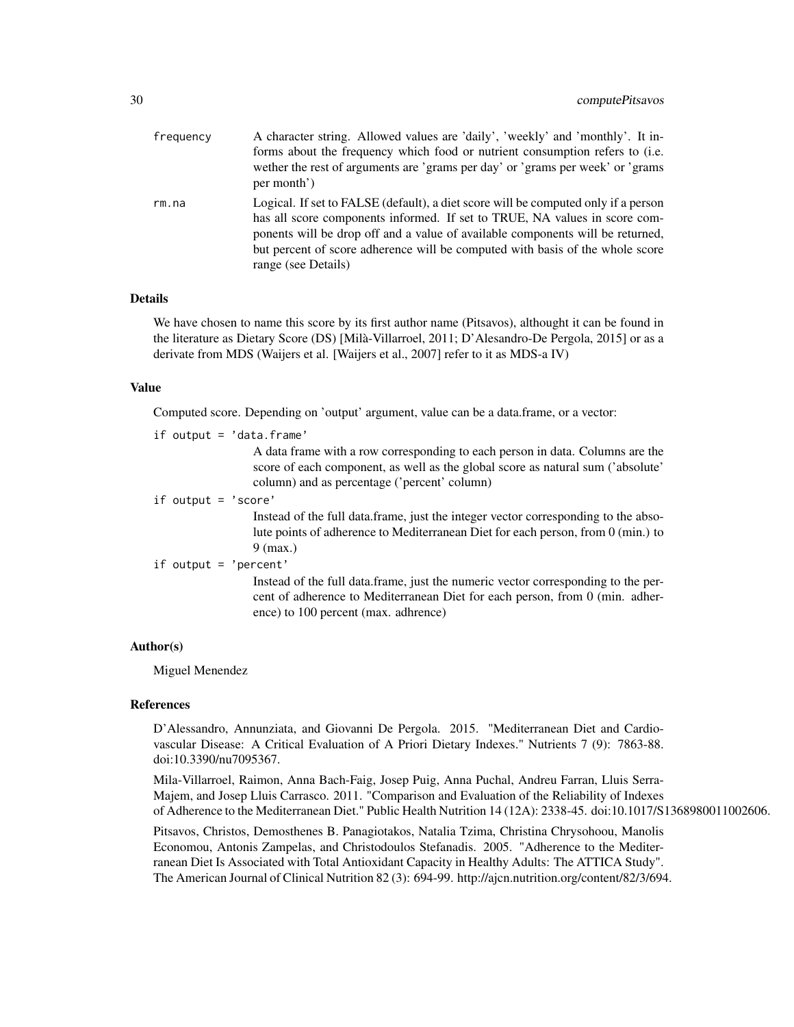frequency
: A character string. Allowed values are 'daily', 'weekly' and 'monthly'. It informs about the frequency which food or nutrient consumption refers to (i.e. wether the rest of arguments are 'grams per day' or 'grams per week' or 'grams per month')

rm.na
: Logical. If set to FALSE (default), a diet score will be computed only if a person has all score components informed. If set to TRUE, NA values in score components will be drop off and a value of available components will be returned, but percent of score adherence will be computed with basis of the whole score range (see Details)

### Details

We have chosen to name this score by its first author name (Pitsavos), althought it can be found in the literature as Dietary Score (DS) [Milà-Villarroel, 2011; D'Alesandro-De Pergola, 2015] or as a derivate from MDS (Waijers et al. [Waijers et al., 2007] refer to it as MDS-a IV)

### Value

Computed score. Depending on 'output' argument, value can be a data.frame, or a vector:

if output = 'data.frame'
: A data frame with a row corresponding to each person in data. Columns are the score of each component, as well as the global score as natural sum ('absolute' column) and as percentage ('percent' column)

if output = 'score'
: Instead of the full data.frame, just the integer vector corresponding to the absolute points of adherence to Mediterranean Diet for each person, from 0 (min.) to 9 (max.)

if output = 'percent'
: Instead of the full data.frame, just the numeric vector corresponding to the percent of adherence to Mediterranean Diet for each person, from 0 (min. adherence) to 100 percent (max. adhrence)

### Author(s)

Miguel Menendez

### References

D'Alessandro, Annunziata, and Giovanni De Pergola. 2015. "Mediterranean Diet and Cardiovascular Disease: A Critical Evaluation of A Priori Dietary Indexes." Nutrients 7 (9): 7863-88. doi:10.3390/nu7095367.

Mila-Villarroel, Raimon, Anna Bach-Faig, Josep Puig, Anna Puchal, Andreu Farran, Lluis Serra-Majem, and Josep Lluis Carrasco. 2011. "Comparison and Evaluation of the Reliability of Indexes of Adherence to the Mediterranean Diet." Public Health Nutrition 14 (12A): 2338-45. doi:10.1017/S1368980011002606.

Pitsavos, Christos, Demosthenes B. Panagiotakos, Natalia Tzima, Christina Chrysohoou, Manolis Economou, Antonis Zampelas, and Christodoulos Stefanadis. 2005. "Adherence to the Mediterranean Diet Is Associated with Total Antioxidant Capacity in Healthy Adults: The ATTICA Study". The American Journal of Clinical Nutrition 82 (3): 694-99. http://ajcn.nutrition.org/content/82/3/694.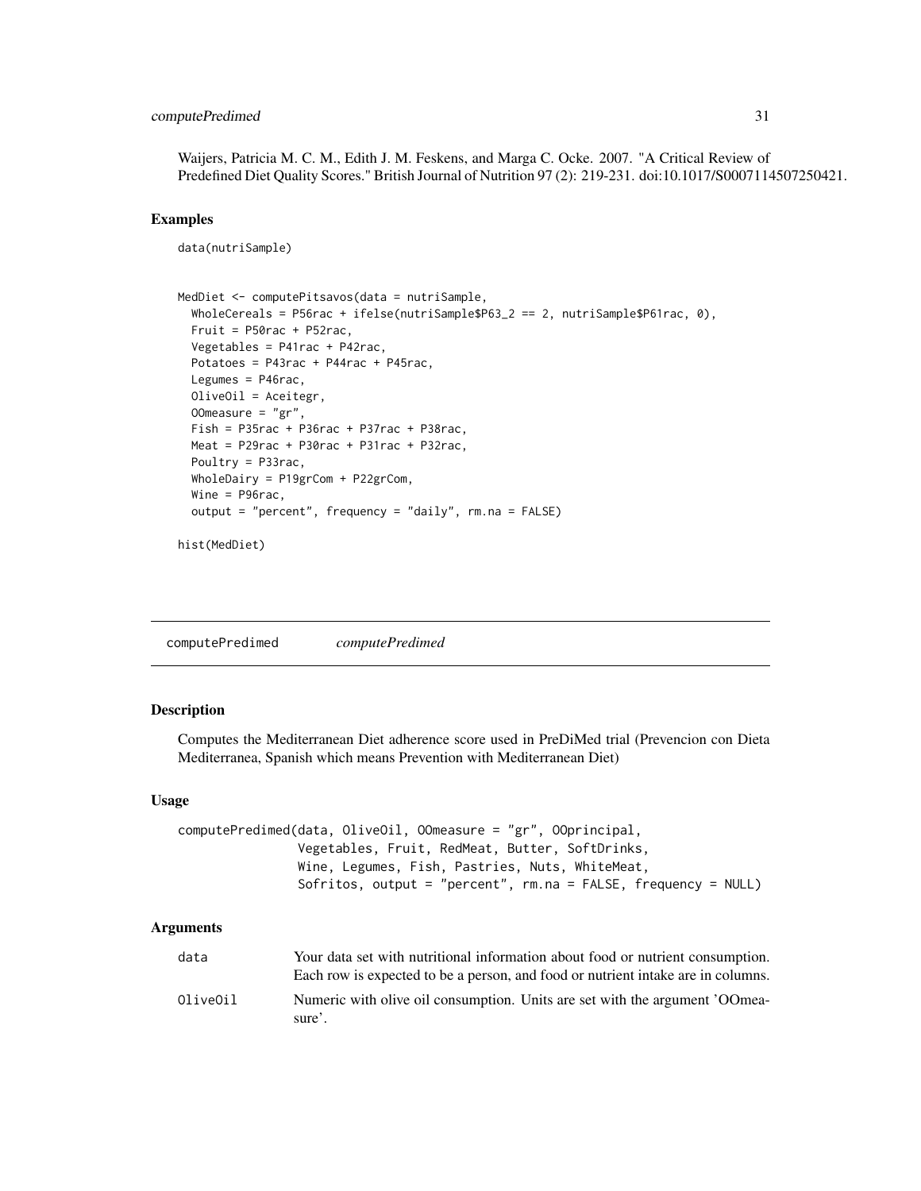Waijers, Patricia M. C. M., Edith J. M. Feskens, and Marga C. Ocke. 2007. "A Critical Review of Predefined Diet Quality Scores." British Journal of Nutrition 97 (2): 219-231. doi:10.1017/S0007114507250421.

### Examples

```
data(nutriSample)


MedDiet <- computePitsavos(data = nutriSample,
  WholeCereals = P56rac + ifelse(nutriSample$P63_2 == 2, nutriSample$P61rac, 0),
  Fruit = P50rac + P52rac,
  Vegetables = P41rac + P42rac,
  Potatoes = P43rac + P44rac + P45rac,
  Legumes = P46rac,
  OliveOil = Aceitegr,
  OOmeasure = "gr",
  Fish = P35rac + P36rac + P37rac + P38rac,
  Meat = P29rac + P30rac + P31rac + P32rac,
  Poultry = P33rac,
  WholeDairy = P19grCom + P22grCom,
  Wine = P96rac,
  output = "percent", frequency = "daily", rm.na = FALSE)

hist(MedDiet)
```

## computePredimed *computePredimed*

### Description

Computes the Mediterranean Diet adherence score used in PreDiMed trial (Prevencion con Dieta Mediterranea, Spanish which means Prevention with Mediterranean Diet)

### Usage

```
computePredimed(data, OliveOil, OOmeasure = "gr", OOprincipal,
                Vegetables, Fruit, RedMeat, Butter, SoftDrinks,
                Wine, Legumes, Fish, Pastries, Nuts, WhiteMeat,
                Sofritos, output = "percent", rm.na = FALSE, frequency = NULL)
```

### Arguments

| | |
|---|---|
| data | Your data set with nutritional information about food or nutrient consumption. Each row is expected to be a person, and food or nutrient intake are in columns. |
| OliveOil | Numeric with olive oil consumption. Units are set with the argument 'OOmeasure'. |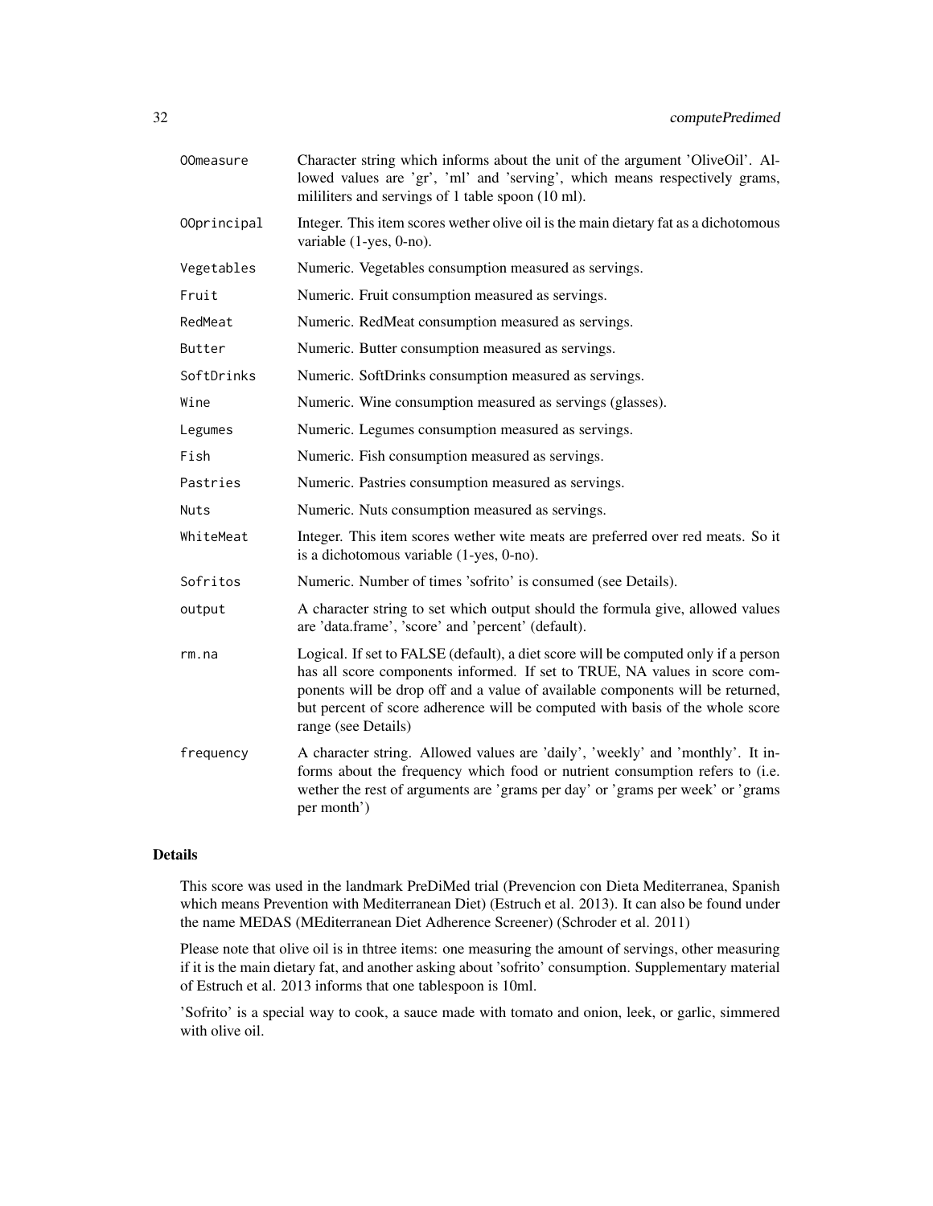| | |
|---|---|
| OOmeasure | Character string which informs about the unit of the argument 'OliveOil'. Allowed values are 'gr', 'ml' and 'serving', which means respectively grams, mililiters and servings of 1 table spoon (10 ml). |
| OOprincipal | Integer. This item scores wether olive oil is the main dietary fat as a dichotomous variable (1-yes, 0-no). |
| Vegetables | Numeric. Vegetables consumption measured as servings. |
| Fruit | Numeric. Fruit consumption measured as servings. |
| RedMeat | Numeric. RedMeat consumption measured as servings. |
| Butter | Numeric. Butter consumption measured as servings. |
| SoftDrinks | Numeric. SoftDrinks consumption measured as servings. |
| Wine | Numeric. Wine consumption measured as servings (glasses). |
| Legumes | Numeric. Legumes consumption measured as servings. |
| Fish | Numeric. Fish consumption measured as servings. |
| Pastries | Numeric. Pastries consumption measured as servings. |
| Nuts | Numeric. Nuts consumption measured as servings. |
| WhiteMeat | Integer. This item scores wether wite meats are preferred over red meats. So it is a dichotomous variable (1-yes, 0-no). |
| Sofritos | Numeric. Number of times 'sofrito' is consumed (see Details). |
| output | A character string to set which output should the formula give, allowed values are 'data.frame', 'score' and 'percent' (default). |
| rm.na | Logical. If set to FALSE (default), a diet score will be computed only if a person has all score components informed. If set to TRUE, NA values in score components will be drop off and a value of available components will be returned, but percent of score adherence will be computed with basis of the whole score range (see Details) |
| frequency | A character string. Allowed values are 'daily', 'weekly' and 'monthly'. It informs about the frequency which food or nutrient consumption refers to (i.e. wether the rest of arguments are 'grams per day' or 'grams per week' or 'grams per month') |

## Details

This score was used in the landmark PreDiMed trial (Prevencion con Dieta Mediterranea, Spanish which means Prevention with Mediterranean Diet) (Estruch et al. 2013). It can also be found under the name MEDAS (MEditerranean Diet Adherence Screener) (Schroder et al. 2011)

Please note that olive oil is in thtree items: one measuring the amount of servings, other measuring if it is the main dietary fat, and another asking about 'sofrito' consumption. Supplementary material of Estruch et al. 2013 informs that one tablespoon is 10ml.

'Sofrito' is a special way to cook, a sauce made with tomato and onion, leek, or garlic, simmered with olive oil.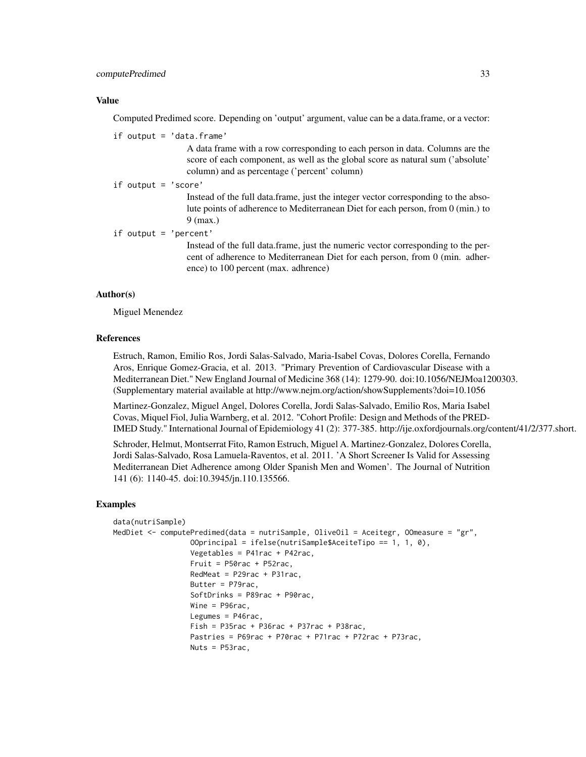### Value

Computed Predimed score. Depending on 'output' argument, value can be a data.frame, or a vector:

`if output = 'data.frame'`
: A data frame with a row corresponding to each person in data. Columns are the score of each component, as well as the global score as natural sum ('absolute' column) and as percentage ('percent' column)

`if output = 'score'`
: Instead of the full data.frame, just the integer vector corresponding to the absolute points of adherence to Mediterranean Diet for each person, from 0 (min.) to 9 (max.)

`if output = 'percent'`
: Instead of the full data.frame, just the numeric vector corresponding to the percent of adherence to Mediterranean Diet for each person, from 0 (min. adherence) to 100 percent (max. adhrence)

### Author(s)

Miguel Menendez

### References

Estruch, Ramon, Emilio Ros, Jordi Salas-Salvado, Maria-Isabel Covas, Dolores Corella, Fernando Aros, Enrique Gomez-Gracia, et al. 2013. "Primary Prevention of Cardiovascular Disease with a Mediterranean Diet." New England Journal of Medicine 368 (14): 1279-90. doi:10.1056/NEJMoa1200303. (Supplementary material available at http://www.nejm.org/action/showSupplements?doi=10.1056

Martinez-Gonzalez, Miguel Angel, Dolores Corella, Jordi Salas-Salvado, Emilio Ros, Maria Isabel Covas, Miquel Fiol, Julia Warnberg, et al. 2012. "Cohort Profile: Design and Methods of the PREDIMED Study." International Journal of Epidemiology 41 (2): 377-385. http://ije.oxfordjournals.org/content/41/2/377.short.

Schroder, Helmut, Montserrat Fito, Ramon Estruch, Miguel A. Martinez-Gonzalez, Dolores Corella, Jordi Salas-Salvado, Rosa Lamuela-Raventos, et al. 2011. 'A Short Screener Is Valid for Assessing Mediterranean Diet Adherence among Older Spanish Men and Women'. The Journal of Nutrition 141 (6): 1140-45. doi:10.3945/jn.110.135566.

### Examples

```
data(nutriSample)
MedDiet <- computePredimed(data = nutriSample, OliveOil = Aceitegr, OOmeasure = "gr",
                  OOprincipal = ifelse(nutriSample$AceiteTipo == 1, 1, 0),
                  Vegetables = P41rac + P42rac,
                  Fruit = P50rac + P52rac,
                  RedMeat = P29rac + P31rac,
                  Butter = P79rac,
                  SoftDrinks = P89rac + P90rac,
                  Wine = P96rac,
                  Legumes = P46rac,
                  Fish = P35rac + P36rac + P37rac + P38rac,
                  Pastries = P69rac + P70rac + P71rac + P72rac + P73rac,
                  Nuts = P53rac,
```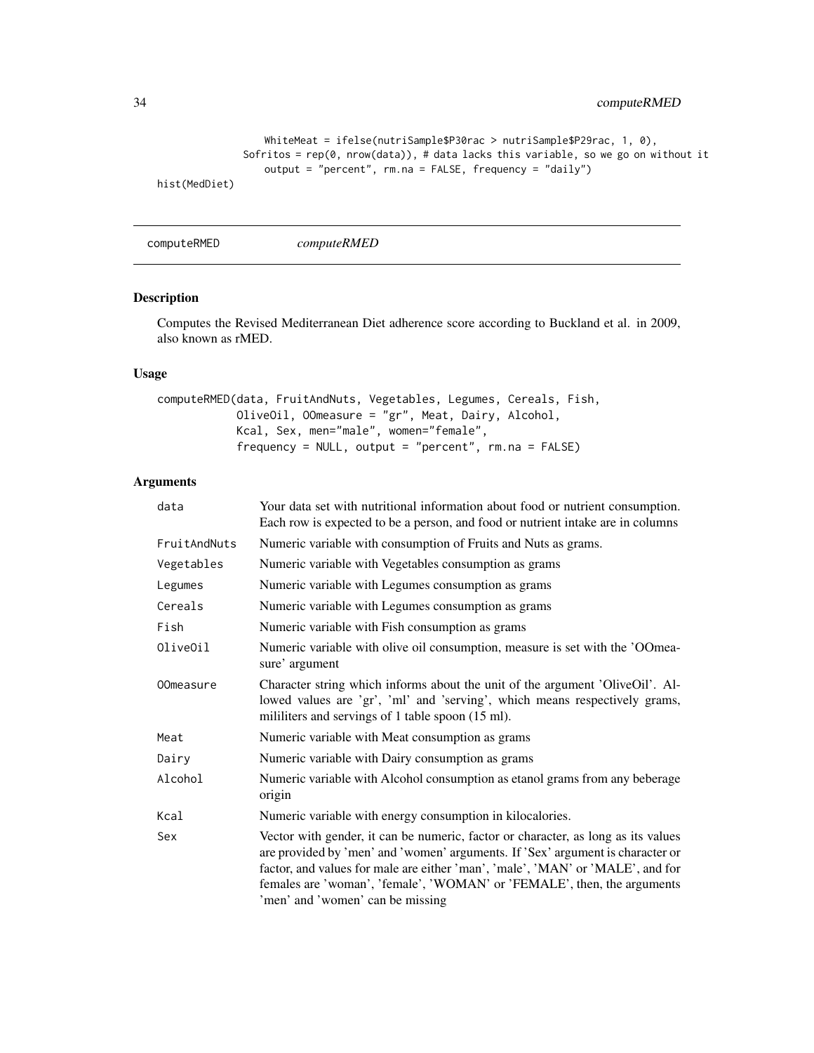```
                WhiteMeat = ifelse(nutriSample$P30rac > nutriSample$P29rac, 1, 0),
             Sofritos = rep(0, nrow(data)), # data lacks this variable, so we go on without it
                output = "percent", rm.na = FALSE, frequency = "daily")
hist(MedDiet)
```

## computeRMED

*computeRMED*

### Description

Computes the Revised Mediterranean Diet adherence score according to Buckland et al. in 2009, also known as rMED.

### Usage

```
computeRMED(data, FruitAndNuts, Vegetables, Legumes, Cereals, Fish,
            OliveOil, OOmeasure = "gr", Meat, Dairy, Alcohol,
            Kcal, Sex, men="male", women="female",
            frequency = NULL, output = "percent", rm.na = FALSE)
```

### Arguments

| | |
|---|---|
| `data` | Your data set with nutritional information about food or nutrient consumption. Each row is expected to be a person, and food or nutrient intake are in columns |
| `FruitAndNuts` | Numeric variable with consumption of Fruits and Nuts as grams. |
| `Vegetables` | Numeric variable with Vegetables consumption as grams |
| `Legumes` | Numeric variable with Legumes consumption as grams |
| `Cereals` | Numeric variable with Legumes consumption as grams |
| `Fish` | Numeric variable with Fish consumption as grams |
| `OliveOil` | Numeric variable with olive oil consumption, measure is set with the 'OOmeasure' argument |
| `OOmeasure` | Character string which informs about the unit of the argument 'OliveOil'. Allowed values are 'gr', 'ml' and 'serving', which means respectively grams, mililiters and servings of 1 table spoon (15 ml). |
| `Meat` | Numeric variable with Meat consumption as grams |
| `Dairy` | Numeric variable with Dairy consumption as grams |
| `Alcohol` | Numeric variable with Alcohol consumption as etanol grams from any beberage origin |
| `Kcal` | Numeric variable with energy consumption in kilocalories. |
| `Sex` | Vector with gender, it can be numeric, factor or character, as long as its values are provided by 'men' and 'women' arguments. If 'Sex' argument is character or factor, and values for male are either 'man', 'male', 'MAN' or 'MALE', and for females are 'woman', 'female', 'WOMAN' or 'FEMALE', then, the arguments 'men' and 'women' can be missing |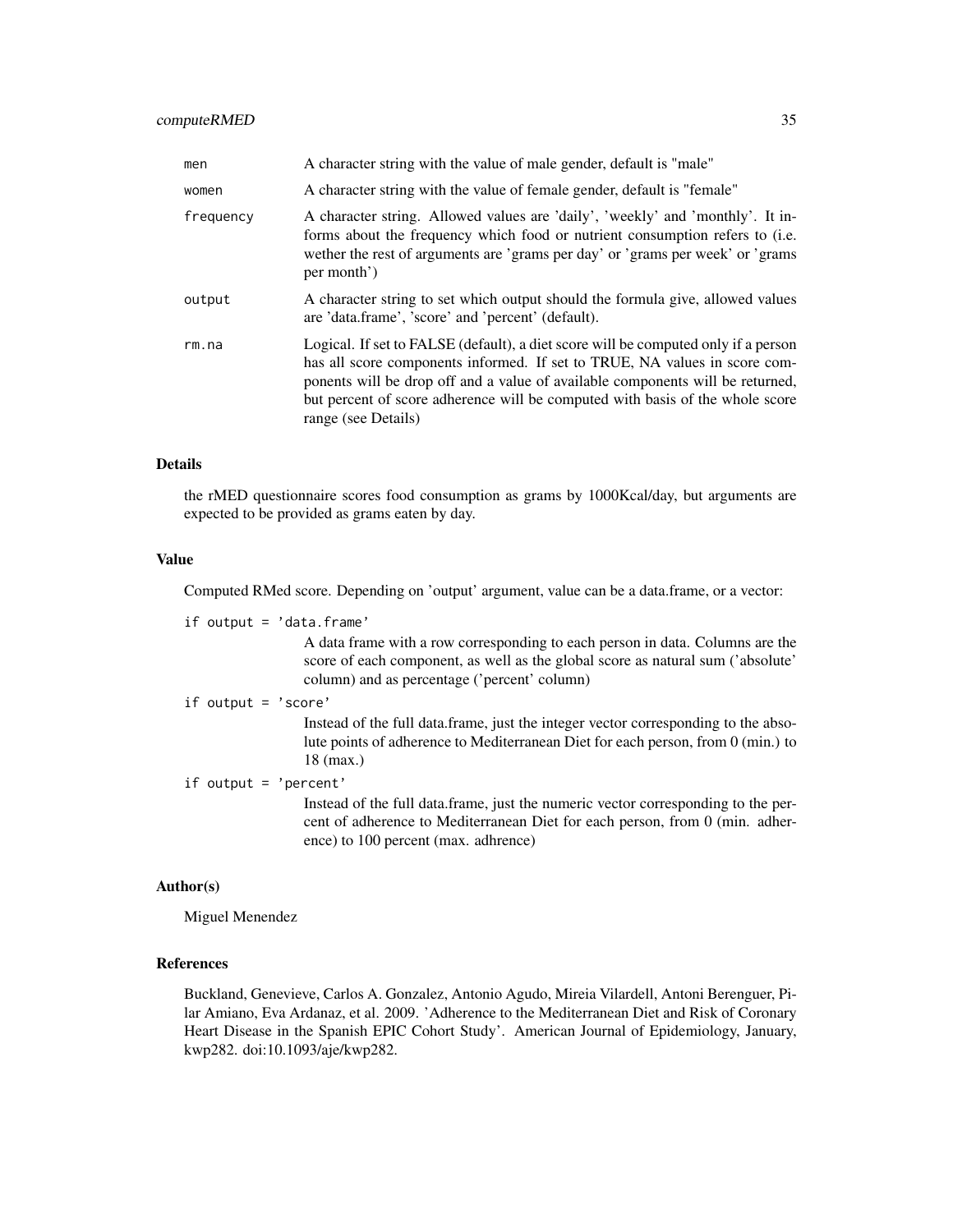| | |
|---|---|
| `men` | A character string with the value of male gender, default is "male" |
| `women` | A character string with the value of female gender, default is "female" |
| `frequency` | A character string. Allowed values are 'daily', 'weekly' and 'monthly'. It informs about the frequency which food or nutrient consumption refers to (i.e. wether the rest of arguments are 'grams per day' or 'grams per week' or 'grams per month') |
| `output` | A character string to set which output should the formula give, allowed values are 'data.frame', 'score' and 'percent' (default). |
| `rm.na` | Logical. If set to FALSE (default), a diet score will be computed only if a person has all score components informed. If set to TRUE, NA values in score components will be drop off and a value of available components will be returned, but percent of score adherence will be computed with basis of the whole score range (see Details) |

## Details

the rMED questionnaire scores food consumption as grams by 1000Kcal/day, but arguments are expected to be provided as grams eaten by day.

## Value

Computed RMed score. Depending on 'output' argument, value can be a data.frame, or a vector:

`if output = 'data.frame'`
: A data frame with a row corresponding to each person in data. Columns are the score of each component, as well as the global score as natural sum ('absolute' column) and as percentage ('percent' column)

`if output = 'score'`
: Instead of the full data.frame, just the integer vector corresponding to the absolute points of adherence to Mediterranean Diet for each person, from 0 (min.) to 18 (max.)

`if output = 'percent'`
: Instead of the full data.frame, just the numeric vector corresponding to the percent of adherence to Mediterranean Diet for each person, from 0 (min. adherence) to 100 percent (max. adhrence)

## Author(s)

Miguel Menendez

## References

Buckland, Genevieve, Carlos A. Gonzalez, Antonio Agudo, Mireia Vilardell, Antoni Berenguer, Pilar Amiano, Eva Ardanaz, et al. 2009. 'Adherence to the Mediterranean Diet and Risk of Coronary Heart Disease in the Spanish EPIC Cohort Study'. American Journal of Epidemiology, January, kwp282. doi:10.1093/aje/kwp282.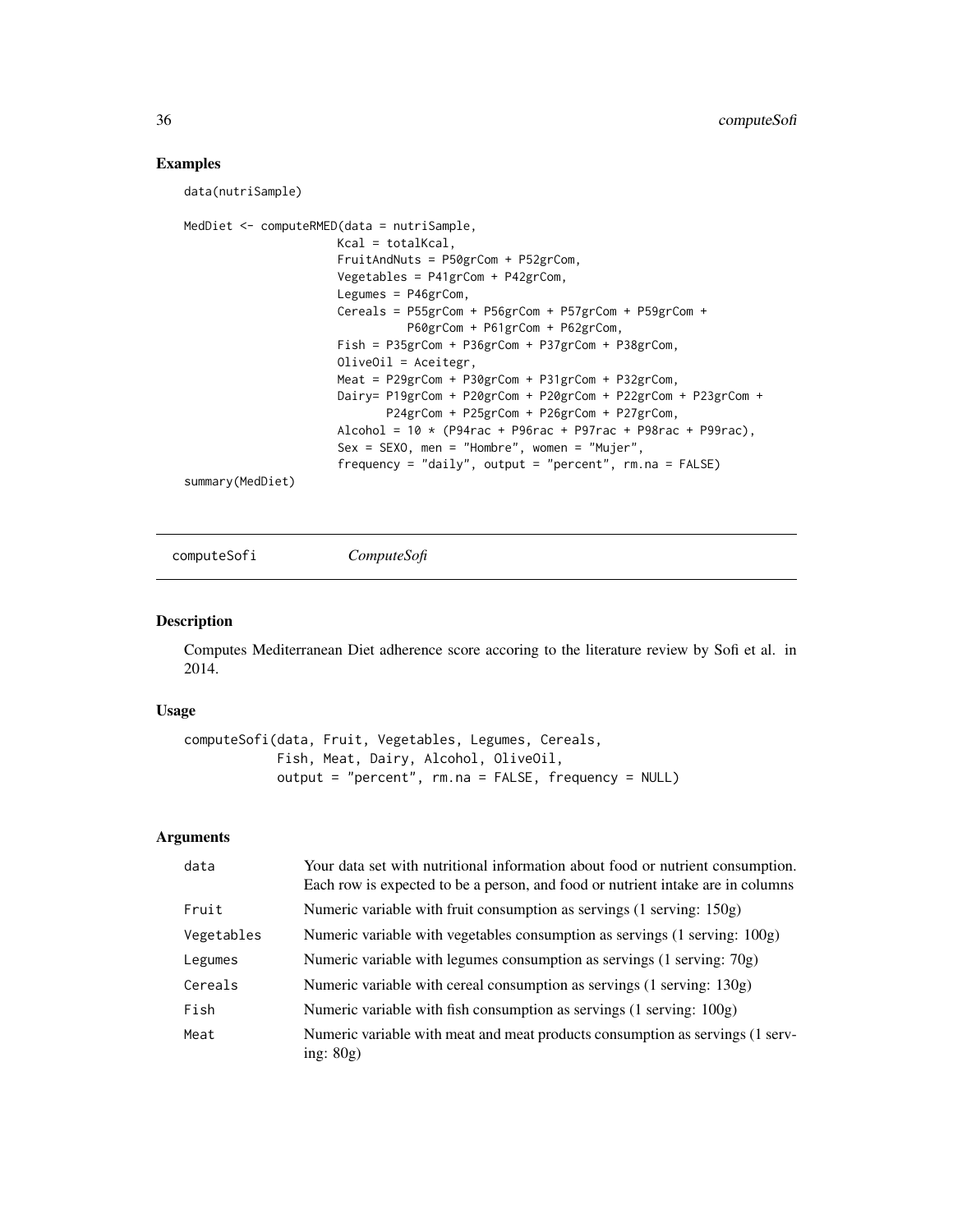## Examples

```
data(nutriSample)

MedDiet <- computeRMED(data = nutriSample,
                       Kcal = totalKcal,
                       FruitAndNuts = P50grCom + P52grCom,
                       Vegetables = P41grCom + P42grCom,
                       Legumes = P46grCom,
                       Cereals = P55grCom + P56grCom + P57grCom + P59grCom +
                                 P60grCom + P61grCom + P62grCom,
                       Fish = P35grCom + P36grCom + P37grCom + P38grCom,
                       OliveOil = Aceitegr,
                       Meat = P29grCom + P30grCom + P31grCom + P32grCom,
                       Dairy= P19grCom + P20grCom + P20grCom + P22grCom + P23grCom +
                              P24grCom + P25grCom + P26grCom + P27grCom,
                       Alcohol = 10 * (P94rac + P96rac + P97rac + P98rac + P99rac),
                       Sex = SEXO, men = "Hombre", women = "Mujer",
                       frequency = "daily", output = "percent", rm.na = FALSE)
summary(MedDiet)
```

---

## computeSofi *ComputeSofi*

### Description

Computes Mediterranean Diet adherence score accoring to the literature review by Sofi et al. in 2014.

### Usage

```
computeSofi(data, Fruit, Vegetables, Legumes, Cereals,
            Fish, Meat, Dairy, Alcohol, OliveOil,
            output = "percent", rm.na = FALSE, frequency = NULL)
```

### Arguments

| | |
|---|---|
| data | Your data set with nutritional information about food or nutrient consumption. Each row is expected to be a person, and food or nutrient intake are in columns |
| Fruit | Numeric variable with fruit consumption as servings (1 serving: 150g) |
| Vegetables | Numeric variable with vegetables consumption as servings (1 serving: 100g) |
| Legumes | Numeric variable with legumes consumption as servings (1 serving: 70g) |
| Cereals | Numeric variable with cereal consumption as servings (1 serving: 130g) |
| Fish | Numeric variable with fish consumption as servings (1 serving: 100g) |
| Meat | Numeric variable with meat and meat products consumption as servings (1 serving: 80g) |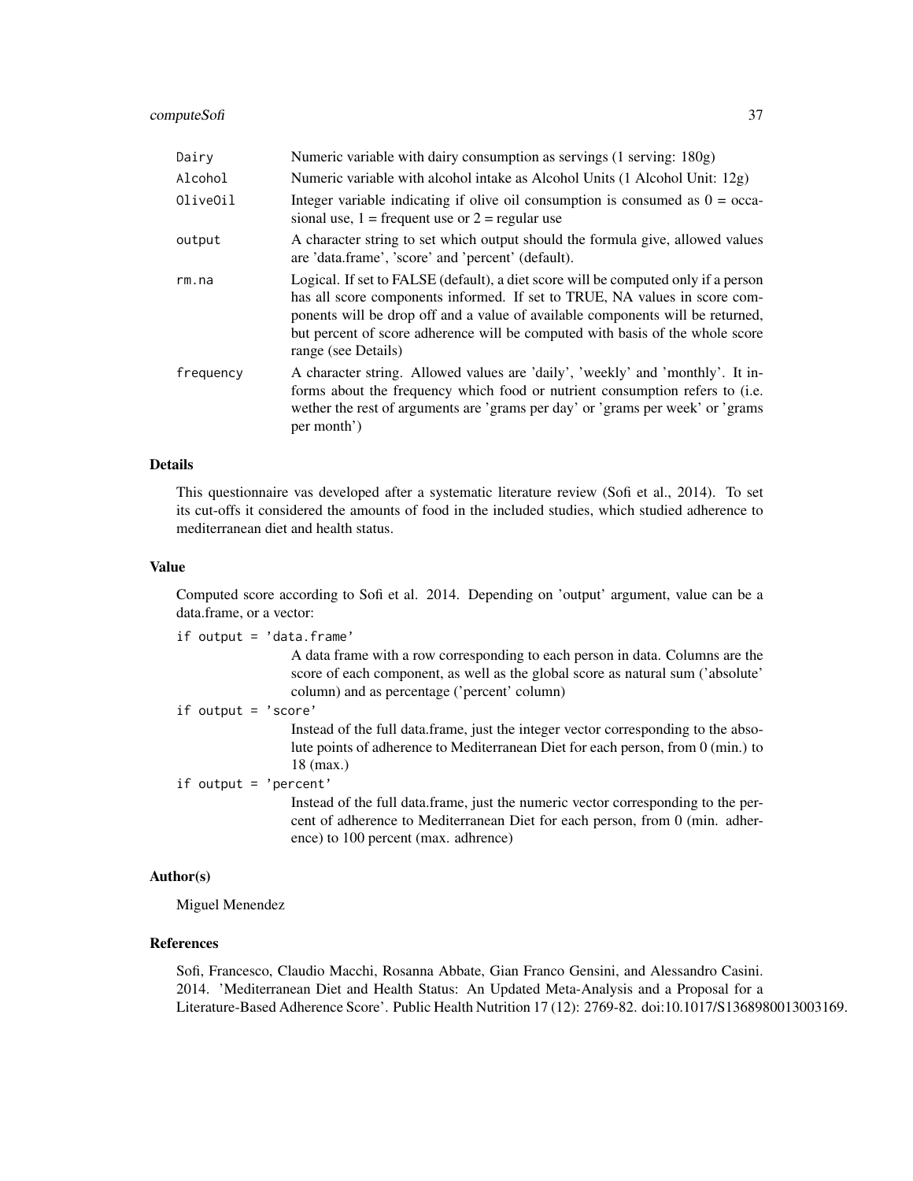| | |
|---|---|
| Dairy | Numeric variable with dairy consumption as servings (1 serving: 180g) |
| Alcohol | Numeric variable with alcohol intake as Alcohol Units (1 Alcohol Unit: 12g) |
| OliveOil | Integer variable indicating if olive oil consumption is consumed as 0 = occasional use, 1 = frequent use or 2 = regular use |
| output | A character string to set which output should the formula give, allowed values are 'data.frame', 'score' and 'percent' (default). |
| rm.na | Logical. If set to FALSE (default), a diet score will be computed only if a person has all score components informed. If set to TRUE, NA values in score components will be drop off and a value of available components will be returned, but percent of score adherence will be computed with basis of the whole score range (see Details) |
| frequency | A character string. Allowed values are 'daily', 'weekly' and 'monthly'. It informs about the frequency which food or nutrient consumption refers to (i.e. wether the rest of arguments are 'grams per day' or 'grams per week' or 'grams per month') |

## Details

This questionnaire vas developed after a systematic literature review (Sofi et al., 2014). To set its cut-offs it considered the amounts of food in the included studies, which studied adherence to mediterranean diet and health status.

## Value

Computed score according to Sofi et al. 2014. Depending on 'output' argument, value can be a data.frame, or a vector:

`if output = 'data.frame'`
: A data frame with a row corresponding to each person in data. Columns are the score of each component, as well as the global score as natural sum ('absolute' column) and as percentage ('percent' column)

`if output = 'score'`
: Instead of the full data.frame, just the integer vector corresponding to the absolute points of adherence to Mediterranean Diet for each person, from 0 (min.) to 18 (max.)

`if output = 'percent'`
: Instead of the full data.frame, just the numeric vector corresponding to the percent of adherence to Mediterranean Diet for each person, from 0 (min. adherence) to 100 percent (max. adhrence)

## Author(s)

Miguel Menendez

## References

Sofi, Francesco, Claudio Macchi, Rosanna Abbate, Gian Franco Gensini, and Alessandro Casini. 2014. 'Mediterranean Diet and Health Status: An Updated Meta-Analysis and a Proposal for a Literature-Based Adherence Score'. Public Health Nutrition 17 (12): 2769-82. doi:10.1017/S1368980013003169.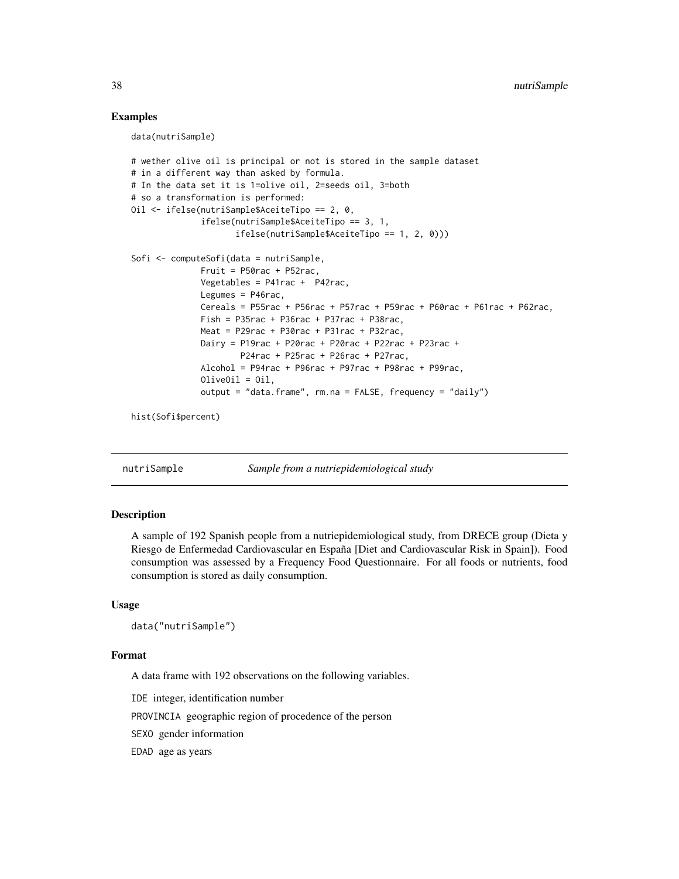## Examples

```
data(nutriSample)

# wether olive oil is principal or not is stored in the sample dataset
# in a different way than asked by formula.
# In the data set it is 1=olive oil, 2=seeds oil, 3=both
# so a transformation is performed:
Oil <- ifelse(nutriSample$AceiteTipo == 2, 0,
              ifelse(nutriSample$AceiteTipo == 3, 1,
                     ifelse(nutriSample$AceiteTipo == 1, 2, 0)))

Sofi <- computeSofi(data = nutriSample,
              Fruit = P50rac + P52rac,
              Vegetables = P41rac +  P42rac,
              Legumes = P46rac,
              Cereals = P55rac + P56rac + P57rac + P59rac + P60rac + P61rac + P62rac,
              Fish = P35rac + P36rac + P37rac + P38rac,
              Meat = P29rac + P30rac + P31rac + P32rac,
              Dairy = P19rac + P20rac + P20rac + P22rac + P23rac +
                      P24rac + P25rac + P26rac + P27rac,
              Alcohol = P94rac + P96rac + P97rac + P98rac + P99rac,
              OliveOil = Oil,
              output = "data.frame", rm.na = FALSE, frequency = "daily")

hist(Sofi$percent)
```

---

## nutriSample — *Sample from a nutriepidemiological study*

### Description

A sample of 192 Spanish people from a nutriepidemiological study, from DRECE group (Dieta y Riesgo de Enfermedad Cardiovascular en España [Diet and Cardiovascular Risk in Spain]). Food consumption was assessed by a Frequency Food Questionnaire. For all foods or nutrients, food consumption is stored as daily consumption.

### Usage

```
data("nutriSample")
```

### Format

A data frame with 192 observations on the following variables.

`IDE` integer, identification number

`PROVINCIA` geographic region of procedence of the person

`SEXO` gender information

`EDAD` age as years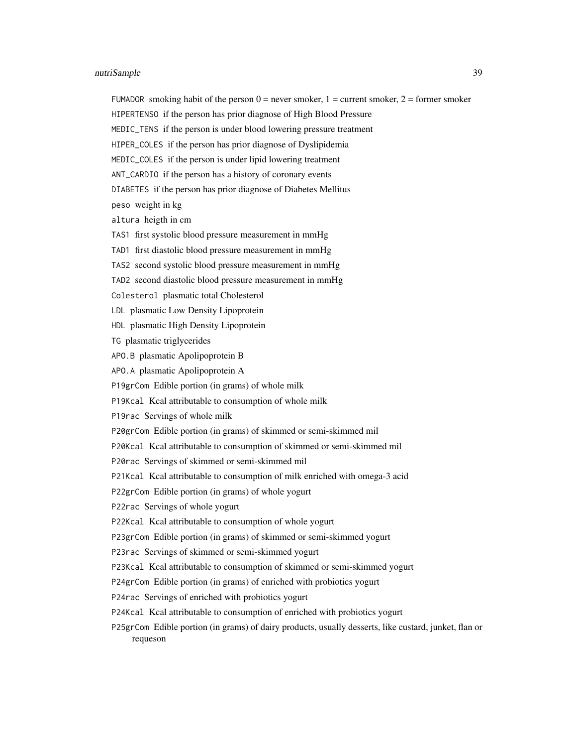FUMADOR smoking habit of the person 0 = never smoker, 1 = current smoker, 2 = former smoker

HIPERTENSO if the person has prior diagnose of High Blood Pressure

MEDIC_TENS if the person is under blood lowering pressure treatment

HIPER_COLES if the person has prior diagnose of Dyslipidemia

MEDIC_COLES if the person is under lipid lowering treatment

ANT_CARDIO if the person has a history of coronary events

DIABETES if the person has prior diagnose of Diabetes Mellitus

peso weight in kg

altura heigth in cm

TAS1 first systolic blood pressure measurement in mmHg

TAD1 first diastolic blood pressure measurement in mmHg

TAS2 second systolic blood pressure measurement in mmHg

TAD2 second diastolic blood pressure measurement in mmHg

Colesterol plasmatic total Cholesterol

LDL plasmatic Low Density Lipoprotein

HDL plasmatic High Density Lipoprotein

TG plasmatic triglycerides

APO.B plasmatic Apolipoprotein B

APO.A plasmatic Apolipoprotein A

P19grCom Edible portion (in grams) of whole milk

P19Kcal Kcal attributable to consumption of whole milk

P19rac Servings of whole milk

P20grCom Edible portion (in grams) of skimmed or semi-skimmed mil

P20Kcal Kcal attributable to consumption of skimmed or semi-skimmed mil

P20rac Servings of skimmed or semi-skimmed mil

P21Kcal Kcal attributable to consumption of milk enriched with omega-3 acid

P22grCom Edible portion (in grams) of whole yogurt

P22rac Servings of whole yogurt

P22Kcal Kcal attributable to consumption of whole yogurt

P23grCom Edible portion (in grams) of skimmed or semi-skimmed yogurt

P23rac Servings of skimmed or semi-skimmed yogurt

P23Kcal Kcal attributable to consumption of skimmed or semi-skimmed yogurt

P24grCom Edible portion (in grams) of enriched with probiotics yogurt

P24rac Servings of enriched with probiotics yogurt

P24Kcal Kcal attributable to consumption of enriched with probiotics yogurt

P25grCom Edible portion (in grams) of dairy products, usually desserts, like custard, junket, flan or requeson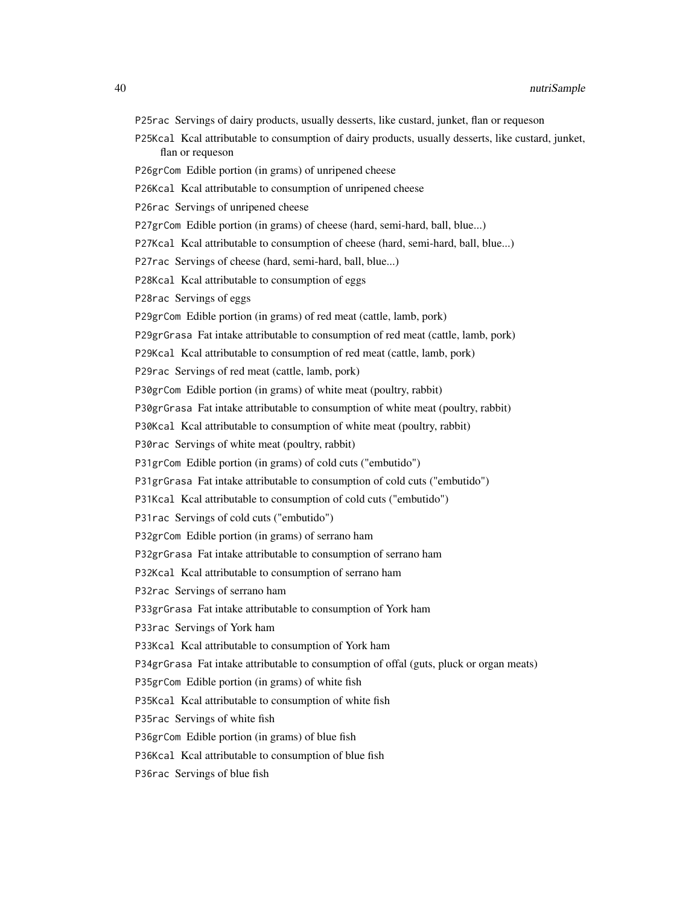P25rac Servings of dairy products, usually desserts, like custard, junket, flan or requeson

P25Kcal Kcal attributable to consumption of dairy products, usually desserts, like custard, junket, flan or requeson

P26grCom Edible portion (in grams) of unripened cheese

P26Kcal Kcal attributable to consumption of unripened cheese

P26rac Servings of unripened cheese

P27grCom Edible portion (in grams) of cheese (hard, semi-hard, ball, blue...)

P27Kcal Kcal attributable to consumption of cheese (hard, semi-hard, ball, blue...)

P27rac Servings of cheese (hard, semi-hard, ball, blue...)

P28Kcal Kcal attributable to consumption of eggs

P28rac Servings of eggs

P29grCom Edible portion (in grams) of red meat (cattle, lamb, pork)

P29grGrasa Fat intake attributable to consumption of red meat (cattle, lamb, pork)

P29Kcal Kcal attributable to consumption of red meat (cattle, lamb, pork)

P29rac Servings of red meat (cattle, lamb, pork)

P30grCom Edible portion (in grams) of white meat (poultry, rabbit)

P30grGrasa Fat intake attributable to consumption of white meat (poultry, rabbit)

P30Kcal Kcal attributable to consumption of white meat (poultry, rabbit)

P30rac Servings of white meat (poultry, rabbit)

P31grCom Edible portion (in grams) of cold cuts ("embutido")

P31grGrasa Fat intake attributable to consumption of cold cuts ("embutido")

P31Kcal Kcal attributable to consumption of cold cuts ("embutido")

P31rac Servings of cold cuts ("embutido")

P32grCom Edible portion (in grams) of serrano ham

P32grGrasa Fat intake attributable to consumption of serrano ham

P32Kcal Kcal attributable to consumption of serrano ham

P32rac Servings of serrano ham

P33grGrasa Fat intake attributable to consumption of York ham

P33rac Servings of York ham

P33Kcal Kcal attributable to consumption of York ham

P34grGrasa Fat intake attributable to consumption of offal (guts, pluck or organ meats)

P35grCom Edible portion (in grams) of white fish

P35Kcal Kcal attributable to consumption of white fish

P35rac Servings of white fish

P36grCom Edible portion (in grams) of blue fish

P36Kcal Kcal attributable to consumption of blue fish

P36rac Servings of blue fish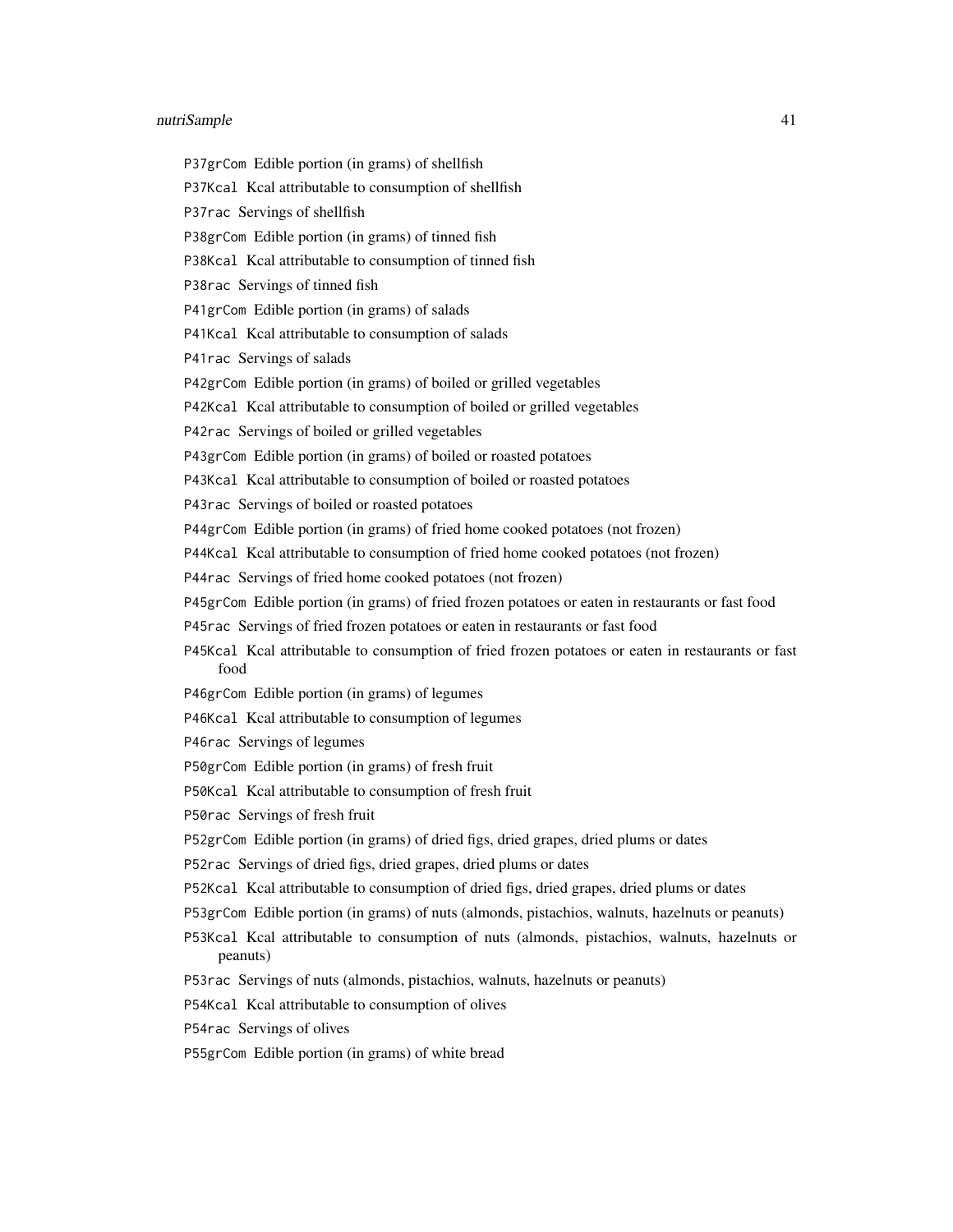`P37grCom` Edible portion (in grams) of shellfish

`P37Kcal` Kcal attributable to consumption of shellfish

`P37rac` Servings of shellfish

`P38grCom` Edible portion (in grams) of tinned fish

`P38Kcal` Kcal attributable to consumption of tinned fish

`P38rac` Servings of tinned fish

`P41grCom` Edible portion (in grams) of salads

`P41Kcal` Kcal attributable to consumption of salads

`P41rac` Servings of salads

`P42grCom` Edible portion (in grams) of boiled or grilled vegetables

`P42Kcal` Kcal attributable to consumption of boiled or grilled vegetables

`P42rac` Servings of boiled or grilled vegetables

`P43grCom` Edible portion (in grams) of boiled or roasted potatoes

`P43Kcal` Kcal attributable to consumption of boiled or roasted potatoes

`P43rac` Servings of boiled or roasted potatoes

`P44grCom` Edible portion (in grams) of fried home cooked potatoes (not frozen)

`P44Kcal` Kcal attributable to consumption of fried home cooked potatoes (not frozen)

`P44rac` Servings of fried home cooked potatoes (not frozen)

`P45grCom` Edible portion (in grams) of fried frozen potatoes or eaten in restaurants or fast food

`P45rac` Servings of fried frozen potatoes or eaten in restaurants or fast food

`P45Kcal` Kcal attributable to consumption of fried frozen potatoes or eaten in restaurants or fast food

`P46grCom` Edible portion (in grams) of legumes

`P46Kcal` Kcal attributable to consumption of legumes

`P46rac` Servings of legumes

`P50grCom` Edible portion (in grams) of fresh fruit

`P50Kcal` Kcal attributable to consumption of fresh fruit

`P50rac` Servings of fresh fruit

`P52grCom` Edible portion (in grams) of dried figs, dried grapes, dried plums or dates

`P52rac` Servings of dried figs, dried grapes, dried plums or dates

`P52Kcal` Kcal attributable to consumption of dried figs, dried grapes, dried plums or dates

`P53grCom` Edible portion (in grams) of nuts (almonds, pistachios, walnuts, hazelnuts or peanuts)

`P53Kcal` Kcal attributable to consumption of nuts (almonds, pistachios, walnuts, hazelnuts or peanuts)

`P53rac` Servings of nuts (almonds, pistachios, walnuts, hazelnuts or peanuts)

`P54Kcal` Kcal attributable to consumption of olives

`P54rac` Servings of olives

`P55grCom` Edible portion (in grams) of white bread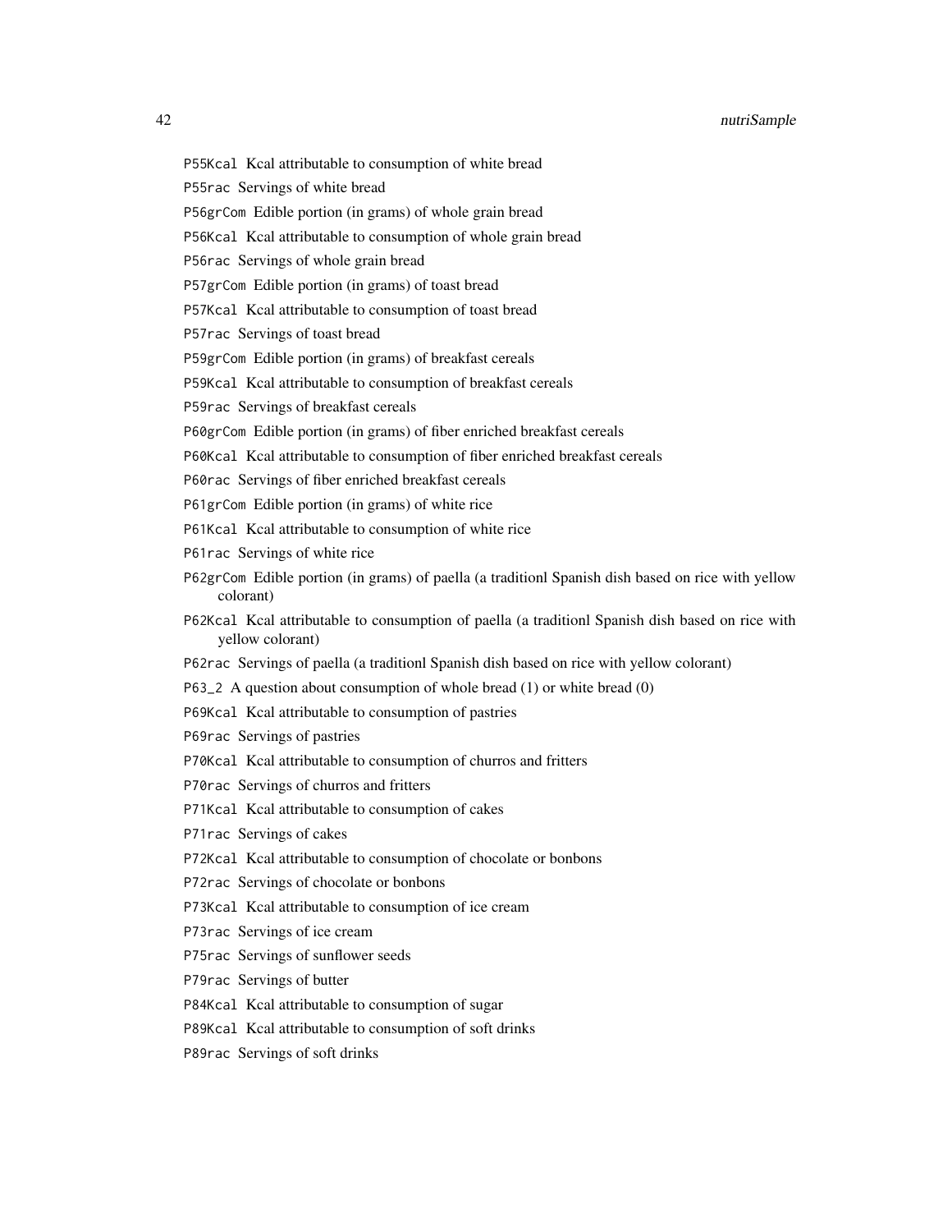P55Kcal Kcal attributable to consumption of white bread

P55rac Servings of white bread

P56grCom Edible portion (in grams) of whole grain bread

P56Kcal Kcal attributable to consumption of whole grain bread

P56rac Servings of whole grain bread

P57grCom Edible portion (in grams) of toast bread

P57Kcal Kcal attributable to consumption of toast bread

P57rac Servings of toast bread

P59grCom Edible portion (in grams) of breakfast cereals

P59Kcal Kcal attributable to consumption of breakfast cereals

P59rac Servings of breakfast cereals

P60grCom Edible portion (in grams) of fiber enriched breakfast cereals

P60Kcal Kcal attributable to consumption of fiber enriched breakfast cereals

P60rac Servings of fiber enriched breakfast cereals

P61grCom Edible portion (in grams) of white rice

P61Kcal Kcal attributable to consumption of white rice

P61rac Servings of white rice

P62grCom Edible portion (in grams) of paella (a traditionl Spanish dish based on rice with yellow colorant)

P62Kcal Kcal attributable to consumption of paella (a traditionl Spanish dish based on rice with yellow colorant)

P62rac Servings of paella (a traditionl Spanish dish based on rice with yellow colorant)

P63_2 A question about consumption of whole bread (1) or white bread (0)

P69Kcal Kcal attributable to consumption of pastries

P69rac Servings of pastries

P70Kcal Kcal attributable to consumption of churros and fritters

P70rac Servings of churros and fritters

P71Kcal Kcal attributable to consumption of cakes

P71rac Servings of cakes

P72Kcal Kcal attributable to consumption of chocolate or bonbons

P72rac Servings of chocolate or bonbons

P73Kcal Kcal attributable to consumption of ice cream

P73rac Servings of ice cream

P75rac Servings of sunflower seeds

P79rac Servings of butter

P84Kcal Kcal attributable to consumption of sugar

P89Kcal Kcal attributable to consumption of soft drinks

P89rac Servings of soft drinks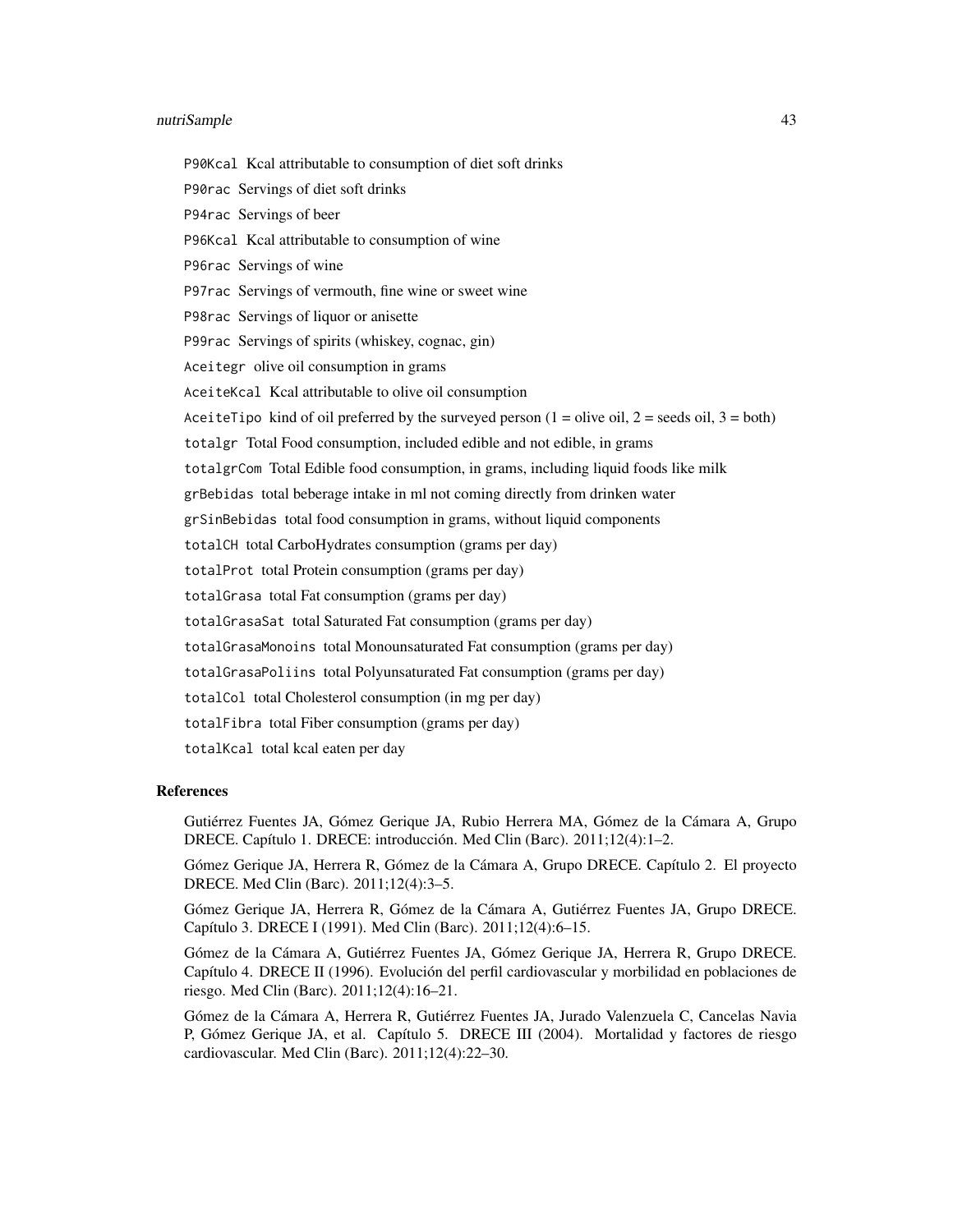P90Kcal Kcal attributable to consumption of diet soft drinks

P90rac Servings of diet soft drinks

P94rac Servings of beer

P96Kcal Kcal attributable to consumption of wine

P96rac Servings of wine

P97rac Servings of vermouth, fine wine or sweet wine

P98rac Servings of liquor or anisette

P99rac Servings of spirits (whiskey, cognac, gin)

Aceitegr olive oil consumption in grams

AceiteKcal Kcal attributable to olive oil consumption

AceiteTipo kind of oil preferred by the surveyed person (1 = olive oil, 2 = seeds oil, 3 = both)

totalgr Total Food consumption, included edible and not edible, in grams

totalgrCom Total Edible food consumption, in grams, including liquid foods like milk

grBebidas total beberage intake in ml not coming directly from drinken water

grSinBebidas total food consumption in grams, without liquid components

totalCH total CarboHydrates consumption (grams per day)

totalProt total Protein consumption (grams per day)

totalGrasa total Fat consumption (grams per day)

totalGrasaSat total Saturated Fat consumption (grams per day)

totalGrasaMonoins total Monounsaturated Fat consumption (grams per day)

totalGrasaPoliins total Polyunsaturated Fat consumption (grams per day)

totalCol total Cholesterol consumption (in mg per day)

totalFibra total Fiber consumption (grams per day)

totalKcal total kcal eaten per day

## References

Gutiérrez Fuentes JA, Gómez Gerique JA, Rubio Herrera MA, Gómez de la Cámara A, Grupo DRECE. Capítulo 1. DRECE: introducción. Med Clin (Barc). 2011;12(4):1–2.

Gómez Gerique JA, Herrera R, Gómez de la Cámara A, Grupo DRECE. Capítulo 2. El proyecto DRECE. Med Clin (Barc). 2011;12(4):3–5.

Gómez Gerique JA, Herrera R, Gómez de la Cámara A, Gutiérrez Fuentes JA, Grupo DRECE. Capítulo 3. DRECE I (1991). Med Clin (Barc). 2011;12(4):6–15.

Gómez de la Cámara A, Gutiérrez Fuentes JA, Gómez Gerique JA, Herrera R, Grupo DRECE. Capítulo 4. DRECE II (1996). Evolución del perfil cardiovascular y morbilidad en poblaciones de riesgo. Med Clin (Barc). 2011;12(4):16–21.

Gómez de la Cámara A, Herrera R, Gutiérrez Fuentes JA, Jurado Valenzuela C, Cancelas Navia P, Gómez Gerique JA, et al. Capítulo 5. DRECE III (2004). Mortalidad y factores de riesgo cardiovascular. Med Clin (Barc). 2011;12(4):22–30.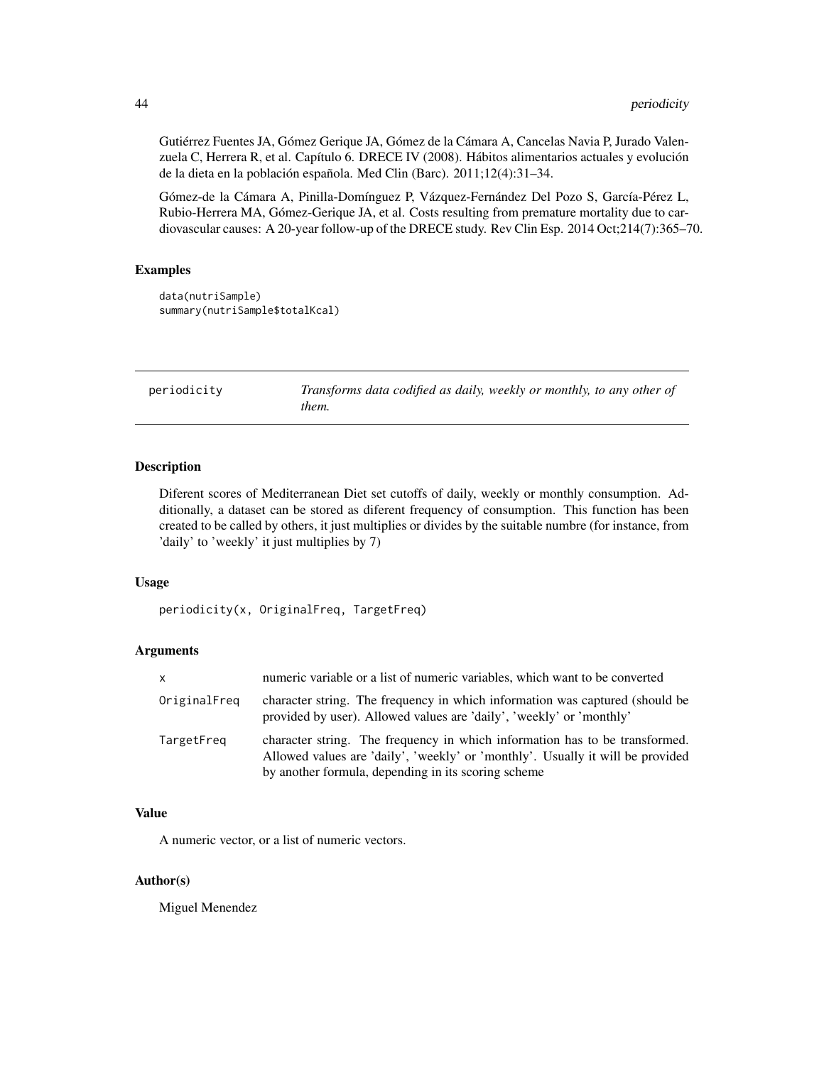Gutiérrez Fuentes JA, Gómez Gerique JA, Gómez de la Cámara A, Cancelas Navia P, Jurado Valenzuela C, Herrera R, et al. Capítulo 6. DRECE IV (2008). Hábitos alimentarios actuales y evolución de la dieta en la población española. Med Clin (Barc). 2011;12(4):31–34.

Gómez-de la Cámara A, Pinilla-Domínguez P, Vázquez-Fernández Del Pozo S, García-Pérez L, Rubio-Herrera MA, Gómez-Gerique JA, et al. Costs resulting from premature mortality due to cardiovascular causes: A 20-year follow-up of the DRECE study. Rev Clin Esp. 2014 Oct;214(7):365–70.

### Examples

```
data(nutriSample)
summary(nutriSample$totalKcal)
```

---

## periodicity — *Transforms data codified as daily, weekly or monthly, to any other of them.*

---

### Description

Diferent scores of Mediterranean Diet set cutoffs of daily, weekly or monthly consumption. Additionally, a dataset can be stored as diferent frequency of consumption. This function has been created to be called by others, it just multiplies or divides by the suitable numbre (for instance, from 'daily' to 'weekly' it just multiplies by 7)

### Usage

```
periodicity(x, OriginalFreq, TargetFreq)
```

### Arguments

| | |
|---|---|
| `x` | numeric variable or a list of numeric variables, which want to be converted |
| `OriginalFreq` | character string. The frequency in which information was captured (should be provided by user). Allowed values are 'daily', 'weekly' or 'monthly' |
| `TargetFreq` | character string. The frequency in which information has to be transformed. Allowed values are 'daily', 'weekly' or 'monthly'. Usually it will be provided by another formula, depending in its scoring scheme |

### Value

A numeric vector, or a list of numeric vectors.

### Author(s)

Miguel Menendez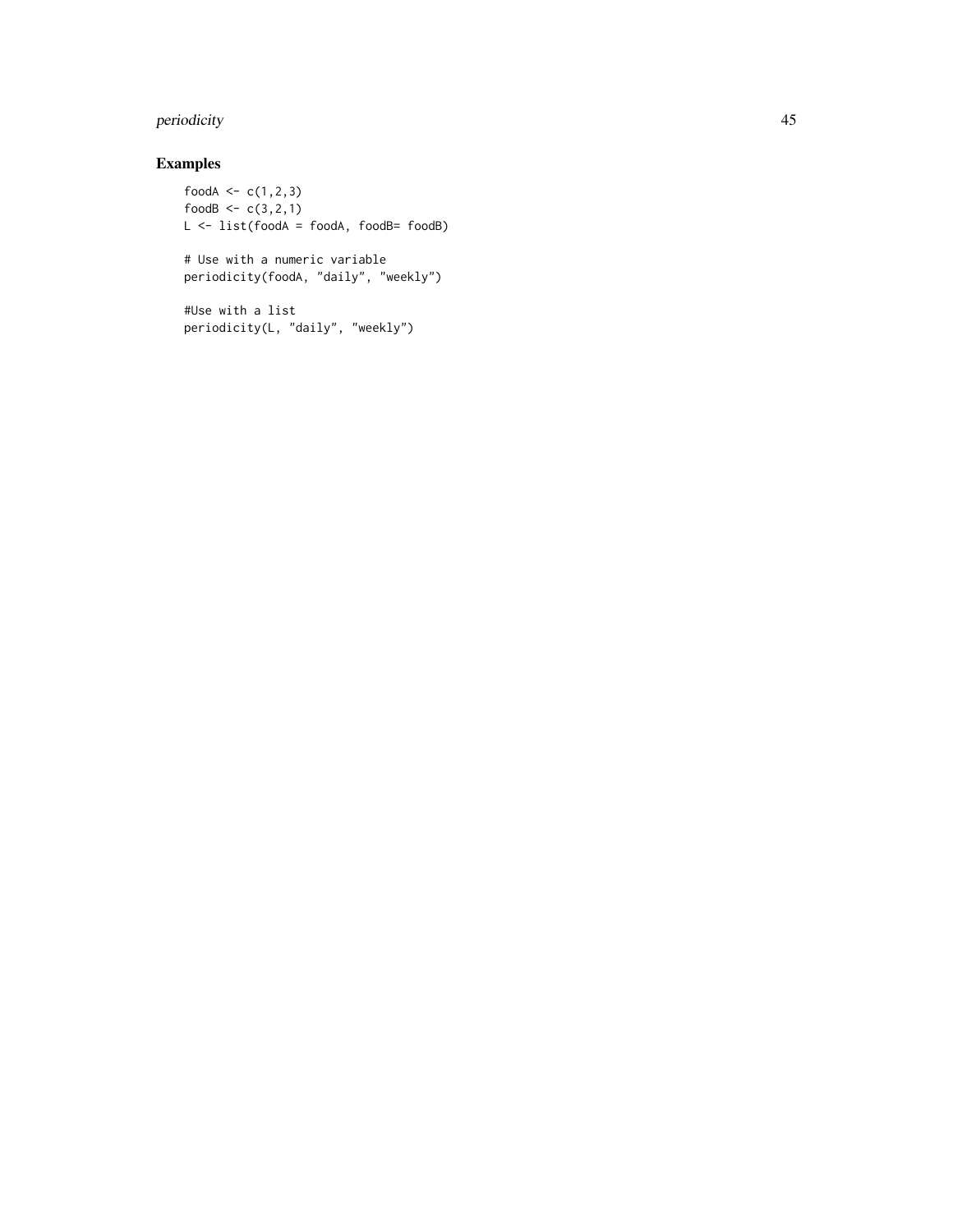## Examples

```
foodA <- c(1,2,3)
foodB <- c(3,2,1)
L <- list(foodA = foodA, foodB= foodB)

# Use with a numeric variable
periodicity(foodA, "daily", "weekly")

#Use with a list
periodicity(L, "daily", "weekly")
```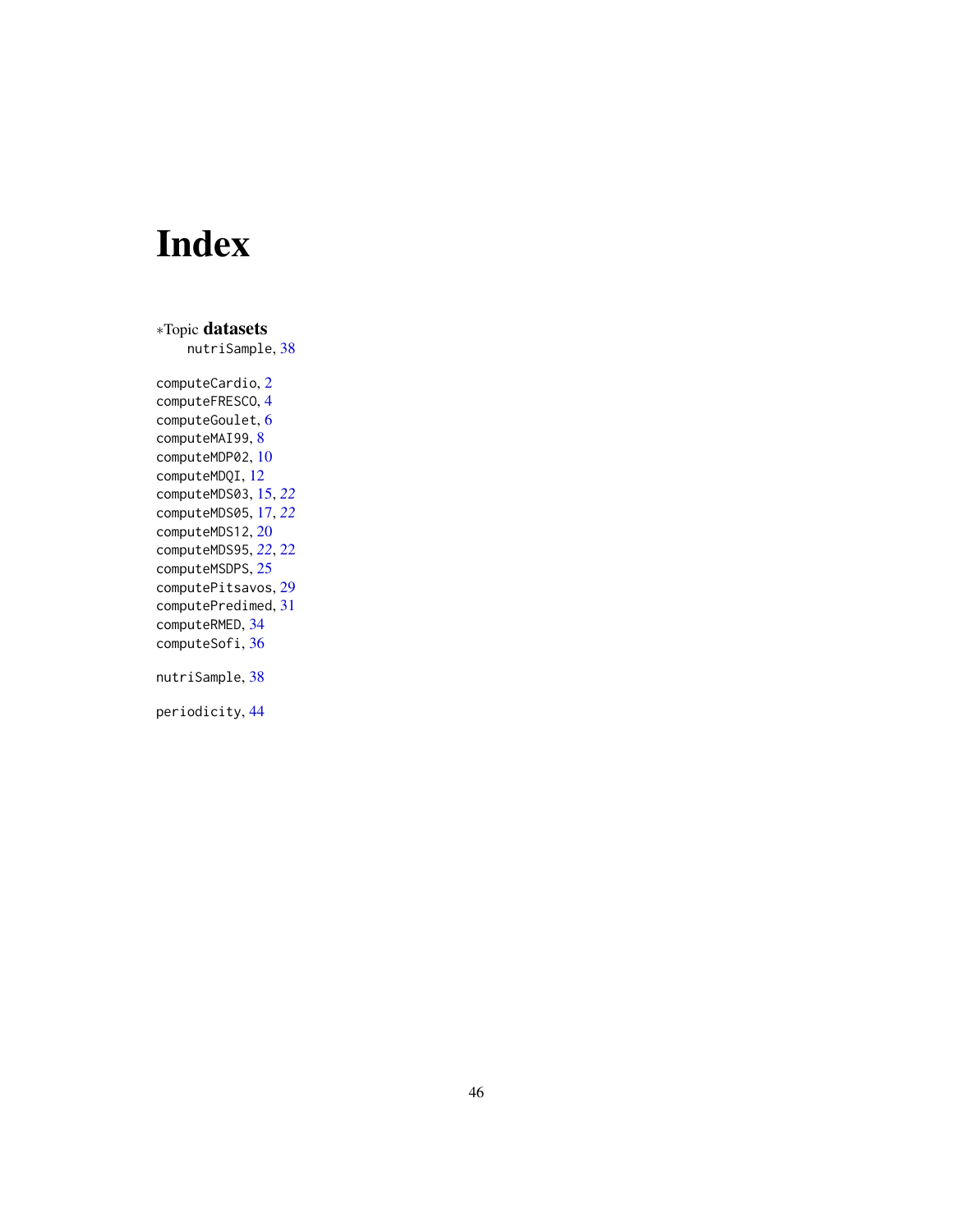# Index

*Topic **datasets**
    nutriSample, 38

computeCardio, 2
computeFRESCO, 4
computeGoulet, 6
computeMAI99, 8
computeMDP02, 10
computeMDQI, 12
computeMDS03, 15, *22*
computeMDS05, 17, *22*
computeMDS12, 20
computeMDS95, *22*, 22
computeMSDPS, 25
computePitsavos, 29
computePredimed, 31
computeRMED, 34
computeSofi, 36

nutriSample, 38

periodicity, 44